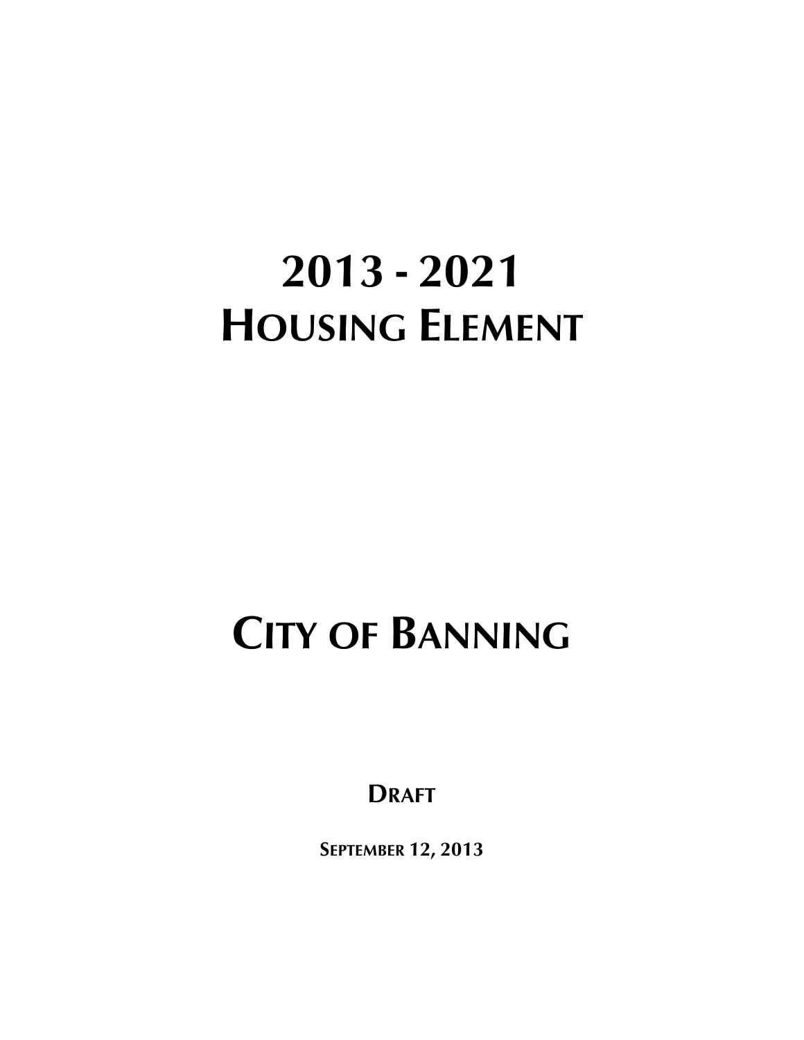# 2013 - 2021
# HOUSING ELEMENT

# CITY OF BANNING

**DRAFT**

**SEPTEMBER 12, 2013**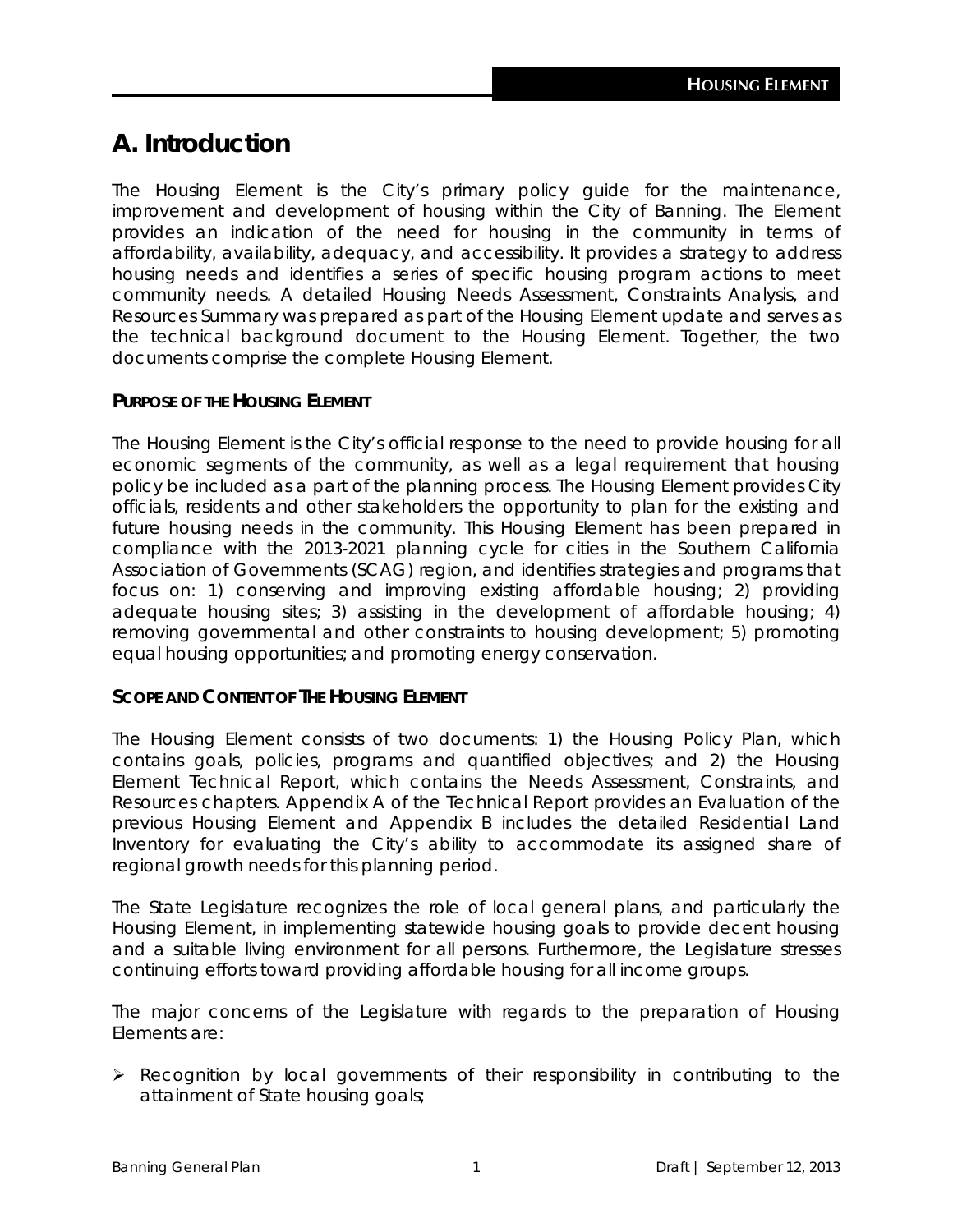# A. Introduction

The Housing Element is the City's primary policy guide for the maintenance, improvement and development of housing within the City of Banning. The Element provides an indication of the need for housing in the community in terms of affordability, availability, adequacy, and accessibility. It provides a strategy to address housing needs and identifies a series of specific housing program actions to meet community needs. A detailed Housing Needs Assessment, Constraints Analysis, and Resources Summary was prepared as part of the Housing Element update and serves as the technical background document to the Housing Element. Together, the two documents comprise the complete Housing Element.

### PURPOSE OF THE HOUSING ELEMENT

The Housing Element is the City's official response to the need to provide housing for all economic segments of the community, as well as a legal requirement that housing policy be included as a part of the planning process. The Housing Element provides City officials, residents and other stakeholders the opportunity to plan for the existing and future housing needs in the community. This Housing Element has been prepared in compliance with the 2013-2021 planning cycle for cities in the Southern California Association of Governments (SCAG) region, and identifies strategies and programs that focus on: 1) conserving and improving existing affordable housing; 2) providing adequate housing sites; 3) assisting in the development of affordable housing; 4) removing governmental and other constraints to housing development; 5) promoting equal housing opportunities; and promoting energy conservation.

### SCOPE AND CONTENT OF THE HOUSING ELEMENT

The Housing Element consists of two documents: 1) the Housing Policy Plan, which contains goals, policies, programs and quantified objectives; and 2) the Housing Element Technical Report, which contains the Needs Assessment, Constraints, and Resources chapters. Appendix A of the Technical Report provides an Evaluation of the previous Housing Element and Appendix B includes the detailed Residential Land Inventory for evaluating the City's ability to accommodate its assigned share of regional growth needs for this planning period.

The State Legislature recognizes the role of local general plans, and particularly the Housing Element, in implementing statewide housing goals to provide decent housing and a suitable living environment for all persons. Furthermore, the Legislature stresses continuing efforts toward providing affordable housing for all income groups.

The major concerns of the Legislature with regards to the preparation of Housing Elements are:

- Recognition by local governments of their responsibility in contributing to the attainment of State housing goals;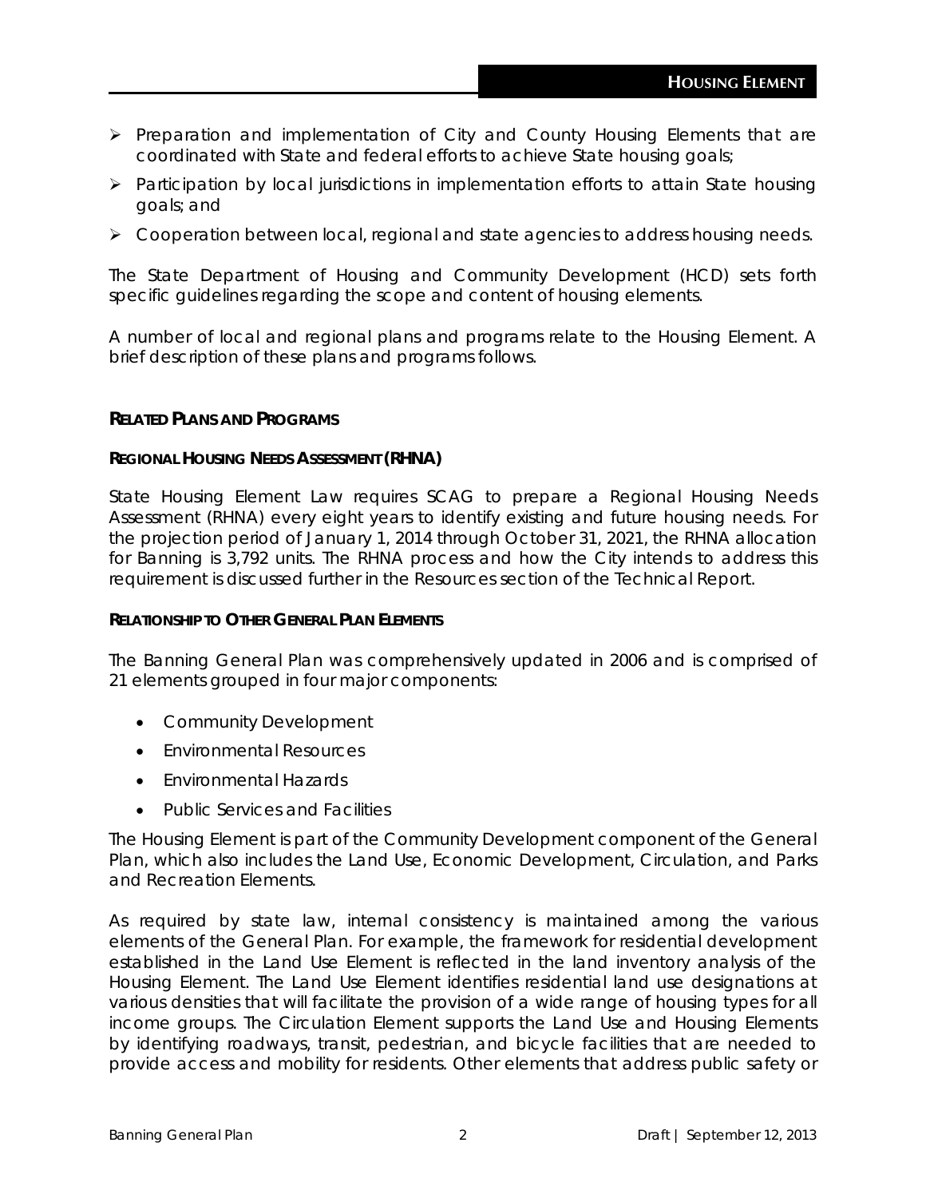- Preparation and implementation of City and County Housing Elements that are coordinated with State and federal efforts to achieve State housing goals;
- Participation by local jurisdictions in implementation efforts to attain State housing goals; and
- Cooperation between local, regional and state agencies to address housing needs.

The State Department of Housing and Community Development (HCD) sets forth specific guidelines regarding the scope and content of housing elements.

A number of local and regional plans and programs relate to the Housing Element. A brief description of these plans and programs follows.

### RELATED PLANS AND PROGRAMS

#### REGIONAL HOUSING NEEDS ASSESSMENT (RHNA)

State Housing Element Law requires SCAG to prepare a Regional Housing Needs Assessment (RHNA) every eight years to identify existing and future housing needs. For the projection period of January 1, 2014 through October 31, 2021, the RHNA allocation for Banning is 3,792 units. The RHNA process and how the City intends to address this requirement is discussed further in the Resources section of the Technical Report.

#### RELATIONSHIP TO OTHER GENERAL PLAN ELEMENTS

The Banning General Plan was comprehensively updated in 2006 and is comprised of 21 elements grouped in four major components:

- Community Development
- Environmental Resources
- Environmental Hazards
- Public Services and Facilities

The Housing Element is part of the Community Development component of the General Plan, which also includes the Land Use, Economic Development, Circulation, and Parks and Recreation Elements.

As required by state law, internal consistency is maintained among the various elements of the General Plan. For example, the framework for residential development established in the Land Use Element is reflected in the land inventory analysis of the Housing Element. The Land Use Element identifies residential land use designations at various densities that will facilitate the provision of a wide range of housing types for all income groups. The Circulation Element supports the Land Use and Housing Elements by identifying roadways, transit, pedestrian, and bicycle facilities that are needed to provide access and mobility for residents. Other elements that address public safety or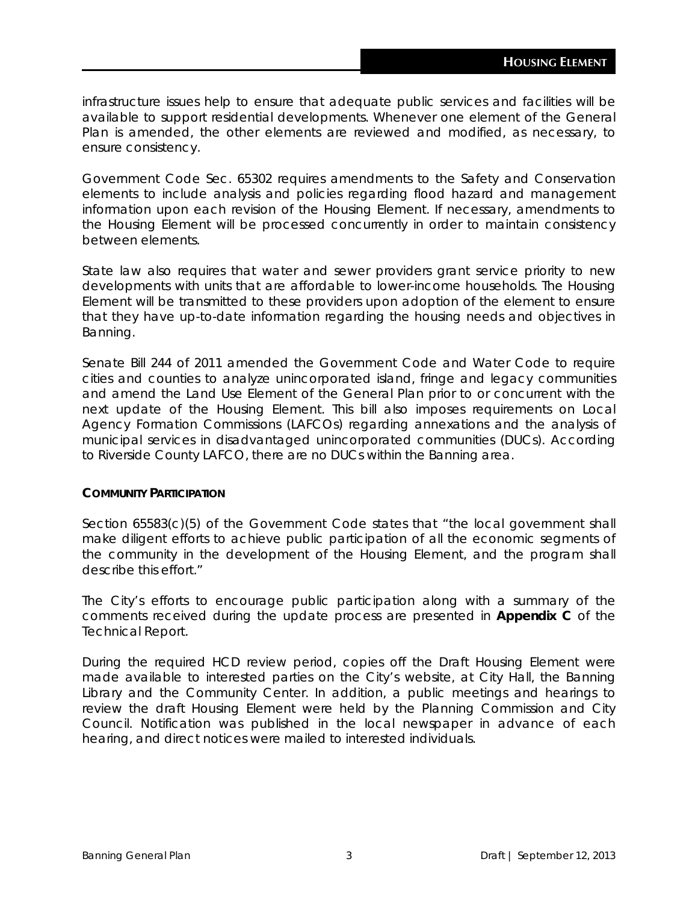infrastructure issues help to ensure that adequate public services and facilities will be available to support residential developments. Whenever one element of the General Plan is amended, the other elements are reviewed and modified, as necessary, to ensure consistency.

Government Code Sec. 65302 requires amendments to the Safety and Conservation elements to include analysis and policies regarding flood hazard and management information upon each revision of the Housing Element. If necessary, amendments to the Housing Element will be processed concurrently in order to maintain consistency between elements.

State law also requires that water and sewer providers grant service priority to new developments with units that are affordable to lower-income households. The Housing Element will be transmitted to these providers upon adoption of the element to ensure that they have up-to-date information regarding the housing needs and objectives in Banning.

Senate Bill 244 of 2011 amended the Government Code and Water Code to require cities and counties to analyze unincorporated island, fringe and legacy communities and amend the Land Use Element of the General Plan prior to or concurrent with the next update of the Housing Element. This bill also imposes requirements on Local Agency Formation Commissions (LAFCOs) regarding annexations and the analysis of municipal services in disadvantaged unincorporated communities (DUCs). According to Riverside County LAFCO, there are no DUCs within the Banning area.

#### COMMUNITY PARTICIPATION

Section 65583(c)(5) of the Government Code states that "the local government shall make diligent efforts to achieve public participation of all the economic segments of the community in the development of the Housing Element, and the program shall describe this effort."

The City's efforts to encourage public participation along with a summary of the comments received during the update process are presented in **Appendix C** of the Technical Report.

During the required HCD review period, copies off the Draft Housing Element were made available to interested parties on the City's website, at City Hall, the Banning Library and the Community Center. In addition, a public meetings and hearings to review the draft Housing Element were held by the Planning Commission and City Council. Notification was published in the local newspaper in advance of each hearing, and direct notices were mailed to interested individuals.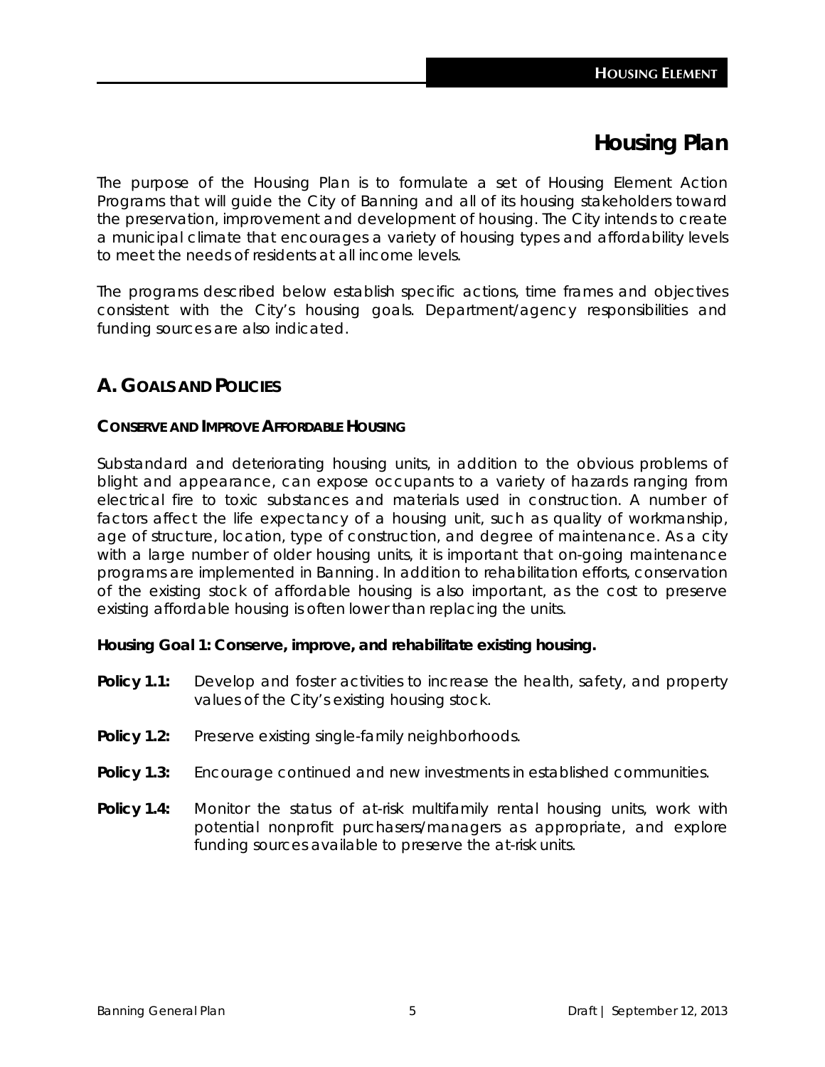# Housing Plan

The purpose of the Housing Plan is to formulate a set of Housing Element Action Programs that will guide the City of Banning and all of its housing stakeholders toward the preservation, improvement and development of housing. The City intends to create a municipal climate that encourages a variety of housing types and affordability levels to meet the needs of residents at all income levels.

The programs described below establish specific actions, time frames and objectives consistent with the City's housing goals. Department/agency responsibilities and funding sources are also indicated.

## A. Goals and Policies

### Conserve and Improve Affordable Housing

Substandard and deteriorating housing units, in addition to the obvious problems of blight and appearance, can expose occupants to a variety of hazards ranging from electrical fire to toxic substances and materials used in construction. A number of factors affect the life expectancy of a housing unit, such as quality of workmanship, age of structure, location, type of construction, and degree of maintenance. As a city with a large number of older housing units, it is important that on-going maintenance programs are implemented in Banning. In addition to rehabilitation efforts, conservation of the existing stock of affordable housing is also important, as the cost to preserve existing affordable housing is often lower than replacing the units.

**Housing Goal 1: Conserve, improve, and rehabilitate existing housing.**

**Policy 1.1:** Develop and foster activities to increase the health, safety, and property values of the City's existing housing stock.

**Policy 1.2:** Preserve existing single-family neighborhoods.

**Policy 1.3:** Encourage continued and new investments in established communities.

**Policy 1.4:** Monitor the status of at-risk multifamily rental housing units, work with potential nonprofit purchasers/managers as appropriate, and explore funding sources available to preserve the at-risk units.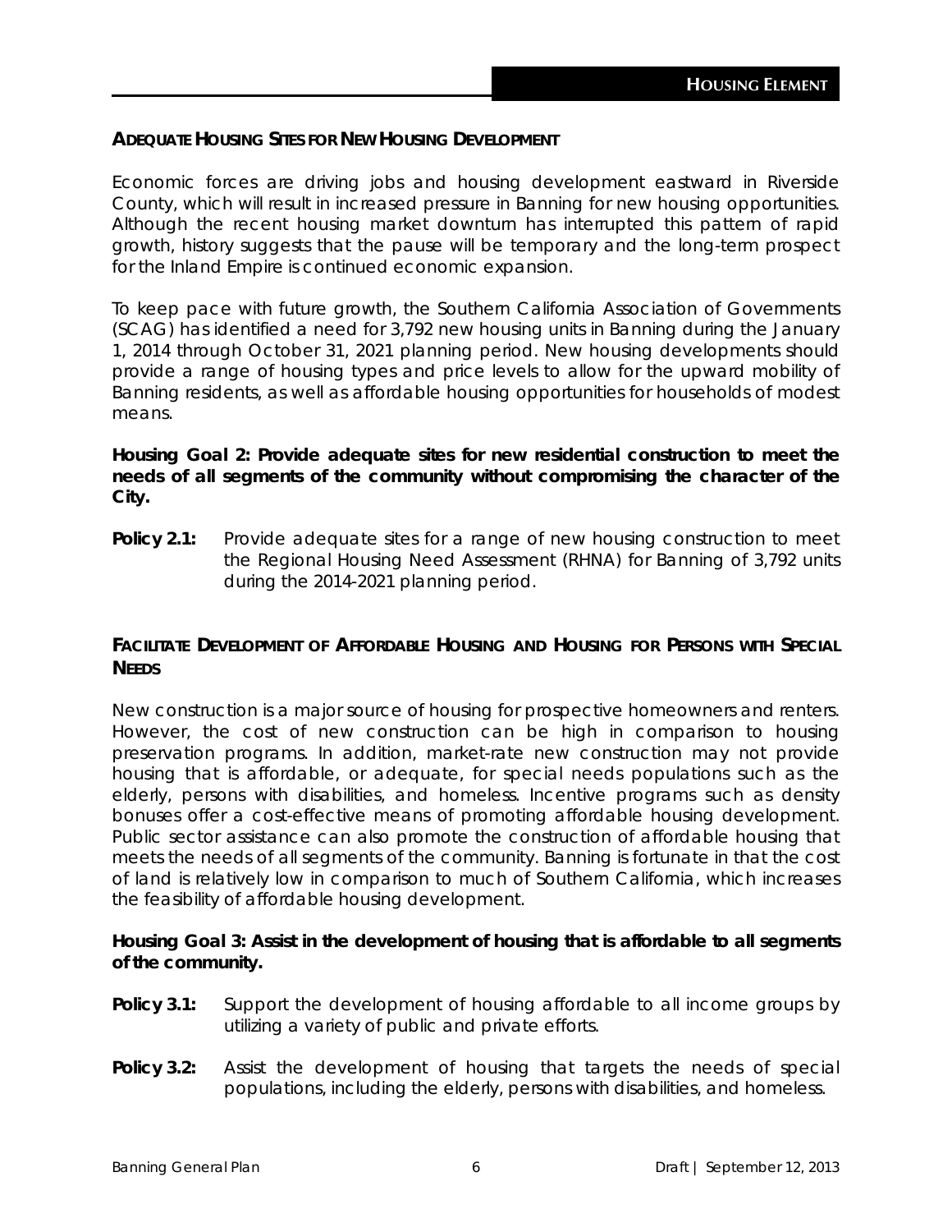## ADEQUATE HOUSING SITES FOR NEW HOUSING DEVELOPMENT

Economic forces are driving jobs and housing development eastward in Riverside County, which will result in increased pressure in Banning for new housing opportunities. Although the recent housing market downturn has interrupted this pattern of rapid growth, history suggests that the pause will be temporary and the long-term prospect for the Inland Empire is continued economic expansion.

To keep pace with future growth, the Southern California Association of Governments (SCAG) has identified a need for 3,792 new housing units in Banning during the January 1, 2014 through October 31, 2021 planning period. New housing developments should provide a range of housing types and price levels to allow for the upward mobility of Banning residents, as well as affordable housing opportunities for households of modest means.

**Housing Goal 2: Provide adequate sites for new residential construction to meet the needs of all segments of the community without compromising the character of the City.**

**Policy 2.1:** Provide adequate sites for a range of new housing construction to meet the Regional Housing Need Assessment (RHNA) for Banning of 3,792 units during the 2014-2021 planning period.

## FACILITATE DEVELOPMENT OF AFFORDABLE HOUSING AND HOUSING FOR PERSONS WITH SPECIAL NEEDS

New construction is a major source of housing for prospective homeowners and renters. However, the cost of new construction can be high in comparison to housing preservation programs. In addition, market-rate new construction may not provide housing that is affordable, or adequate, for special needs populations such as the elderly, persons with disabilities, and homeless. Incentive programs such as density bonuses offer a cost-effective means of promoting affordable housing development. Public sector assistance can also promote the construction of affordable housing that meets the needs of all segments of the community. Banning is fortunate in that the cost of land is relatively low in comparison to much of Southern California, which increases the feasibility of affordable housing development.

**Housing Goal 3: Assist in the development of housing that is affordable to all segments of the community.**

**Policy 3.1:** Support the development of housing affordable to all income groups by utilizing a variety of public and private efforts.

**Policy 3.2:** Assist the development of housing that targets the needs of special populations, including the elderly, persons with disabilities, and homeless.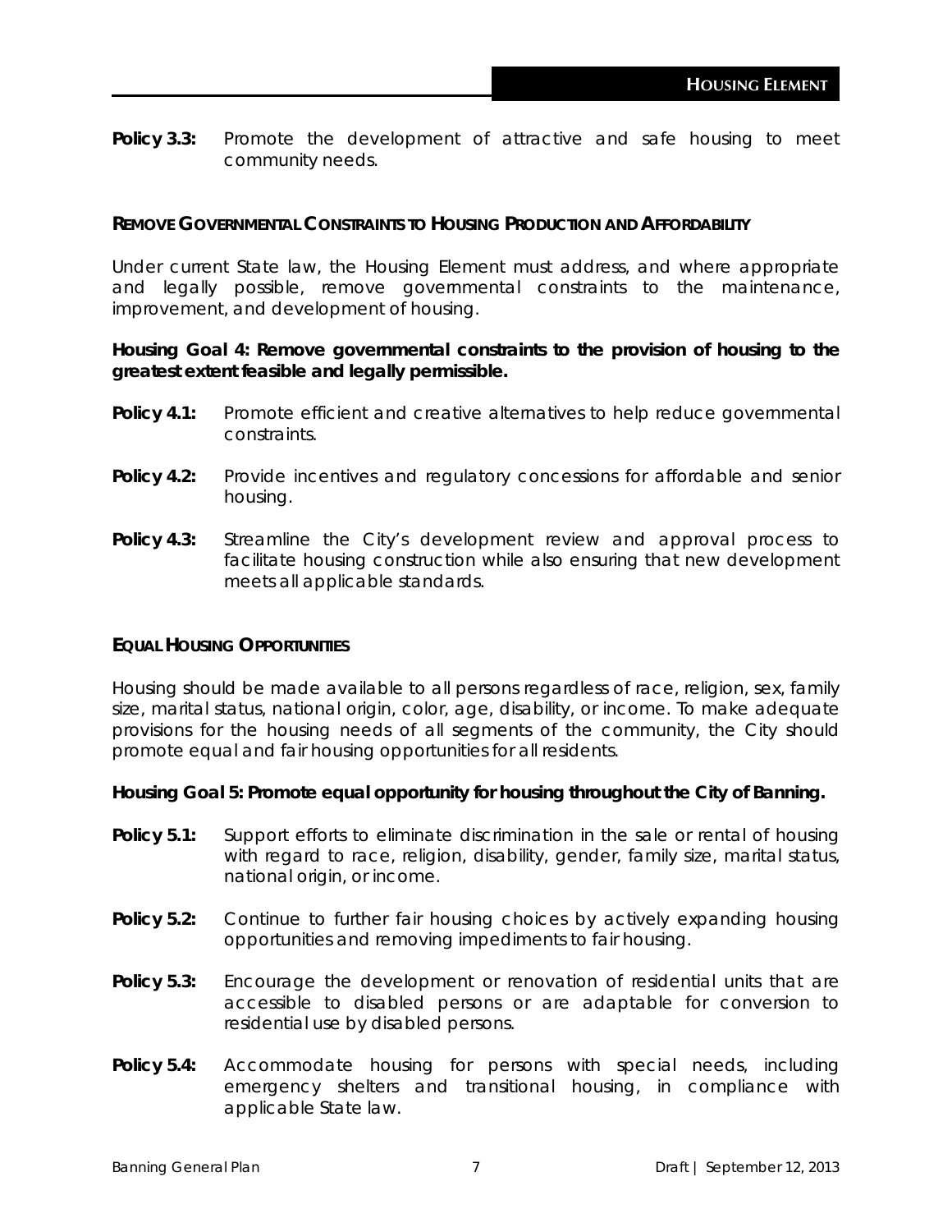**Policy 3.3:** Promote the development of attractive and safe housing to meet community needs.

### REMOVE GOVERNMENTAL CONSTRAINTS TO HOUSING PRODUCTION AND AFFORDABILITY

Under current State law, the Housing Element must address, and where appropriate and legally possible, remove governmental constraints to the maintenance, improvement, and development of housing.

**Housing Goal 4: Remove governmental constraints to the provision of housing to the greatest extent feasible and legally permissible.**

**Policy 4.1:** Promote efficient and creative alternatives to help reduce governmental constraints.

**Policy 4.2:** Provide incentives and regulatory concessions for affordable and senior housing.

**Policy 4.3:** Streamline the City's development review and approval process to facilitate housing construction while also ensuring that new development meets all applicable standards.

### EQUAL HOUSING OPPORTUNITIES

Housing should be made available to all persons regardless of race, religion, sex, family size, marital status, national origin, color, age, disability, or income. To make adequate provisions for the housing needs of all segments of the community, the City should promote equal and fair housing opportunities for all residents.

**Housing Goal 5: Promote equal opportunity for housing throughout the City of Banning.**

**Policy 5.1:** Support efforts to eliminate discrimination in the sale or rental of housing with regard to race, religion, disability, gender, family size, marital status, national origin, or income.

**Policy 5.2:** Continue to further fair housing choices by actively expanding housing opportunities and removing impediments to fair housing.

**Policy 5.3:** Encourage the development or renovation of residential units that are accessible to disabled persons or are adaptable for conversion to residential use by disabled persons.

**Policy 5.4:** Accommodate housing for persons with special needs, including emergency shelters and transitional housing, in compliance with applicable State law.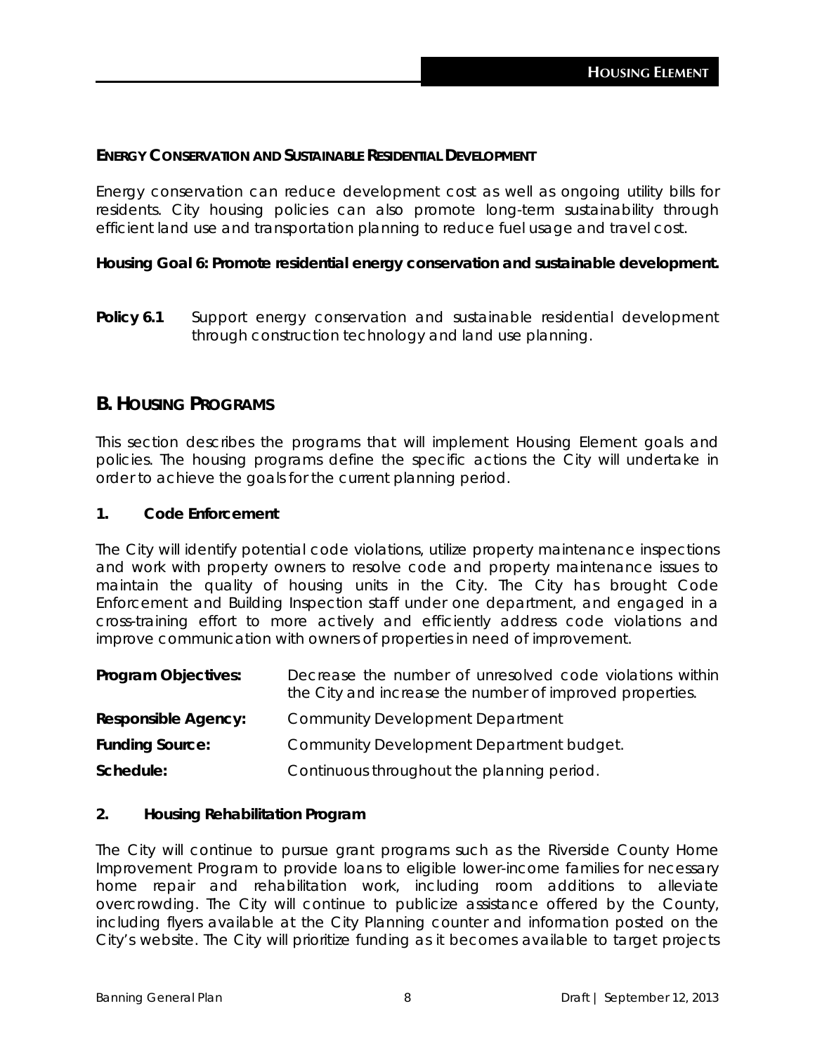#### ENERGY CONSERVATION AND SUSTAINABLE RESIDENTIAL DEVELOPMENT

Energy conservation can reduce development cost as well as ongoing utility bills for residents. City housing policies can also promote long-term sustainability through efficient land use and transportation planning to reduce fuel usage and travel cost.

**Housing Goal 6: Promote residential energy conservation and sustainable development.**

**Policy 6.1** Support energy conservation and sustainable residential development through construction technology and land use planning.

## B. HOUSING PROGRAMS

This section describes the programs that will implement Housing Element goals and policies. The housing programs define the specific actions the City will undertake in order to achieve the goals for the current planning period.

### 1. Code Enforcement

The City will identify potential code violations, utilize property maintenance inspections and work with property owners to resolve code and property maintenance issues to maintain the quality of housing units in the City. The City has brought Code Enforcement and Building Inspection staff under one department, and engaged in a cross-training effort to more actively and efficiently address code violations and improve communication with owners of properties in need of improvement.

**Program Objectives:** Decrease the number of unresolved code violations within the City and increase the number of improved properties.

**Responsible Agency:** Community Development Department

**Funding Source:** Community Development Department budget.

**Schedule:** Continuous throughout the planning period.

### 2. Housing Rehabilitation Program

The City will continue to pursue grant programs such as the Riverside County Home Improvement Program to provide loans to eligible lower-income families for necessary home repair and rehabilitation work, including room additions to alleviate overcrowding. The City will continue to publicize assistance offered by the County, including flyers available at the City Planning counter and information posted on the City's website. The City will prioritize funding as it becomes available to target projects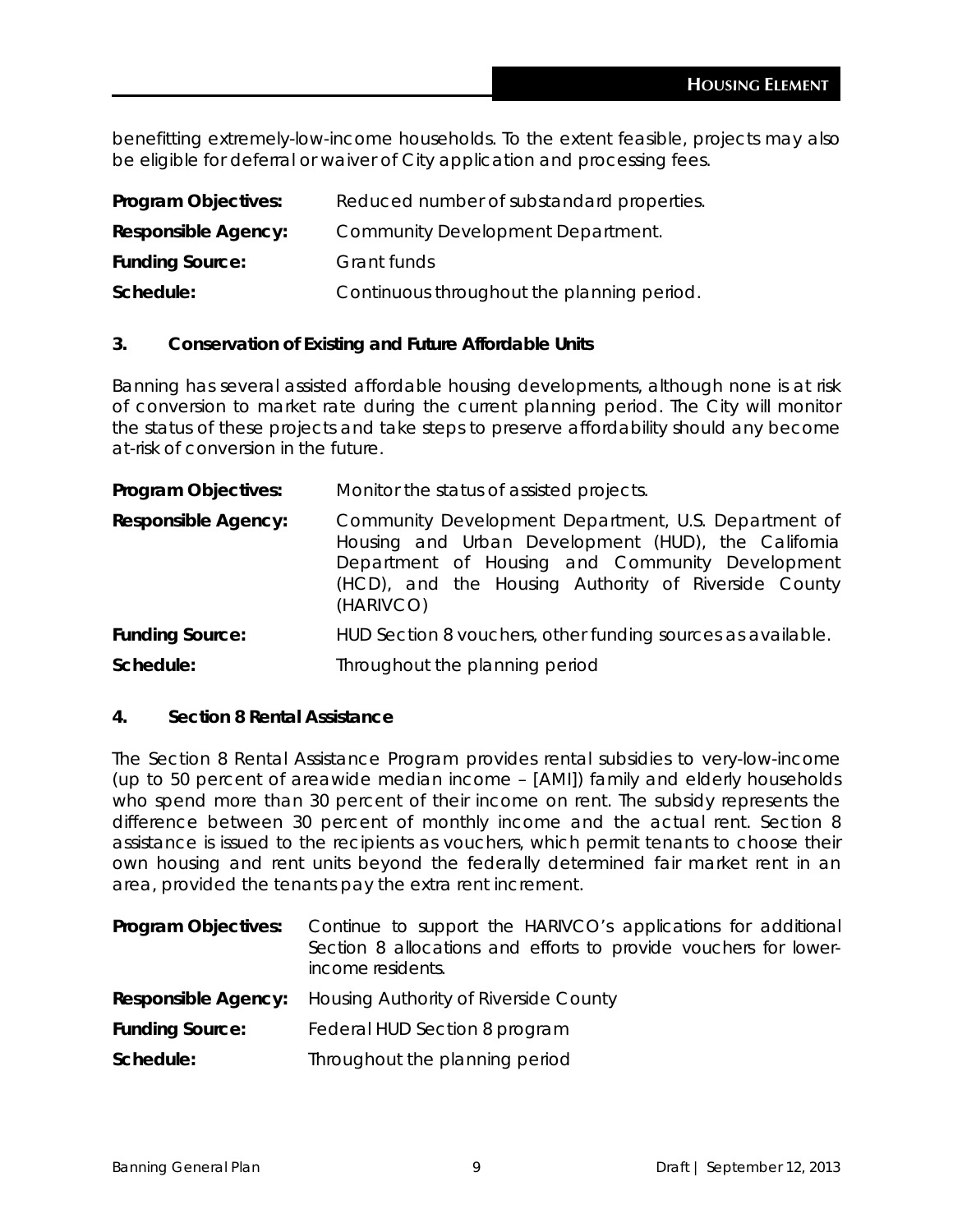benefitting extremely-low-income households. To the extent feasible, projects may also be eligible for deferral or waiver of City application and processing fees.

**Program Objectives:** Reduced number of substandard properties.

**Responsible Agency:** Community Development Department.

**Funding Source:** Grant funds

**Schedule:** Continuous throughout the planning period.

### 3. Conservation of Existing and Future Affordable Units

Banning has several assisted affordable housing developments, although none is at risk of conversion to market rate during the current planning period. The City will monitor the status of these projects and take steps to preserve affordability should any become at-risk of conversion in the future.

**Program Objectives:** Monitor the status of assisted projects.

**Responsible Agency:** Community Development Department, U.S. Department of Housing and Urban Development (HUD), the California Department of Housing and Community Development (HCD), and the Housing Authority of Riverside County (HARIVCO)

**Funding Source:** HUD Section 8 vouchers, other funding sources as available.

**Schedule:** Throughout the planning period

### 4. Section 8 Rental Assistance

The Section 8 Rental Assistance Program provides rental subsidies to very-low-income (up to 50 percent of areawide median income – [AMI]) family and elderly households who spend more than 30 percent of their income on rent. The subsidy represents the difference between 30 percent of monthly income and the actual rent. Section 8 assistance is issued to the recipients as vouchers, which permit tenants to choose their own housing and rent units beyond the federally determined fair market rent in an area, provided the tenants pay the extra rent increment.

**Program Objectives:** Continue to support the HARIVCO's applications for additional Section 8 allocations and efforts to provide vouchers for lower-income residents.

**Responsible Agency:** Housing Authority of Riverside County

**Funding Source:** Federal HUD Section 8 program

**Schedule:** Throughout the planning period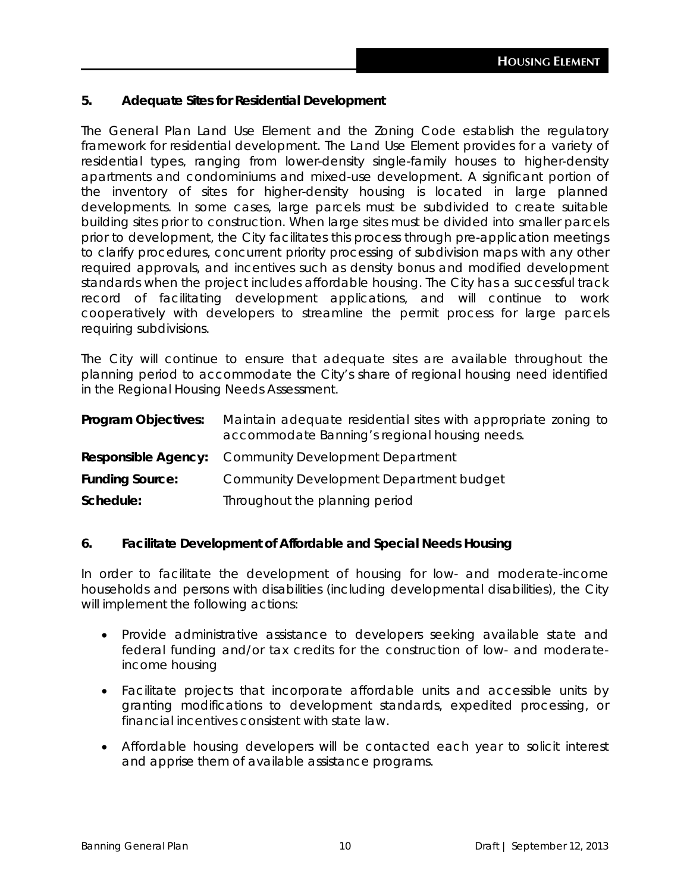## 5. Adequate Sites for Residential Development

The General Plan Land Use Element and the Zoning Code establish the regulatory framework for residential development. The Land Use Element provides for a variety of residential types, ranging from lower-density single-family houses to higher-density apartments and condominiums and mixed-use development. A significant portion of the inventory of sites for higher-density housing is located in large planned developments. In some cases, large parcels must be subdivided to create suitable building sites prior to construction. When large sites must be divided into smaller parcels prior to development, the City facilitates this process through pre-application meetings to clarify procedures, concurrent priority processing of subdivision maps with any other required approvals, and incentives such as density bonus and modified development standards when the project includes affordable housing. The City has a successful track record of facilitating development applications, and will continue to work cooperatively with developers to streamline the permit process for large parcels requiring subdivisions.

The City will continue to ensure that adequate sites are available throughout the planning period to accommodate the City's share of regional housing need identified in the Regional Housing Needs Assessment.

**Program Objectives:** Maintain adequate residential sites with appropriate zoning to accommodate Banning's regional housing needs.

**Responsible Agency:** Community Development Department

**Funding Source:** Community Development Department budget

**Schedule:** Throughout the planning period

## 6. Facilitate Development of Affordable and Special Needs Housing

In order to facilitate the development of housing for low- and moderate-income households and persons with disabilities (including developmental disabilities), the City will implement the following actions:

- Provide administrative assistance to developers seeking available state and federal funding and/or tax credits for the construction of low- and moderate-income housing
- Facilitate projects that incorporate affordable units and accessible units by granting modifications to development standards, expedited processing, or financial incentives consistent with state law.
- Affordable housing developers will be contacted each year to solicit interest and apprise them of available assistance programs.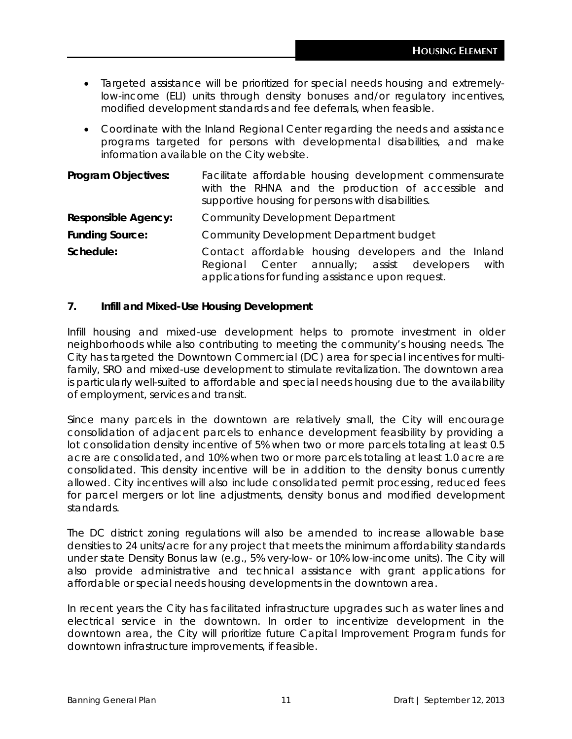- Targeted assistance will be prioritized for special needs housing and extremely-low-income (ELI) units through density bonuses and/or regulatory incentives, modified development standards and fee deferrals, when feasible.
- Coordinate with the Inland Regional Center regarding the needs and assistance programs targeted for persons with developmental disabilities, and make information available on the City website.

| | |
|---|---|
| **Program Objectives:** | Facilitate affordable housing development commensurate with the RHNA and the production of accessible and supportive housing for persons with disabilities. |
| **Responsible Agency:** | Community Development Department |
| **Funding Source:** | Community Development Department budget |
| **Schedule:** | Contact affordable housing developers and the Inland Regional Center annually; assist developers with applications for funding assistance upon request. |

### 7. Infill and Mixed-Use Housing Development

Infill housing and mixed-use development helps to promote investment in older neighborhoods while also contributing to meeting the community's housing needs. The City has targeted the Downtown Commercial (DC) area for special incentives for multi-family, SRO and mixed-use development to stimulate revitalization. The downtown area is particularly well-suited to affordable and special needs housing due to the availability of employment, services and transit.

Since many parcels in the downtown are relatively small, the City will encourage consolidation of adjacent parcels to enhance development feasibility by providing a lot consolidation density incentive of 5% when two or more parcels totaling at least 0.5 acre are consolidated, and 10% when two or more parcels totaling at least 1.0 acre are consolidated. This density incentive will be in addition to the density bonus currently allowed. City incentives will also include consolidated permit processing, reduced fees for parcel mergers or lot line adjustments, density bonus and modified development standards.

The DC district zoning regulations will also be amended to increase allowable base densities to 24 units/acre for any project that meets the minimum affordability standards under state Density Bonus law (e.g., 5% very-low- or 10% low-income units). The City will also provide administrative and technical assistance with grant applications for affordable or special needs housing developments in the downtown area.

In recent years the City has facilitated infrastructure upgrades such as water lines and electrical service in the downtown. In order to incentivize development in the downtown area, the City will prioritize future Capital Improvement Program funds for downtown infrastructure improvements, if feasible.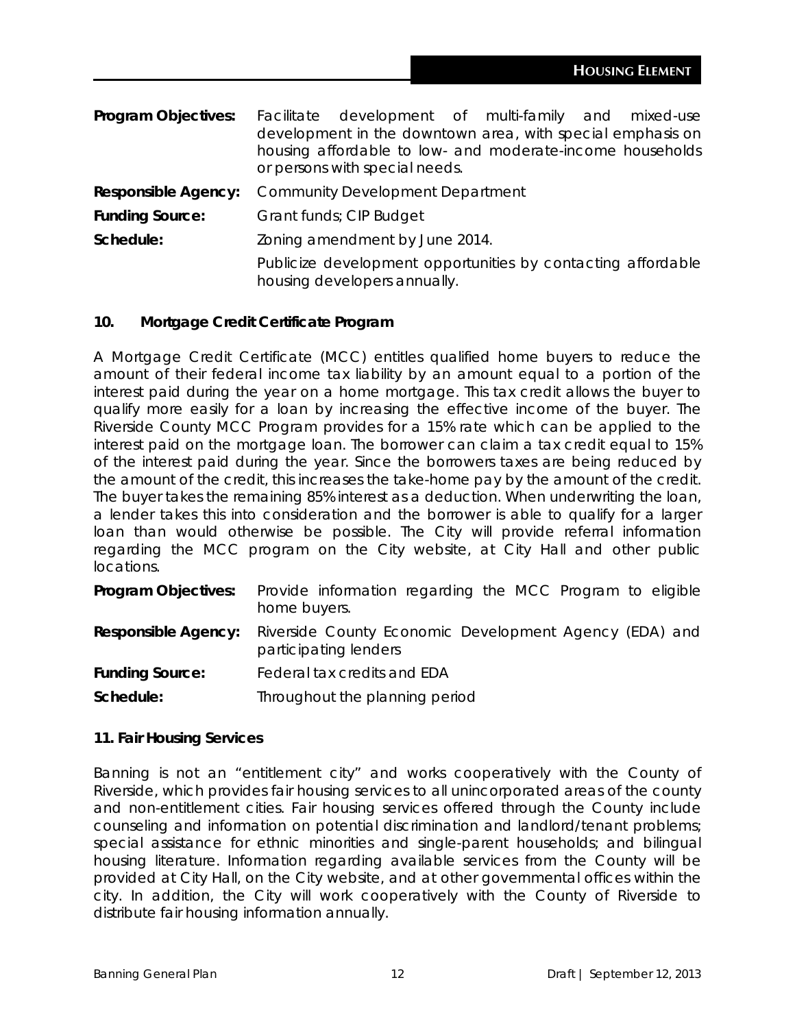**Program Objectives:** Facilitate development of multi-family and mixed-use development in the downtown area, with special emphasis on housing affordable to low- and moderate-income households or persons with special needs.

**Responsible Agency:** Community Development Department

**Funding Source:** Grant funds; CIP Budget

**Schedule:** Zoning amendment by June 2014.

Publicize development opportunities by contacting affordable housing developers annually.

### 10. Mortgage Credit Certificate Program

A Mortgage Credit Certificate (MCC) entitles qualified home buyers to reduce the amount of their federal income tax liability by an amount equal to a portion of the interest paid during the year on a home mortgage. This tax credit allows the buyer to qualify more easily for a loan by increasing the effective income of the buyer. The Riverside County MCC Program provides for a 15% rate which can be applied to the interest paid on the mortgage loan. The borrower can claim a tax credit equal to 15% of the interest paid during the year. Since the borrowers taxes are being reduced by the amount of the credit, this increases the take-home pay by the amount of the credit. The buyer takes the remaining 85% interest as a deduction. When underwriting the loan, a lender takes this into consideration and the borrower is able to qualify for a larger loan than would otherwise be possible. The City will provide referral information regarding the MCC program on the City website, at City Hall and other public locations.

**Program Objectives:** Provide information regarding the MCC Program to eligible home buyers.

**Responsible Agency:** Riverside County Economic Development Agency (EDA) and participating lenders

**Funding Source:** Federal tax credits and EDA

**Schedule:** Throughout the planning period

### 11. Fair Housing Services

Banning is not an "entitlement city" and works cooperatively with the County of Riverside, which provides fair housing services to all unincorporated areas of the county and non-entitlement cities. Fair housing services offered through the County include counseling and information on potential discrimination and landlord/tenant problems; special assistance for ethnic minorities and single-parent households; and bilingual housing literature. Information regarding available services from the County will be provided at City Hall, on the City website, and at other governmental offices within the city. In addition, the City will work cooperatively with the County of Riverside to distribute fair housing information annually.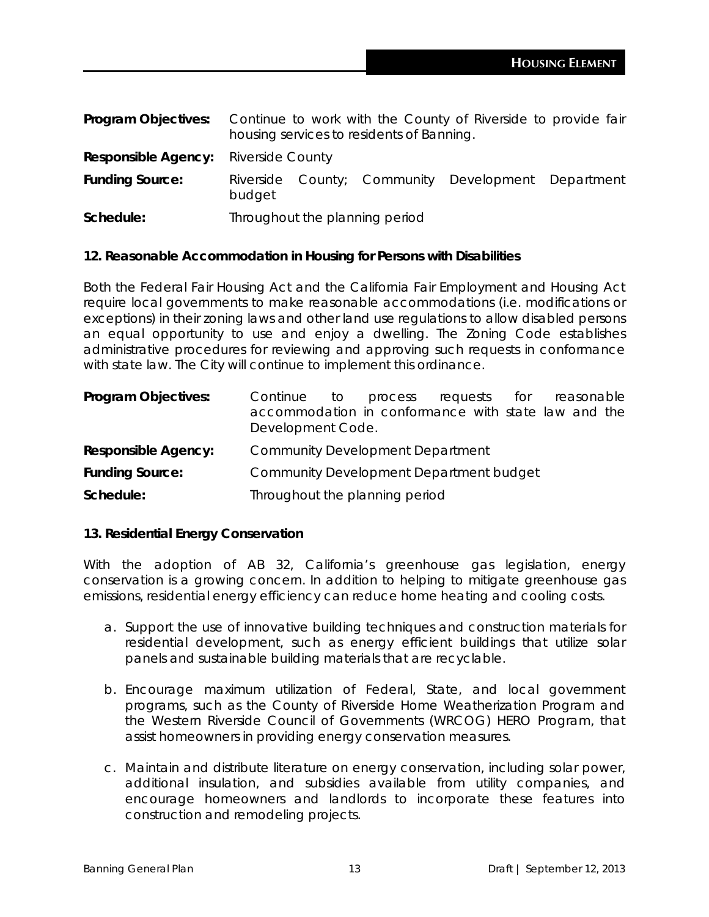**Program Objectives:** Continue to work with the County of Riverside to provide fair housing services to residents of Banning.

**Responsible Agency:** Riverside County

**Funding Source:** Riverside County; Community Development Department budget

**Schedule:** Throughout the planning period

### 12. Reasonable Accommodation in Housing for Persons with Disabilities

Both the Federal Fair Housing Act and the California Fair Employment and Housing Act require local governments to make reasonable accommodations (i.e. modifications or exceptions) in their zoning laws and other land use regulations to allow disabled persons an equal opportunity to use and enjoy a dwelling. The Zoning Code establishes administrative procedures for reviewing and approving such requests in conformance with state law. The City will continue to implement this ordinance.

**Program Objectives:** Continue to process requests for reasonable accommodation in conformance with state law and the Development Code.

**Responsible Agency:** Community Development Department

**Funding Source:** Community Development Department budget

**Schedule:** Throughout the planning period

### 13. Residential Energy Conservation

With the adoption of AB 32, California's greenhouse gas legislation, energy conservation is a growing concern. In addition to helping to mitigate greenhouse gas emissions, residential energy efficiency can reduce home heating and cooling costs.

a. Support the use of innovative building techniques and construction materials for residential development, such as energy efficient buildings that utilize solar panels and sustainable building materials that are recyclable.

b. Encourage maximum utilization of Federal, State, and local government programs, such as the County of Riverside Home Weatherization Program and the Western Riverside Council of Governments (WRCOG) HERO Program, that assist homeowners in providing energy conservation measures.

c. Maintain and distribute literature on energy conservation, including solar power, additional insulation, and subsidies available from utility companies, and encourage homeowners and landlords to incorporate these features into construction and remodeling projects.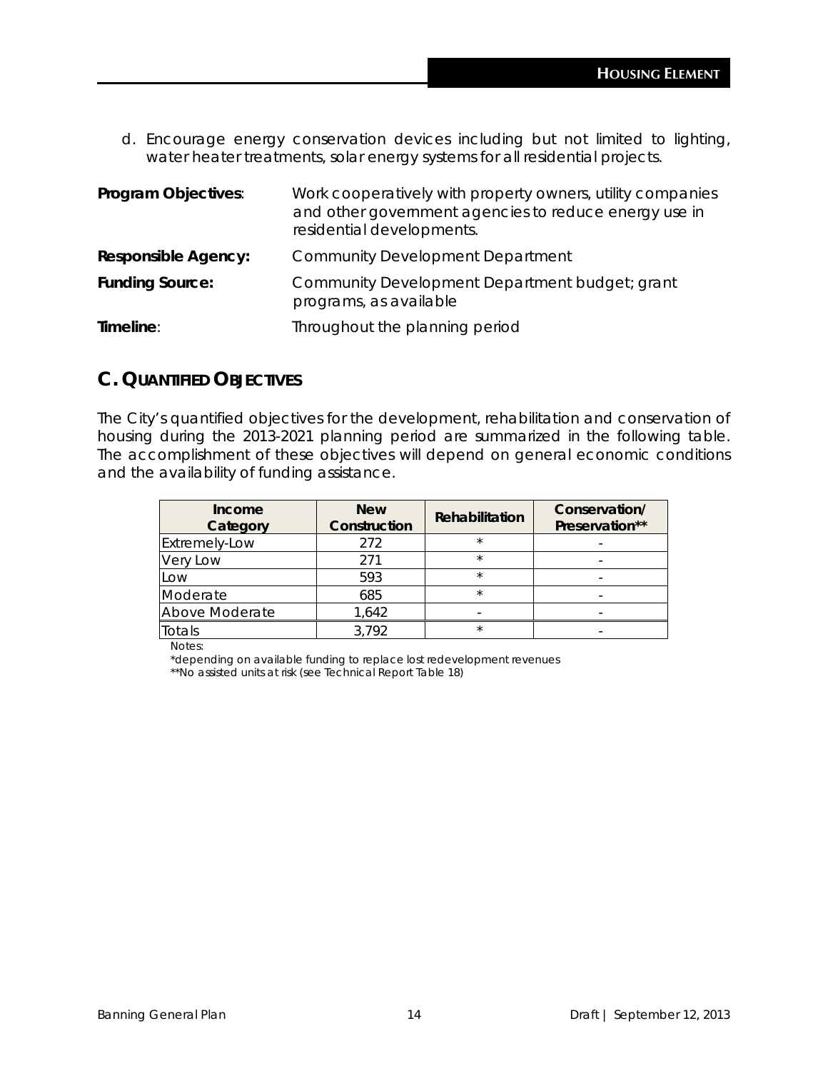d. Encourage energy conservation devices including but not limited to lighting, water heater treatments, solar energy systems for all residential projects.

**Program Objectives**: Work cooperatively with property owners, utility companies and other government agencies to reduce energy use in residential developments.

**Responsible Agency:** Community Development Department

**Funding Source:** Community Development Department budget; grant programs, as available

**Timeline**: Throughout the planning period

## C. QUANTIFIED OBJECTIVES

The City's quantified objectives for the development, rehabilitation and conservation of housing during the 2013-2021 planning period are summarized in the following table. The accomplishment of these objectives will depend on general economic conditions and the availability of funding assistance.

| Income Category | New Construction | Rehabilitation | Conservation/ Preservation** |
|---|---|---|---|
| Extremely-Low | 272 | * | - |
| Very Low | 271 | * | - |
| Low | 593 | * | - |
| Moderate | 685 | * | - |
| Above Moderate | 1,642 | - | - |
| Totals | 3,792 | * | - |

Notes:

*depending on available funding to replace lost redevelopment revenues

**No assisted units at risk (see Technical Report Table 18)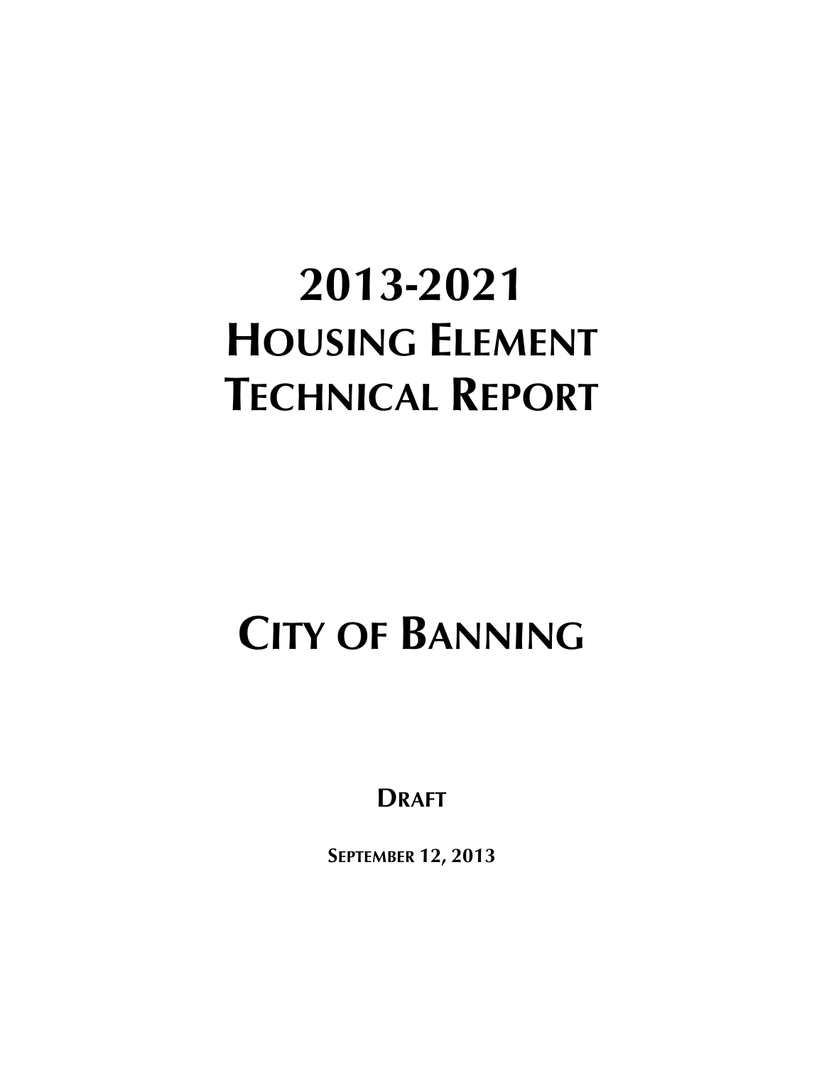# 2013-2021 HOUSING ELEMENT TECHNICAL REPORT

# CITY OF BANNING

**DRAFT**

**SEPTEMBER 12, 2013**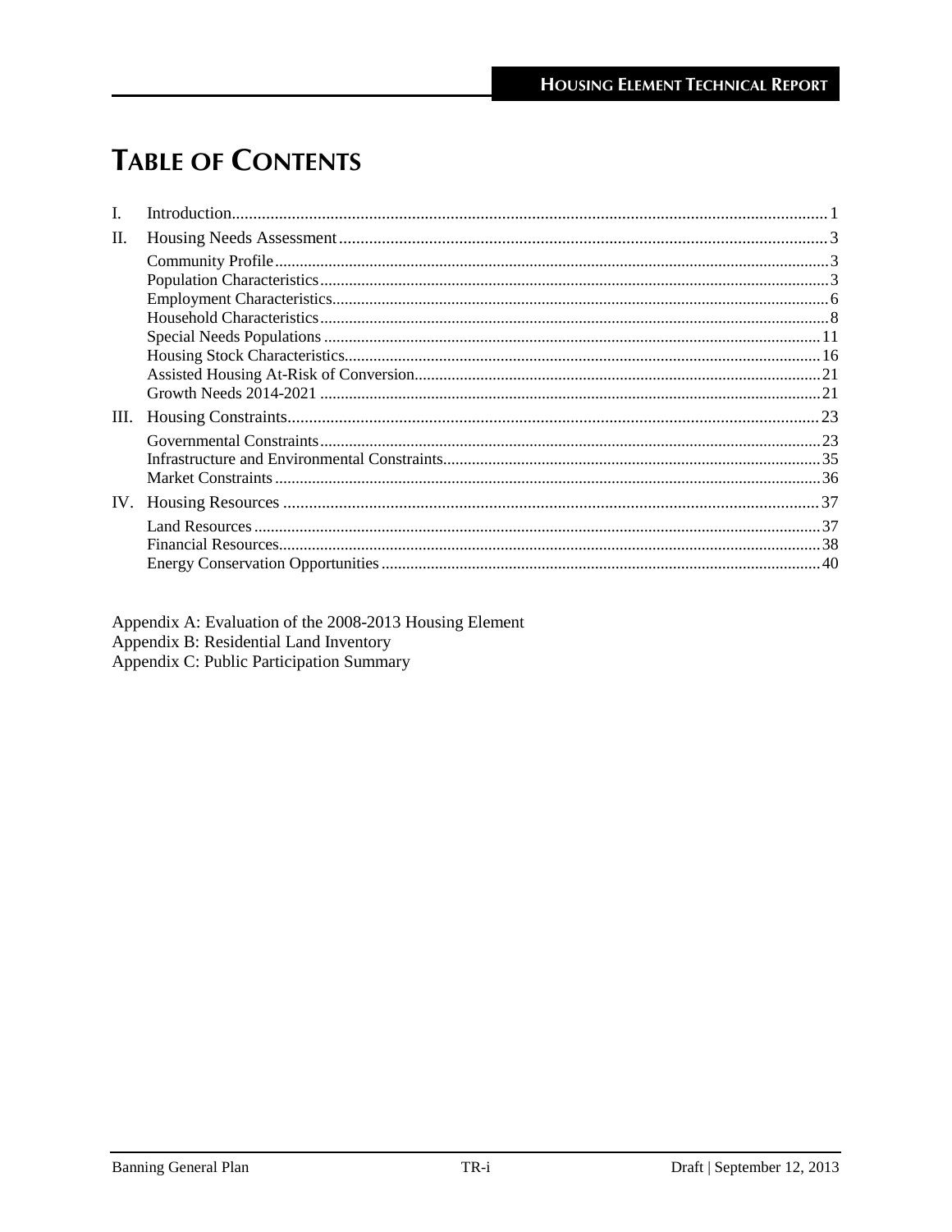# TABLE OF CONTENTS

I. Introduction....................................................................................................................................1

II. Housing Needs Assessment...................................................................................................3

- Community Profile.......................................................................................................................3
- Population Characteristics..........................................................................................................3
- Employment Characteristics.......................................................................................................6
- Household Characteristics..........................................................................................................8
- Special Needs Populations........................................................................................................11
- Housing Stock Characteristics..................................................................................................16
- Assisted Housing At-Risk of Conversion..................................................................................21
- Growth Needs 2014-2021.........................................................................................................21

III. Housing Constraints.............................................................................................................23

- Governmental Constraints........................................................................................................23
- Infrastructure and Environmental Constraints...........................................................................35
- Market Constraints....................................................................................................................36

IV. Housing Resources...............................................................................................................37

- Land Resources.........................................................................................................................37
- Financial Resources..................................................................................................................38
- Energy Conservation Opportunities..........................................................................................40

Appendix A: Evaluation of the 2008-2013 Housing Element
Appendix B: Residential Land Inventory
Appendix C: Public Participation Summary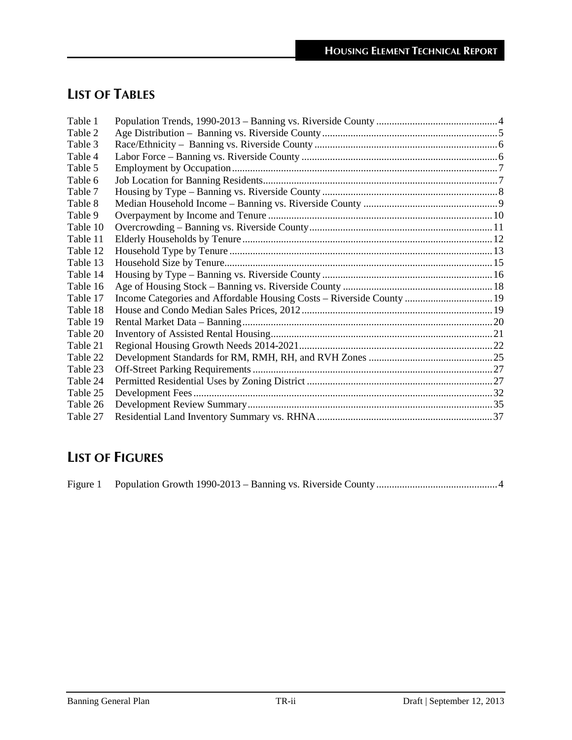## LIST OF TABLES

| | | |
|---|---|---|
| Table 1 | Population Trends, 1990-2013 – Banning vs. Riverside County | 4 |
| Table 2 | Age Distribution – Banning vs. Riverside County | 5 |
| Table 3 | Race/Ethnicity – Banning vs. Riverside County | 6 |
| Table 4 | Labor Force – Banning vs. Riverside County | 6 |
| Table 5 | Employment by Occupation | 7 |
| Table 6 | Job Location for Banning Residents | 7 |
| Table 7 | Housing by Type – Banning vs. Riverside County | 8 |
| Table 8 | Median Household Income – Banning vs. Riverside County | 9 |
| Table 9 | Overpayment by Income and Tenure | 10 |
| Table 10 | Overcrowding – Banning vs. Riverside County | 11 |
| Table 11 | Elderly Households by Tenure | 12 |
| Table 12 | Household Type by Tenure | 13 |
| Table 13 | Household Size by Tenure | 15 |
| Table 14 | Housing by Type – Banning vs. Riverside County | 16 |
| Table 16 | Age of Housing Stock – Banning vs. Riverside County | 18 |
| Table 17 | Income Categories and Affordable Housing Costs – Riverside County | 19 |
| Table 18 | House and Condo Median Sales Prices, 2012 | 19 |
| Table 19 | Rental Market Data – Banning | 20 |
| Table 20 | Inventory of Assisted Rental Housing | 21 |
| Table 21 | Regional Housing Growth Needs 2014-2021 | 22 |
| Table 22 | Development Standards for RM, RMH, RH, and RVH Zones | 25 |
| Table 23 | Off-Street Parking Requirements | 27 |
| Table 24 | Permitted Residential Uses by Zoning District | 27 |
| Table 25 | Development Fees | 32 |
| Table 26 | Development Review Summary | 35 |
| Table 27 | Residential Land Inventory Summary vs. RHNA | 37 |

## LIST OF FIGURES

| | | |
|---|---|---|
| Figure 1 | Population Growth 1990-2013 – Banning vs. Riverside County | 4 |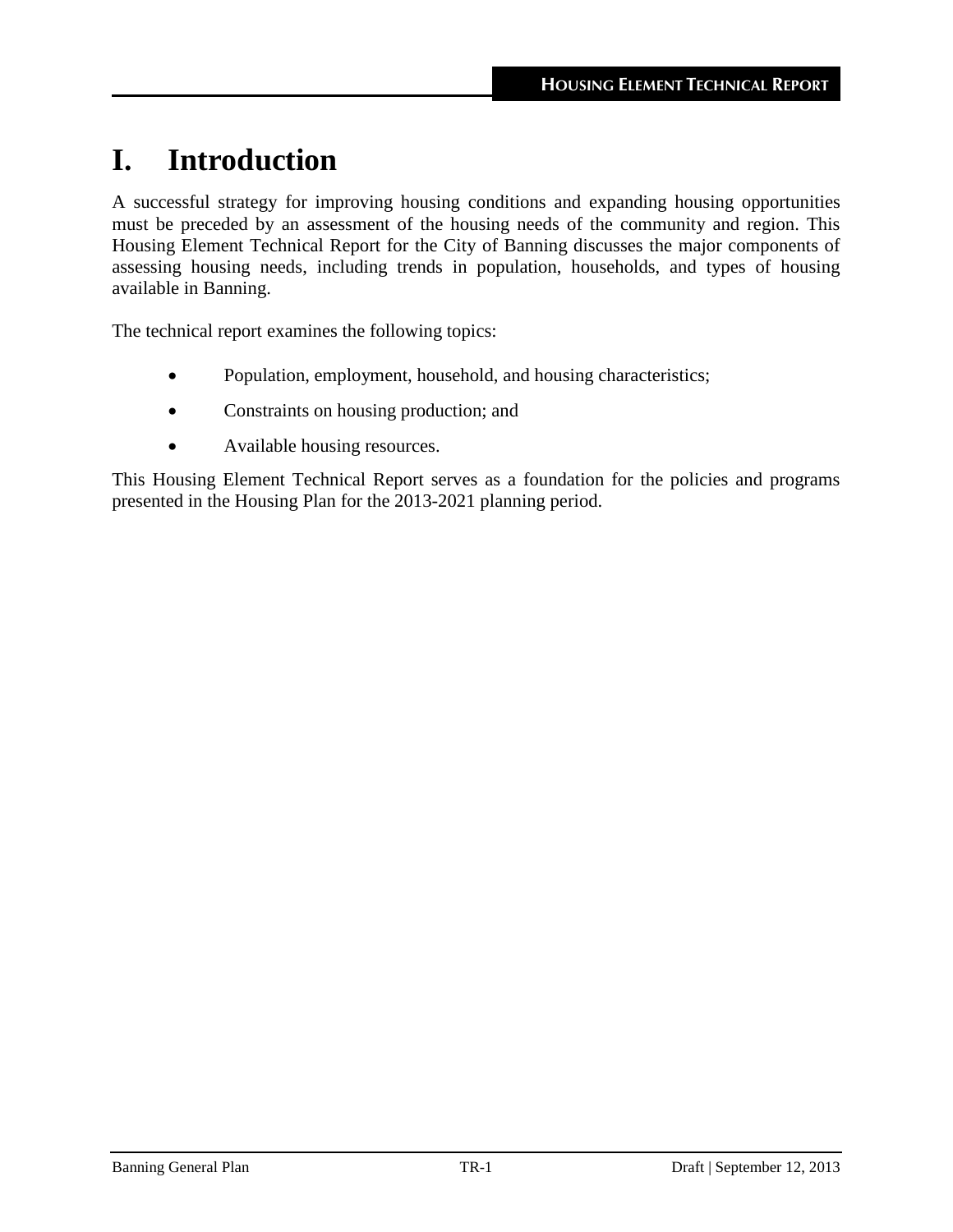# I. Introduction

A successful strategy for improving housing conditions and expanding housing opportunities must be preceded by an assessment of the housing needs of the community and region. This Housing Element Technical Report for the City of Banning discusses the major components of assessing housing needs, including trends in population, households, and types of housing available in Banning.

The technical report examines the following topics:

- Population, employment, household, and housing characteristics;
- Constraints on housing production; and
- Available housing resources.

This Housing Element Technical Report serves as a foundation for the policies and programs presented in the Housing Plan for the 2013-2021 planning period.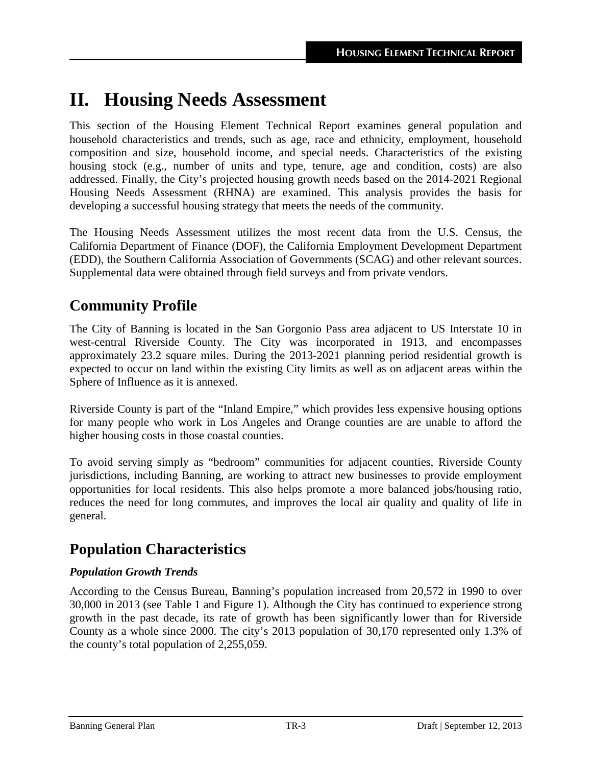# II. Housing Needs Assessment

This section of the Housing Element Technical Report examines general population and household characteristics and trends, such as age, race and ethnicity, employment, household composition and size, household income, and special needs. Characteristics of the existing housing stock (e.g., number of units and type, tenure, age and condition, costs) are also addressed. Finally, the City's projected housing growth needs based on the 2014-2021 Regional Housing Needs Assessment (RHNA) are examined. This analysis provides the basis for developing a successful housing strategy that meets the needs of the community.

The Housing Needs Assessment utilizes the most recent data from the U.S. Census, the California Department of Finance (DOF), the California Employment Development Department (EDD), the Southern California Association of Governments (SCAG) and other relevant sources. Supplemental data were obtained through field surveys and from private vendors.

## Community Profile

The City of Banning is located in the San Gorgonio Pass area adjacent to US Interstate 10 in west-central Riverside County. The City was incorporated in 1913, and encompasses approximately 23.2 square miles. During the 2013-2021 planning period residential growth is expected to occur on land within the existing City limits as well as on adjacent areas within the Sphere of Influence as it is annexed.

Riverside County is part of the "Inland Empire," which provides less expensive housing options for many people who work in Los Angeles and Orange counties are are unable to afford the higher housing costs in those coastal counties.

To avoid serving simply as "bedroom" communities for adjacent counties, Riverside County jurisdictions, including Banning, are working to attract new businesses to provide employment opportunities for local residents. This also helps promote a more balanced jobs/housing ratio, reduces the need for long commutes, and improves the local air quality and quality of life in general.

## Population Characteristics

### *Population Growth Trends*

According to the Census Bureau, Banning's population increased from 20,572 in 1990 to over 30,000 in 2013 (see Table 1 and Figure 1). Although the City has continued to experience strong growth in the past decade, its rate of growth has been significantly lower than for Riverside County as a whole since 2000. The city's 2013 population of 30,170 represented only 1.3% of the county's total population of 2,255,059.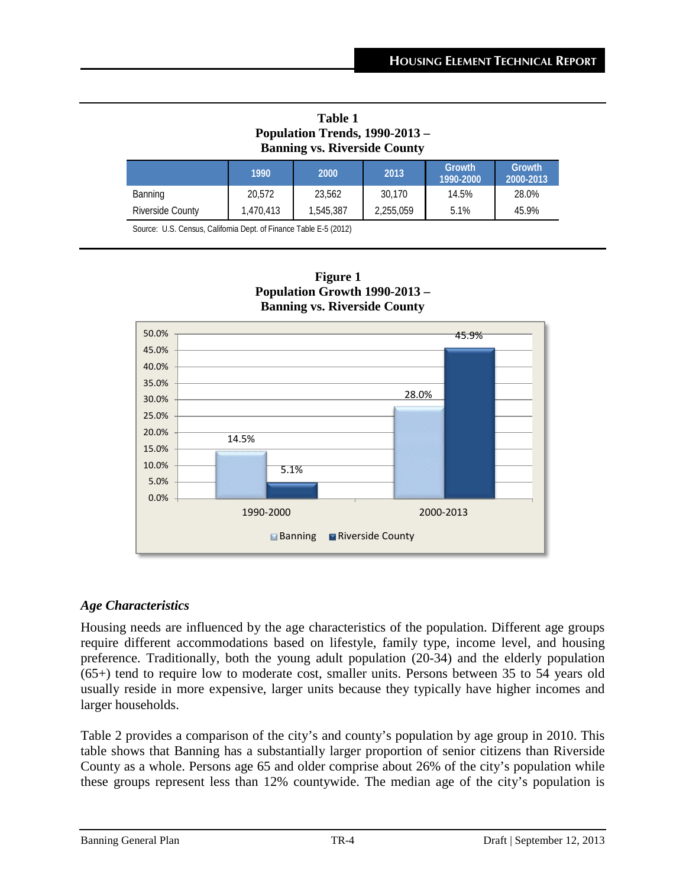**Table 1**
**Population Trends, 1990-2013 –**
**Banning vs. Riverside County**

| | 1990 | 2000 | 2013 | Growth 1990-2000 | Growth 2000-2013 |
|---|---|---|---|---|---|
| Banning | 20,572 | 23,562 | 30,170 | 14.5% | 28.0% |
| Riverside County | 1,470,413 | 1,545,387 | 2,255,059 | 5.1% | 45.9% |

Source: U.S. Census, California Dept. of Finance Table E-5 (2012)

**Figure 1**
**Population Growth 1990-2013 –**
**Banning vs. Riverside County**

| | Banning | Riverside County |
|---|---|---|
| 1990-2000 | 14.5% | 5.1% |
| 2000-2013 | 28.0% | 45.9% |

### *Age Characteristics*

Housing needs are influenced by the age characteristics of the population. Different age groups require different accommodations based on lifestyle, family type, income level, and housing preference. Traditionally, both the young adult population (20-34) and the elderly population (65+) tend to require low to moderate cost, smaller units. Persons between 35 to 54 years old usually reside in more expensive, larger units because they typically have higher incomes and larger households.

Table 2 provides a comparison of the city's and county's population by age group in 2010. This table shows that Banning has a substantially larger proportion of senior citizens than Riverside County as a whole. Persons age 65 and older comprise about 26% of the city's population while these groups represent less than 12% countywide. The median age of the city's population is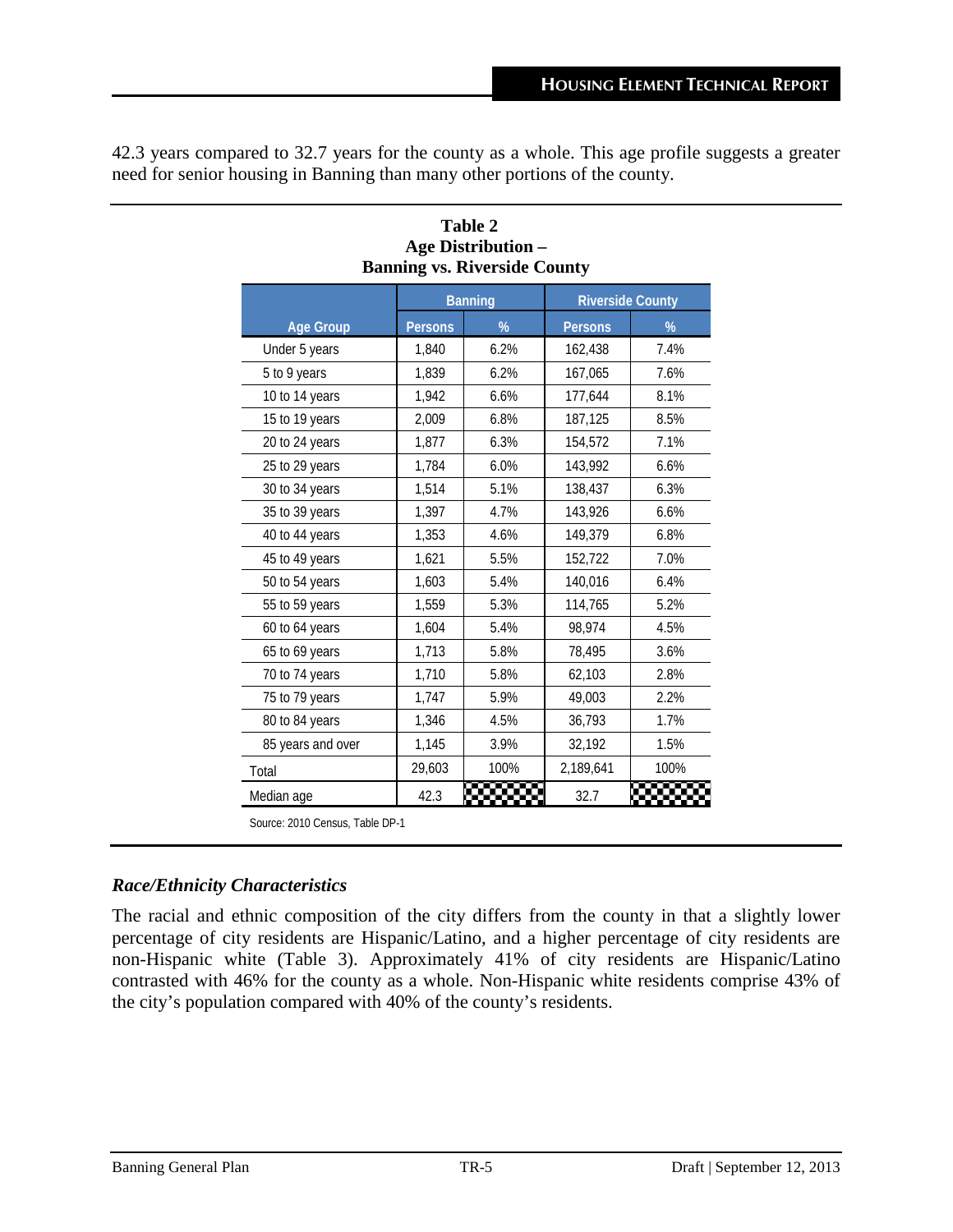42.3 years compared to 32.7 years for the county as a whole. This age profile suggests a greater need for senior housing in Banning than many other portions of the county.

**Table 2**
**Age Distribution –**
**Banning vs. Riverside County**

| Age Group | Banning | | Riverside County | |
|---|---|---|---|---|
| | Persons | % | Persons | % |
| Under 5 years | 1,840 | 6.2% | 162,438 | 7.4% |
| 5 to 9 years | 1,839 | 6.2% | 167,065 | 7.6% |
| 10 to 14 years | 1,942 | 6.6% | 177,644 | 8.1% |
| 15 to 19 years | 2,009 | 6.8% | 187,125 | 8.5% |
| 20 to 24 years | 1,877 | 6.3% | 154,572 | 7.1% |
| 25 to 29 years | 1,784 | 6.0% | 143,992 | 6.6% |
| 30 to 34 years | 1,514 | 5.1% | 138,437 | 6.3% |
| 35 to 39 years | 1,397 | 4.7% | 143,926 | 6.6% |
| 40 to 44 years | 1,353 | 4.6% | 149,379 | 6.8% |
| 45 to 49 years | 1,621 | 5.5% | 152,722 | 7.0% |
| 50 to 54 years | 1,603 | 5.4% | 140,016 | 6.4% |
| 55 to 59 years | 1,559 | 5.3% | 114,765 | 5.2% |
| 60 to 64 years | 1,604 | 5.4% | 98,974 | 4.5% |
| 65 to 69 years | 1,713 | 5.8% | 78,495 | 3.6% |
| 70 to 74 years | 1,710 | 5.8% | 62,103 | 2.8% |
| 75 to 79 years | 1,747 | 5.9% | 49,003 | 2.2% |
| 80 to 84 years | 1,346 | 4.5% | 36,793 | 1.7% |
| 85 years and over | 1,145 | 3.9% | 32,192 | 1.5% |
| Total | 29,603 | 100% | 2,189,641 | 100% |
| Median age | 42.3 | | 32.7 | |

Source: 2010 Census, Table DP-1

### *Race/Ethnicity Characteristics*

The racial and ethnic composition of the city differs from the county in that a slightly lower percentage of city residents are Hispanic/Latino, and a higher percentage of city residents are non-Hispanic white (Table 3). Approximately 41% of city residents are Hispanic/Latino contrasted with 46% for the county as a whole. Non-Hispanic white residents comprise 43% of the city's population compared with 40% of the county's residents.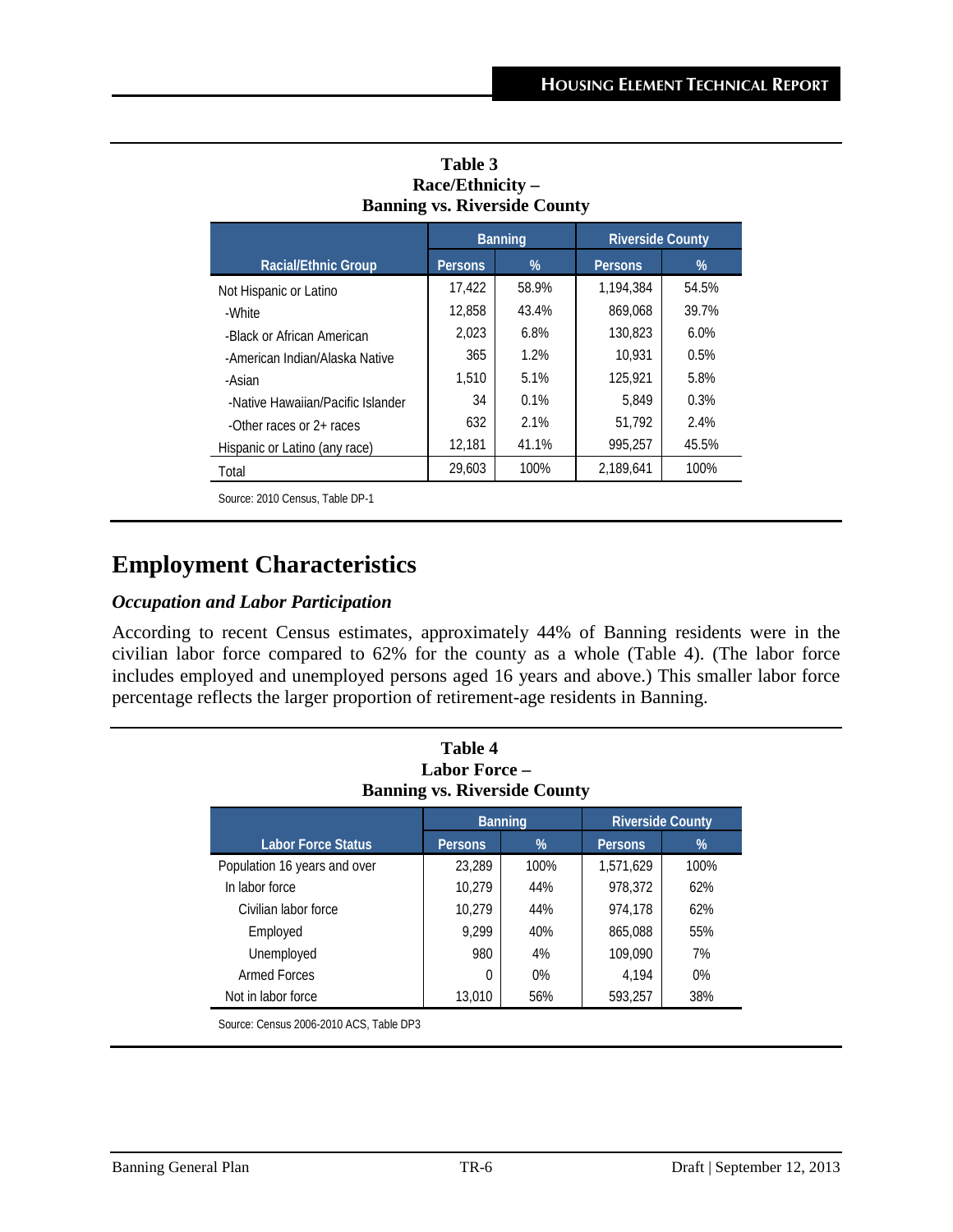**Table 3**
**Race/Ethnicity –**
**Banning vs. Riverside County**

| Racial/Ethnic Group | Banning | | Riverside County | |
|---|---|---|---|---|
| | Persons | % | Persons | % |
| Not Hispanic or Latino | 17,422 | 58.9% | 1,194,384 | 54.5% |
| -White | 12,858 | 43.4% | 869,068 | 39.7% |
| -Black or African American | 2,023 | 6.8% | 130,823 | 6.0% |
| -American Indian/Alaska Native | 365 | 1.2% | 10,931 | 0.5% |
| -Asian | 1,510 | 5.1% | 125,921 | 5.8% |
| -Native Hawaiian/Pacific Islander | 34 | 0.1% | 5,849 | 0.3% |
| -Other races or 2+ races | 632 | 2.1% | 51,792 | 2.4% |
| Hispanic or Latino (any race) | 12,181 | 41.1% | 995,257 | 45.5% |
| Total | 29,603 | 100% | 2,189,641 | 100% |

Source: 2010 Census, Table DP-1

# Employment Characteristics

### *Occupation and Labor Participation*

According to recent Census estimates, approximately 44% of Banning residents were in the civilian labor force compared to 62% for the county as a whole (Table 4). (The labor force includes employed and unemployed persons aged 16 years and above.) This smaller labor force percentage reflects the larger proportion of retirement-age residents in Banning.

**Table 4**
**Labor Force –**
**Banning vs. Riverside County**

| Labor Force Status | Banning | | Riverside County | |
|---|---|---|---|---|
| | Persons | % | Persons | % |
| Population 16 years and over | 23,289 | 100% | 1,571,629 | 100% |
| In labor force | 10,279 | 44% | 978,372 | 62% |
| Civilian labor force | 10,279 | 44% | 974,178 | 62% |
| Employed | 9,299 | 40% | 865,088 | 55% |
| Unemployed | 980 | 4% | 109,090 | 7% |
| Armed Forces | 0 | 0% | 4,194 | 0% |
| Not in labor force | 13,010 | 56% | 593,257 | 38% |

Source: Census 2006-2010 ACS, Table DP3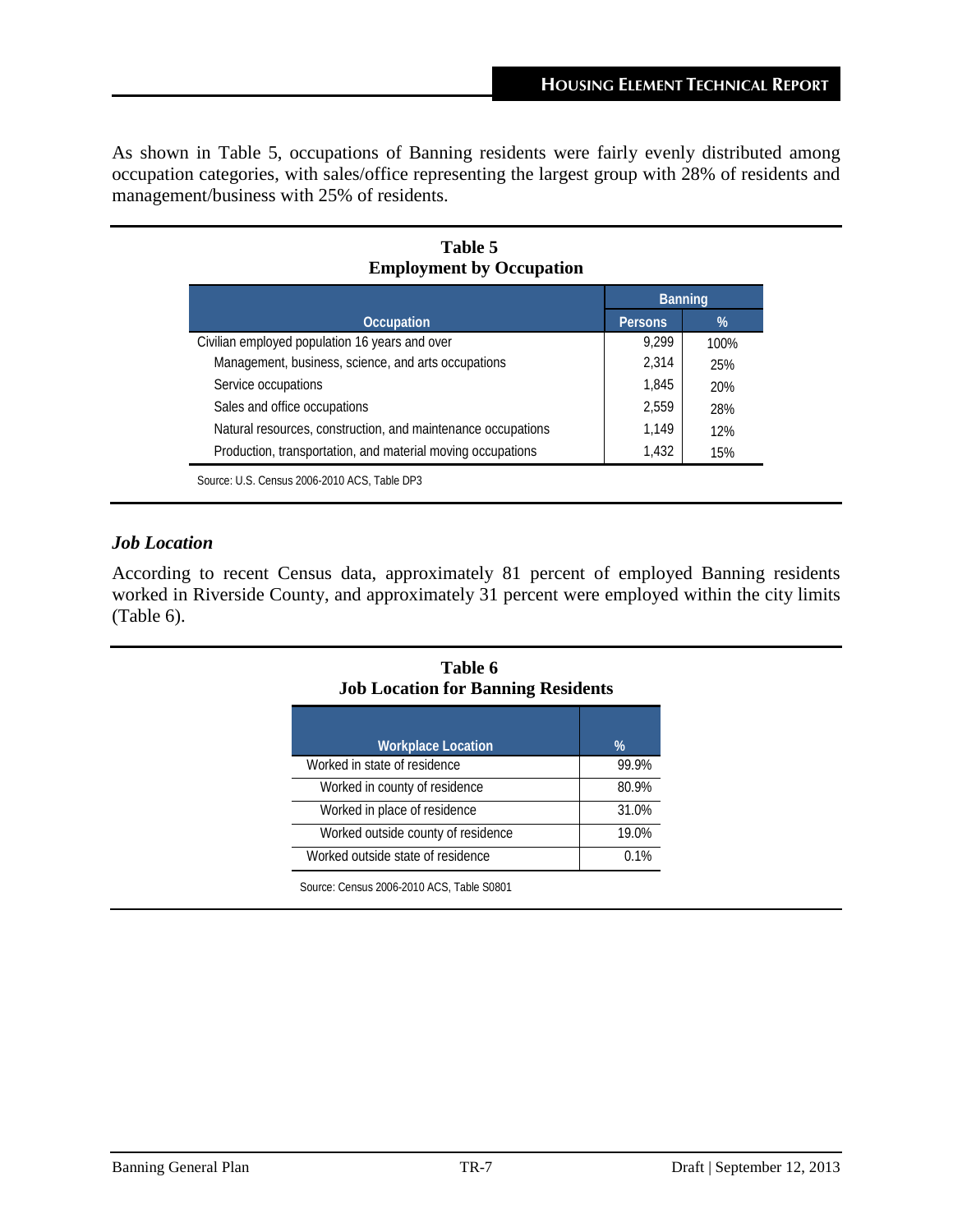As shown in Table 5, occupations of Banning residents were fairly evenly distributed among occupation categories, with sales/office representing the largest group with 28% of residents and management/business with 25% of residents.

**Table 5**
**Employment by Occupation**

| Occupation | Banning | |
|---|---|---|
| | Persons | % |
| Civilian employed population 16 years and over | 9,299 | 100% |
| Management, business, science, and arts occupations | 2,314 | 25% |
| Service occupations | 1,845 | 20% |
| Sales and office occupations | 2,559 | 28% |
| Natural resources, construction, and maintenance occupations | 1,149 | 12% |
| Production, transportation, and material moving occupations | 1,432 | 15% |

Source: U.S. Census 2006-2010 ACS, Table DP3

### *Job Location*

According to recent Census data, approximately 81 percent of employed Banning residents worked in Riverside County, and approximately 31 percent were employed within the city limits (Table 6).

**Table 6**
**Job Location for Banning Residents**

| Workplace Location | % |
|---|---|
| Worked in state of residence | 99.9% |
| Worked in county of residence | 80.9% |
| Worked in place of residence | 31.0% |
| Worked outside county of residence | 19.0% |
| Worked outside state of residence | 0.1% |

Source: Census 2006-2010 ACS, Table S0801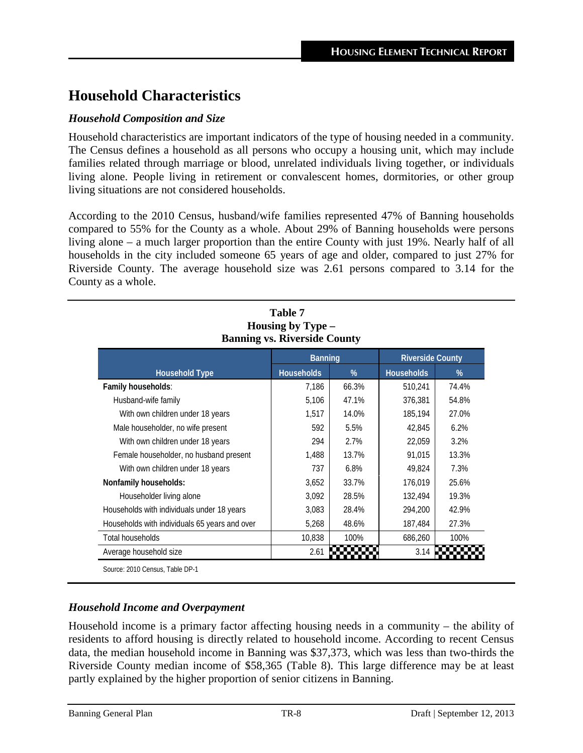# Household Characteristics

### *Household Composition and Size*

Household characteristics are important indicators of the type of housing needed in a community. The Census defines a household as all persons who occupy a housing unit, which may include families related through marriage or blood, unrelated individuals living together, or individuals living alone. People living in retirement or convalescent homes, dormitories, or other group living situations are not considered households.

According to the 2010 Census, husband/wife families represented 47% of Banning households compared to 55% for the County as a whole. About 29% of Banning households were persons living alone – a much larger proportion than the entire County with just 19%. Nearly half of all households in the city included someone 65 years of age and older, compared to just 27% for Riverside County. The average household size was 2.61 persons compared to 3.14 for the County as a whole.

**Table 7**
**Housing by Type –**
**Banning vs. Riverside County**

| Household Type | Banning | | Riverside County | |
|---|---|---|---|---|
| | Households | % | Households | % |
| **Family households**: | 7,186 | 66.3% | 510,241 | 74.4% |
| Husband-wife family | 5,106 | 47.1% | 376,381 | 54.8% |
| With own children under 18 years | 1,517 | 14.0% | 185,194 | 27.0% |
| Male householder, no wife present | 592 | 5.5% | 42,845 | 6.2% |
| With own children under 18 years | 294 | 2.7% | 22,059 | 3.2% |
| Female householder, no husband present | 1,488 | 13.7% | 91,015 | 13.3% |
| With own children under 18 years | 737 | 6.8% | 49,824 | 7.3% |
| **Nonfamily households:** | 3,652 | 33.7% | 176,019 | 25.6% |
| Householder living alone | 3,092 | 28.5% | 132,494 | 19.3% |
| Households with individuals under 18 years | 3,083 | 28.4% | 294,200 | 42.9% |
| Households with individuals 65 years and over | 5,268 | 48.6% | 187,484 | 27.3% |
| Total households | 10,838 | 100% | 686,260 | 100% |
| Average household size | 2.61 | | 3.14 | |

Source: 2010 Census, Table DP-1

### *Household Income and Overpayment*

Household income is a primary factor affecting housing needs in a community – the ability of residents to afford housing is directly related to household income. According to recent Census data, the median household income in Banning was $37,373, which was less than two-thirds the Riverside County median income of $58,365 (Table 8). This large difference may be at least partly explained by the higher proportion of senior citizens in Banning.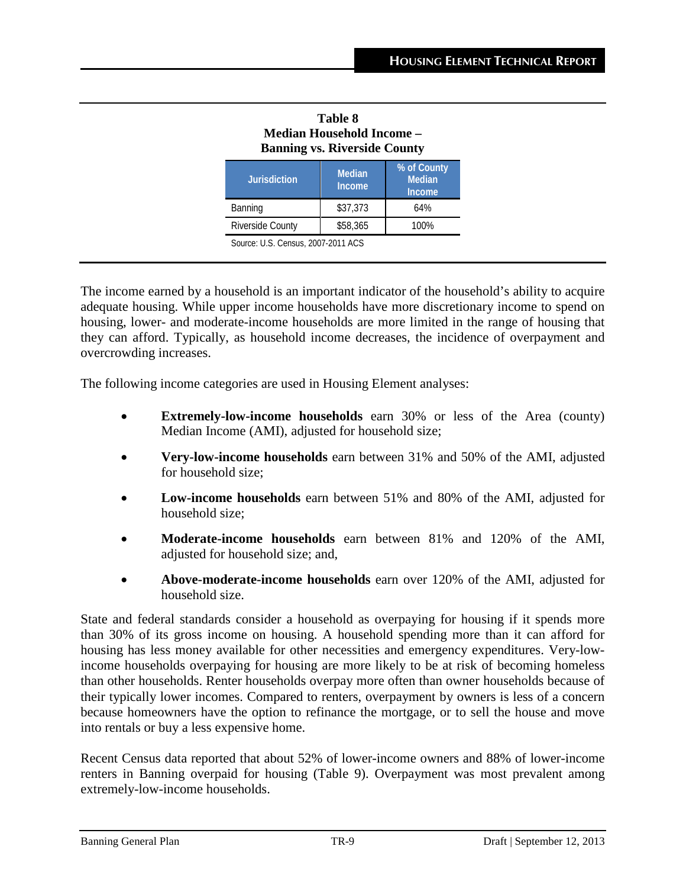**Table 8**
**Median Household Income –**
**Banning vs. Riverside County**

| Jurisdiction | Median Income | % of County Median Income |
|---|---|---|
| Banning | $37,373 | 64% |
| Riverside County | $58,365 | 100% |

Source: U.S. Census, 2007-2011 ACS

The income earned by a household is an important indicator of the household's ability to acquire adequate housing. While upper income households have more discretionary income to spend on housing, lower- and moderate-income households are more limited in the range of housing that they can afford. Typically, as household income decreases, the incidence of overpayment and overcrowding increases.

The following income categories are used in Housing Element analyses:

- **Extremely-low-income households** earn 30% or less of the Area (county) Median Income (AMI), adjusted for household size;
- **Very-low-income households** earn between 31% and 50% of the AMI, adjusted for household size;
- **Low-income households** earn between 51% and 80% of the AMI, adjusted for household size;
- **Moderate-income households** earn between 81% and 120% of the AMI, adjusted for household size; and,
- **Above-moderate-income households** earn over 120% of the AMI, adjusted for household size.

State and federal standards consider a household as overpaying for housing if it spends more than 30% of its gross income on housing. A household spending more than it can afford for housing has less money available for other necessities and emergency expenditures. Very-low-income households overpaying for housing are more likely to be at risk of becoming homeless than other households. Renter households overpay more often than owner households because of their typically lower incomes. Compared to renters, overpayment by owners is less of a concern because homeowners have the option to refinance the mortgage, or to sell the house and move into rentals or buy a less expensive home.

Recent Census data reported that about 52% of lower-income owners and 88% of lower-income renters in Banning overpaid for housing (Table 9). Overpayment was most prevalent among extremely-low-income households.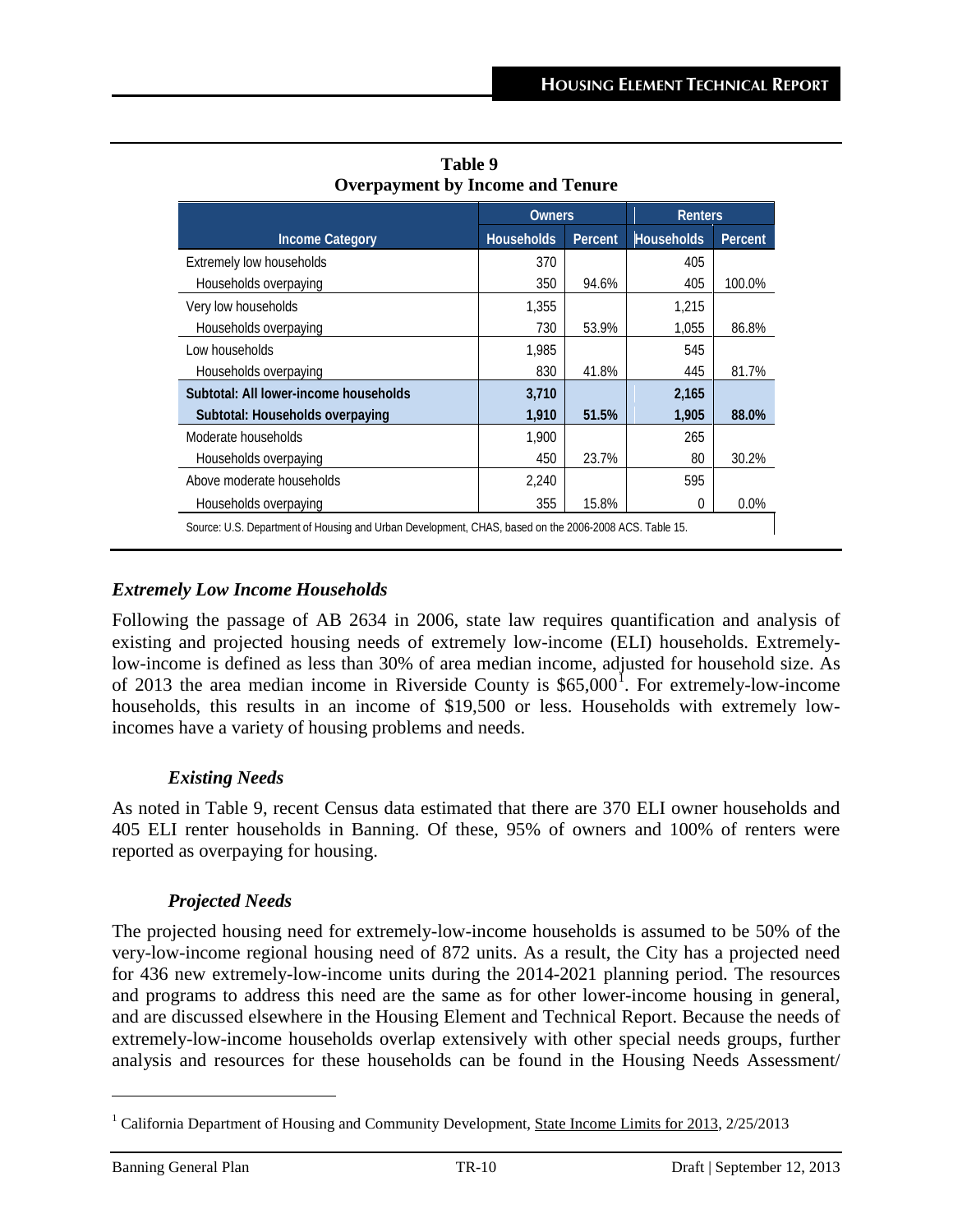**Table 9**
**Overpayment by Income and Tenure**

| Income Category | Owners | | Renters | |
|---|---|---|---|---|
| | Households | Percent | Households | Percent |
| Extremely low households | 370 | | 405 | |
| Households overpaying | 350 | 94.6% | 405 | 100.0% |
| Very low households | 1,355 | | 1,215 | |
| Households overpaying | 730 | 53.9% | 1,055 | 86.8% |
| Low households | 1,985 | | 545 | |
| Households overpaying | 830 | 41.8% | 445 | 81.7% |
| **Subtotal: All lower-income households** | **3,710** | | **2,165** | |
| **Subtotal: Households overpaying** | **1,910** | **51.5%** | **1,905** | **88.0%** |
| Moderate households | 1,900 | | 265 | |
| Households overpaying | 450 | 23.7% | 80 | 30.2% |
| Above moderate households | 2,240 | | 595 | |
| Households overpaying | 355 | 15.8% | 0 | 0.0% |

Source: U.S. Department of Housing and Urban Development, CHAS, based on the 2006-2008 ACS. Table 15.

### *Extremely Low Income Households*

Following the passage of AB 2634 in 2006, state law requires quantification and analysis of existing and projected housing needs of extremely low-income (ELI) households. Extremely-low-income is defined as less than 30% of area median income, adjusted for household size. As of 2013 the area median income in Riverside County is $65,000[1]. For extremely-low-income households, this results in an income of $19,500 or less. Households with extremely low-incomes have a variety of housing problems and needs.

#### *Existing Needs*

As noted in Table 9, recent Census data estimated that there are 370 ELI owner households and 405 ELI renter households in Banning. Of these, 95% of owners and 100% of renters were reported as overpaying for housing.

#### *Projected Needs*

The projected housing need for extremely-low-income households is assumed to be 50% of the very-low-income regional housing need of 872 units. As a result, the City has a projected need for 436 new extremely-low-income units during the 2014-2021 planning period. The resources and programs to address this need are the same as for other lower-income housing in general, and are discussed elsewhere in the Housing Element and Technical Report. Because the needs of extremely-low-income households overlap extensively with other special needs groups, further analysis and resources for these households can be found in the Housing Needs Assessment/

---

[1] California Department of Housing and Community Development, State Income Limits for 2013, 2/25/2013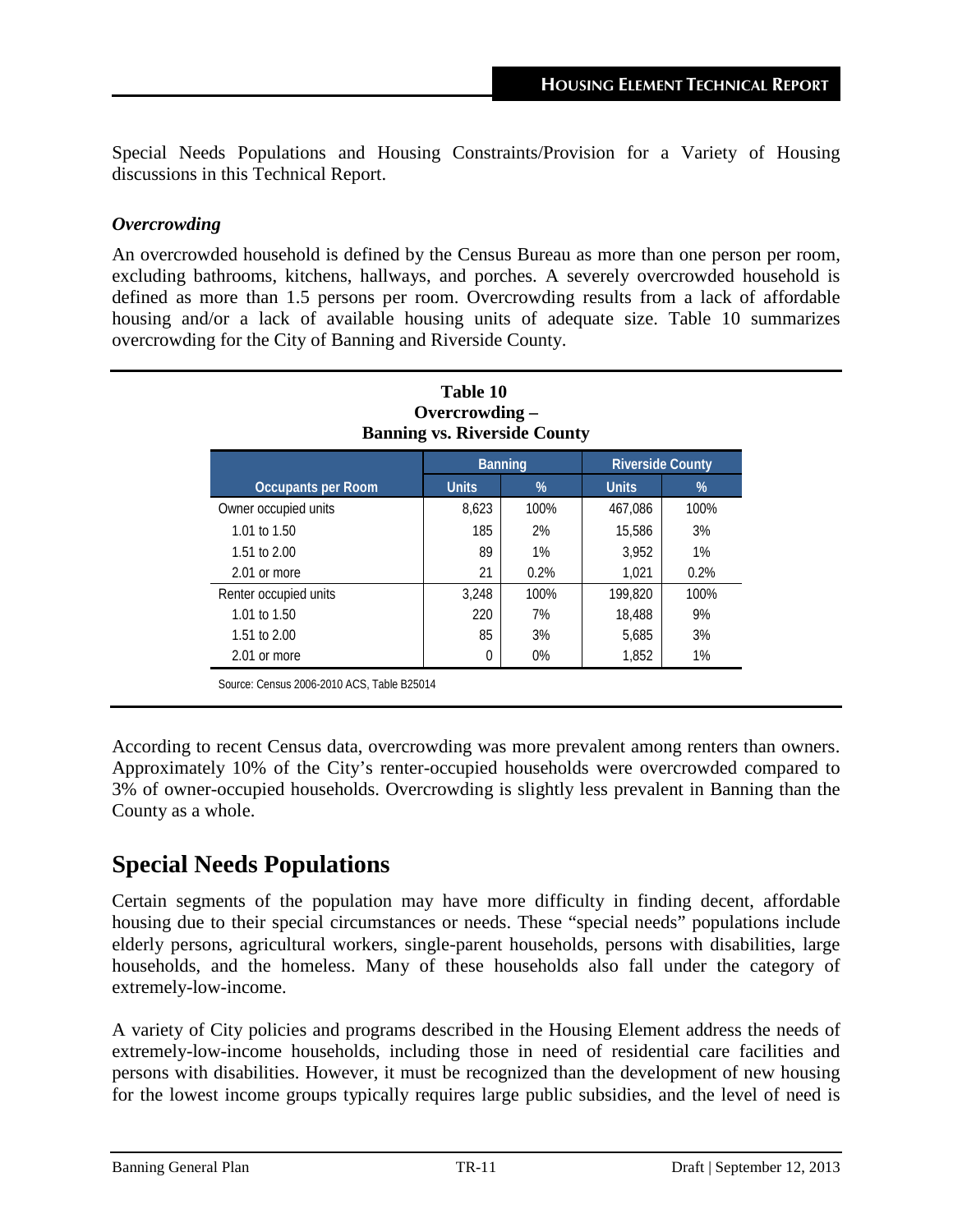Special Needs Populations and Housing Constraints/Provision for a Variety of Housing discussions in this Technical Report.

### *Overcrowding*

An overcrowded household is defined by the Census Bureau as more than one person per room, excluding bathrooms, kitchens, hallways, and porches. A severely overcrowded household is defined as more than 1.5 persons per room. Overcrowding results from a lack of affordable housing and/or a lack of available housing units of adequate size. Table 10 summarizes overcrowding for the City of Banning and Riverside County.

**Table 10**
**Overcrowding –**
**Banning vs. Riverside County**

| | Banning | | Riverside County | |
|---|---|---|---|---|
| Occupants per Room | Units | % | Units | % |
| Owner occupied units | 8,623 | 100% | 467,086 | 100% |
| 1.01 to 1.50 | 185 | 2% | 15,586 | 3% |
| 1.51 to 2.00 | 89 | 1% | 3,952 | 1% |
| 2.01 or more | 21 | 0.2% | 1,021 | 0.2% |
| Renter occupied units | 3,248 | 100% | 199,820 | 100% |
| 1.01 to 1.50 | 220 | 7% | 18,488 | 9% |
| 1.51 to 2.00 | 85 | 3% | 5,685 | 3% |
| 2.01 or more | 0 | 0% | 1,852 | 1% |

Source: Census 2006-2010 ACS, Table B25014

According to recent Census data, overcrowding was more prevalent among renters than owners. Approximately 10% of the City's renter-occupied households were overcrowded compared to 3% of owner-occupied households. Overcrowding is slightly less prevalent in Banning than the County as a whole.

## Special Needs Populations

Certain segments of the population may have more difficulty in finding decent, affordable housing due to their special circumstances or needs. These "special needs" populations include elderly persons, agricultural workers, single-parent households, persons with disabilities, large households, and the homeless. Many of these households also fall under the category of extremely-low-income.

A variety of City policies and programs described in the Housing Element address the needs of extremely-low-income households, including those in need of residential care facilities and persons with disabilities. However, it must be recognized than the development of new housing for the lowest income groups typically requires large public subsidies, and the level of need is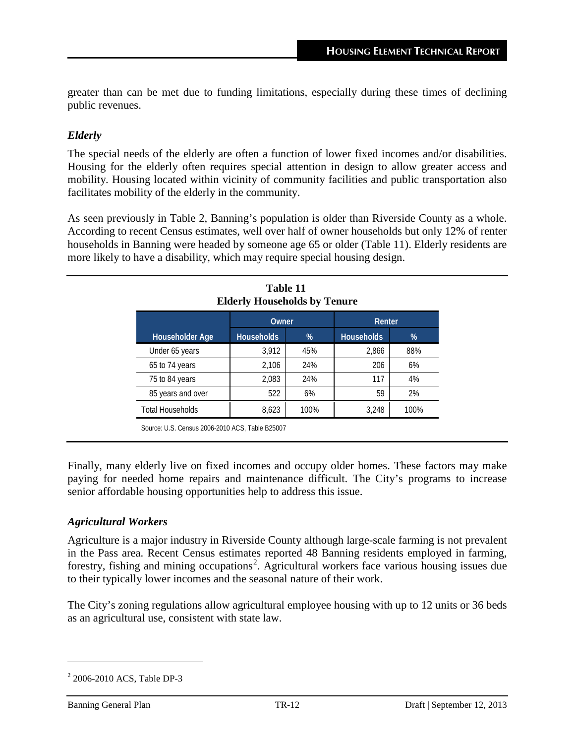greater than can be met due to funding limitations, especially during these times of declining public revenues.

### *Elderly*

The special needs of the elderly are often a function of lower fixed incomes and/or disabilities. Housing for the elderly often requires special attention in design to allow greater access and mobility. Housing located within vicinity of community facilities and public transportation also facilitates mobility of the elderly in the community.

As seen previously in Table 2, Banning's population is older than Riverside County as a whole. According to recent Census estimates, well over half of owner households but only 12% of renter households in Banning were headed by someone age 65 or older (Table 11). Elderly residents are more likely to have a disability, which may require special housing design.

**Table 11**
**Elderly Households by Tenure**

| | Owner | | Renter | |
|---|---|---|---|---|
| Householder Age | Households | % | Households | % |
| Under 65 years | 3,912 | 45% | 2,866 | 88% |
| 65 to 74 years | 2,106 | 24% | 206 | 6% |
| 75 to 84 years | 2,083 | 24% | 117 | 4% |
| 85 years and over | 522 | 6% | 59 | 2% |
| Total Households | 8,623 | 100% | 3,248 | 100% |

Source: U.S. Census 2006-2010 ACS, Table B25007

Finally, many elderly live on fixed incomes and occupy older homes. These factors may make paying for needed home repairs and maintenance difficult. The City's programs to increase senior affordable housing opportunities help to address this issue.

### *Agricultural Workers*

Agriculture is a major industry in Riverside County although large-scale farming is not prevalent in the Pass area. Recent Census estimates reported 48 Banning residents employed in farming, forestry, fishing and mining occupations[2]. Agricultural workers face various housing issues due to their typically lower incomes and the seasonal nature of their work.

The City's zoning regulations allow agricultural employee housing with up to 12 units or 36 beds as an agricultural use, consistent with state law.

[2] 2006-2010 ACS, Table DP-3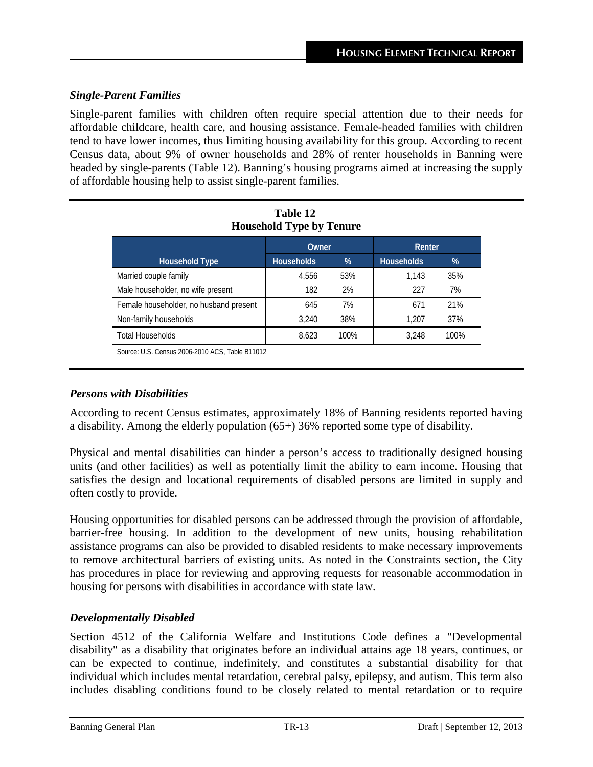### *Single-Parent Families*

Single-parent families with children often require special attention due to their needs for affordable childcare, health care, and housing assistance. Female-headed families with children tend to have lower incomes, thus limiting housing availability for this group. According to recent Census data, about 9% of owner households and 28% of renter households in Banning were headed by single-parents (Table 12). Banning's housing programs aimed at increasing the supply of affordable housing help to assist single-parent families.

**Table 12**
**Household Type by Tenure**

| Household Type | Owner | | Renter | |
|---|---|---|---|---|
| | Households | % | Households | % |
| Married couple family | 4,556 | 53% | 1,143 | 35% |
| Male householder, no wife present | 182 | 2% | 227 | 7% |
| Female householder, no husband present | 645 | 7% | 671 | 21% |
| Non-family households | 3,240 | 38% | 1,207 | 37% |
| Total Households | 8,623 | 100% | 3,248 | 100% |

Source: U.S. Census 2006-2010 ACS, Table B11012

### *Persons with Disabilities*

According to recent Census estimates, approximately 18% of Banning residents reported having a disability. Among the elderly population (65+) 36% reported some type of disability.

Physical and mental disabilities can hinder a person's access to traditionally designed housing units (and other facilities) as well as potentially limit the ability to earn income. Housing that satisfies the design and locational requirements of disabled persons are limited in supply and often costly to provide.

Housing opportunities for disabled persons can be addressed through the provision of affordable, barrier-free housing. In addition to the development of new units, housing rehabilitation assistance programs can also be provided to disabled residents to make necessary improvements to remove architectural barriers of existing units. As noted in the Constraints section, the City has procedures in place for reviewing and approving requests for reasonable accommodation in housing for persons with disabilities in accordance with state law.

### *Developmentally Disabled*

Section 4512 of the California Welfare and Institutions Code defines a "Developmental disability" as a disability that originates before an individual attains age 18 years, continues, or can be expected to continue, indefinitely, and constitutes a substantial disability for that individual which includes mental retardation, cerebral palsy, epilepsy, and autism. This term also includes disabling conditions found to be closely related to mental retardation or to require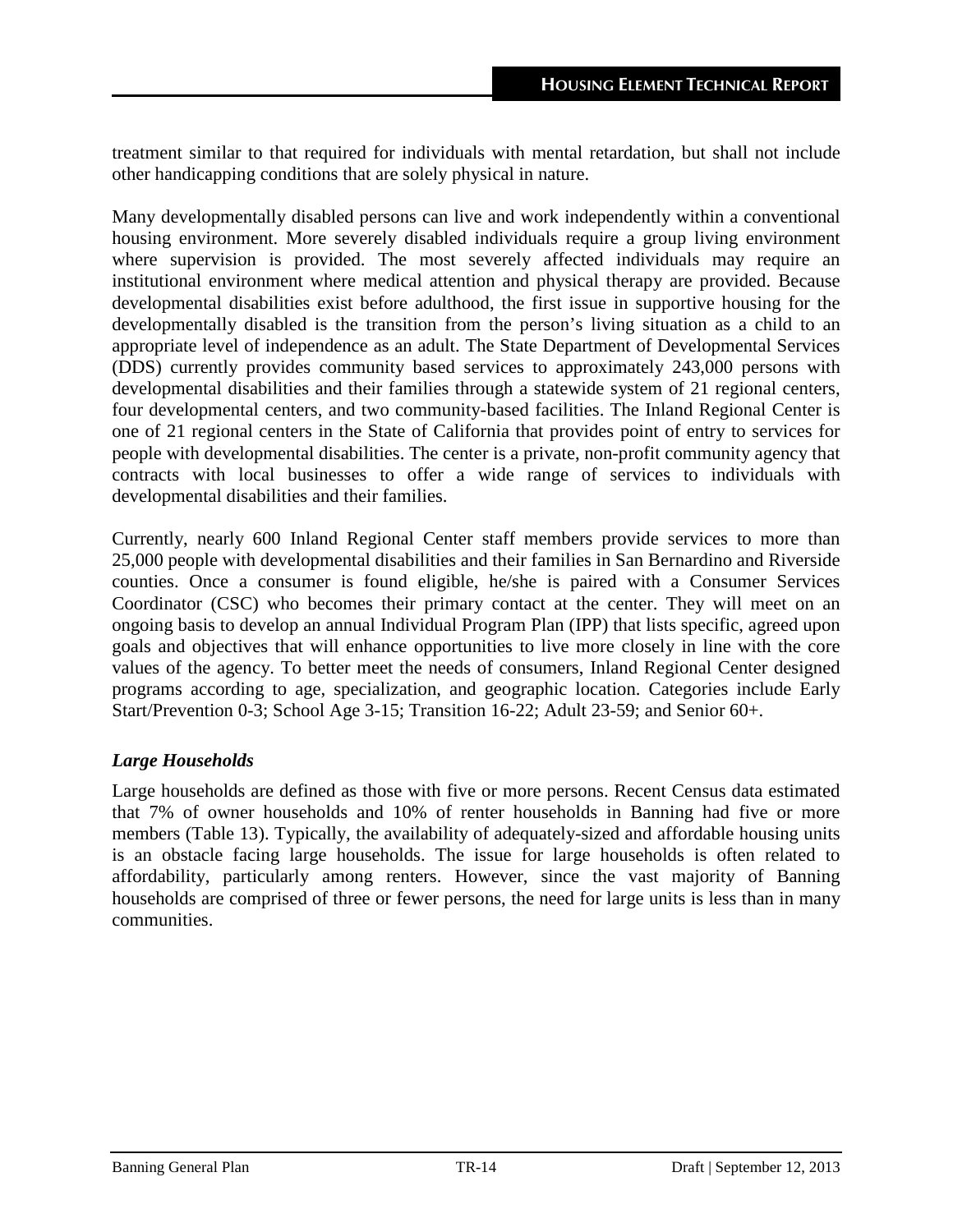treatment similar to that required for individuals with mental retardation, but shall not include other handicapping conditions that are solely physical in nature.

Many developmentally disabled persons can live and work independently within a conventional housing environment. More severely disabled individuals require a group living environment where supervision is provided. The most severely affected individuals may require an institutional environment where medical attention and physical therapy are provided. Because developmental disabilities exist before adulthood, the first issue in supportive housing for the developmentally disabled is the transition from the person's living situation as a child to an appropriate level of independence as an adult. The State Department of Developmental Services (DDS) currently provides community based services to approximately 243,000 persons with developmental disabilities and their families through a statewide system of 21 regional centers, four developmental centers, and two community-based facilities. The Inland Regional Center is one of 21 regional centers in the State of California that provides point of entry to services for people with developmental disabilities. The center is a private, non-profit community agency that contracts with local businesses to offer a wide range of services to individuals with developmental disabilities and their families.

Currently, nearly 600 Inland Regional Center staff members provide services to more than 25,000 people with developmental disabilities and their families in San Bernardino and Riverside counties. Once a consumer is found eligible, he/she is paired with a Consumer Services Coordinator (CSC) who becomes their primary contact at the center. They will meet on an ongoing basis to develop an annual Individual Program Plan (IPP) that lists specific, agreed upon goals and objectives that will enhance opportunities to live more closely in line with the core values of the agency. To better meet the needs of consumers, Inland Regional Center designed programs according to age, specialization, and geographic location. Categories include Early Start/Prevention 0-3; School Age 3-15; Transition 16-22; Adult 23-59; and Senior 60+.

### *Large Households*

Large households are defined as those with five or more persons. Recent Census data estimated that 7% of owner households and 10% of renter households in Banning had five or more members (Table 13). Typically, the availability of adequately-sized and affordable housing units is an obstacle facing large households. The issue for large households is often related to affordability, particularly among renters. However, since the vast majority of Banning households are comprised of three or fewer persons, the need for large units is less than in many communities.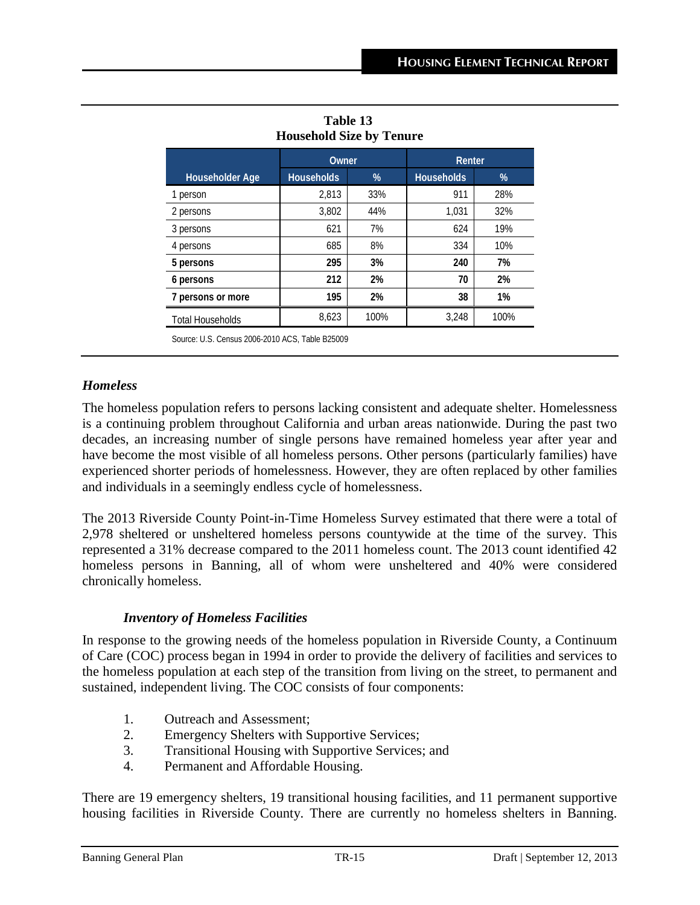**Table 13**
**Household Size by Tenure**

| Householder Age | Owner | | Renter | |
|---|---|---|---|---|
| | Households | % | Households | % |
| 1 person | 2,813 | 33% | 911 | 28% |
| 2 persons | 3,802 | 44% | 1,031 | 32% |
| 3 persons | 621 | 7% | 624 | 19% |
| 4 persons | 685 | 8% | 334 | 10% |
| **5 persons** | **295** | **3%** | **240** | **7%** |
| **6 persons** | **212** | **2%** | **70** | **2%** |
| **7 persons or more** | **195** | **2%** | **38** | **1%** |
| Total Households | 8,623 | 100% | 3,248 | 100% |

Source: U.S. Census 2006-2010 ACS, Table B25009

### *Homeless*

The homeless population refers to persons lacking consistent and adequate shelter. Homelessness is a continuing problem throughout California and urban areas nationwide. During the past two decades, an increasing number of single persons have remained homeless year after year and have become the most visible of all homeless persons. Other persons (particularly families) have experienced shorter periods of homelessness. However, they are often replaced by other families and individuals in a seemingly endless cycle of homelessness.

The 2013 Riverside County Point-in-Time Homeless Survey estimated that there were a total of 2,978 sheltered or unsheltered homeless persons countywide at the time of the survey. This represented a 31% decrease compared to the 2011 homeless count. The 2013 count identified 42 homeless persons in Banning, all of whom were unsheltered and 40% were considered chronically homeless.

#### *Inventory of Homeless Facilities*

In response to the growing needs of the homeless population in Riverside County, a Continuum of Care (COC) process began in 1994 in order to provide the delivery of facilities and services to the homeless population at each step of the transition from living on the street, to permanent and sustained, independent living. The COC consists of four components:

1. Outreach and Assessment;
2. Emergency Shelters with Supportive Services;
3. Transitional Housing with Supportive Services; and
4. Permanent and Affordable Housing.

There are 19 emergency shelters, 19 transitional housing facilities, and 11 permanent supportive housing facilities in Riverside County. There are currently no homeless shelters in Banning.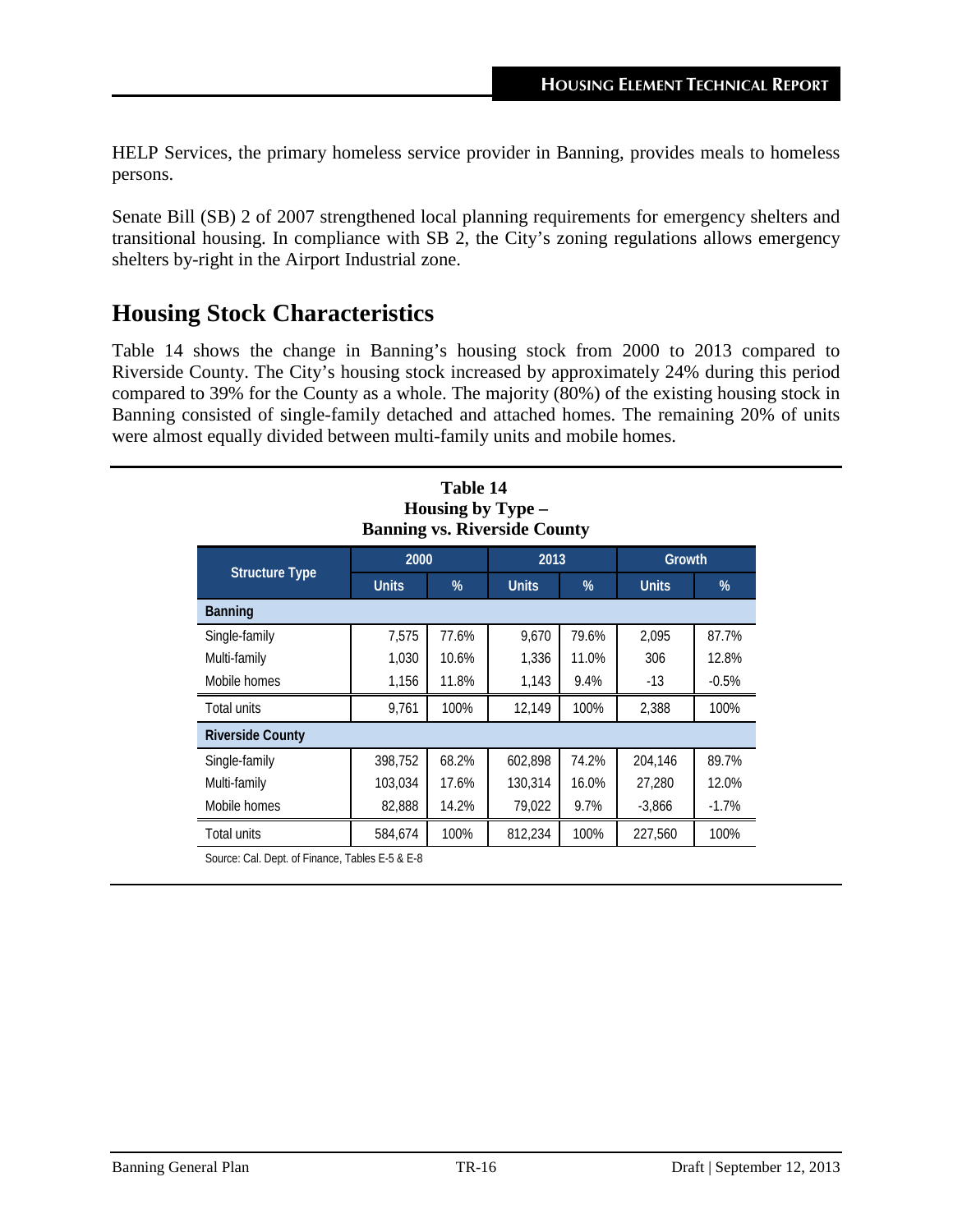HELP Services, the primary homeless service provider in Banning, provides meals to homeless persons.

Senate Bill (SB) 2 of 2007 strengthened local planning requirements for emergency shelters and transitional housing. In compliance with SB 2, the City's zoning regulations allows emergency shelters by-right in the Airport Industrial zone.

## Housing Stock Characteristics

Table 14 shows the change in Banning's housing stock from 2000 to 2013 compared to Riverside County. The City's housing stock increased by approximately 24% during this period compared to 39% for the County as a whole. The majority (80%) of the existing housing stock in Banning consisted of single-family detached and attached homes. The remaining 20% of units were almost equally divided between multi-family units and mobile homes.

**Table 14**
**Housing by Type –**
**Banning vs. Riverside County**

| Structure Type | 2000 | | 2013 | | Growth | |
|---|---|---|---|---|---|---|
| | Units | % | Units | % | Units | % |
| **Banning** | | | | | | |
| Single-family | 7,575 | 77.6% | 9,670 | 79.6% | 2,095 | 87.7% |
| Multi-family | 1,030 | 10.6% | 1,336 | 11.0% | 306 | 12.8% |
| Mobile homes | 1,156 | 11.8% | 1,143 | 9.4% | -13 | -0.5% |
| Total units | 9,761 | 100% | 12,149 | 100% | 2,388 | 100% |
| **Riverside County** | | | | | | |
| Single-family | 398,752 | 68.2% | 602,898 | 74.2% | 204,146 | 89.7% |
| Multi-family | 103,034 | 17.6% | 130,314 | 16.0% | 27,280 | 12.0% |
| Mobile homes | 82,888 | 14.2% | 79,022 | 9.7% | -3,866 | -1.7% |
| Total units | 584,674 | 100% | 812,234 | 100% | 227,560 | 100% |

Source: Cal. Dept. of Finance, Tables E-5 & E-8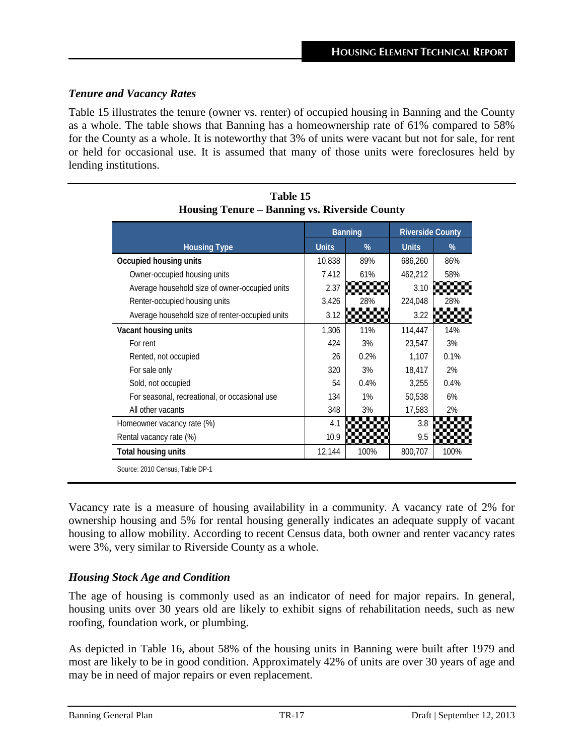### *Tenure and Vacancy Rates*

Table 15 illustrates the tenure (owner vs. renter) of occupied housing in Banning and the County as a whole. The table shows that Banning has a homeownership rate of 61% compared to 58% for the County as a whole. It is noteworthy that 3% of units were vacant but not for sale, for rent or held for occasional use. It is assumed that many of those units were foreclosures held by lending institutions.

**Table 15**
**Housing Tenure – Banning vs. Riverside County**

| Housing Type | Banning | | Riverside County | |
|---|---|---|---|---|
| | Units | % | Units | % |
| **Occupied housing units** | 10,838 | 89% | 686,260 | 86% |
| Owner-occupied housing units | 7,412 | 61% | 462,212 | 58% |
| Average household size of owner-occupied units | 2.37 | | 3.10 | |
| Renter-occupied housing units | 3,426 | 28% | 224,048 | 28% |
| Average household size of renter-occupied units | 3.12 | | 3.22 | |
| **Vacant housing units** | 1,306 | 11% | 114,447 | 14% |
| For rent | 424 | 3% | 23,547 | 3% |
| Rented, not occupied | 26 | 0.2% | 1,107 | 0.1% |
| For sale only | 320 | 3% | 18,417 | 2% |
| Sold, not occupied | 54 | 0.4% | 3,255 | 0.4% |
| For seasonal, recreational, or occasional use | 134 | 1% | 50,538 | 6% |
| All other vacants | 348 | 3% | 17,583 | 2% |
| Homeowner vacancy rate (%) | 4.1 | | 3.8 | |
| Rental vacancy rate (%) | 10.9 | | 9.5 | |
| **Total housing units** | 12,144 | 100% | 800,707 | 100% |

Source: 2010 Census, Table DP-1

Vacancy rate is a measure of housing availability in a community. A vacancy rate of 2% for ownership housing and 5% for rental housing generally indicates an adequate supply of vacant housing to allow mobility. According to recent Census data, both owner and renter vacancy rates were 3%, very similar to Riverside County as a whole.

### *Housing Stock Age and Condition*

The age of housing is commonly used as an indicator of need for major repairs. In general, housing units over 30 years old are likely to exhibit signs of rehabilitation needs, such as new roofing, foundation work, or plumbing.

As depicted in Table 16, about 58% of the housing units in Banning were built after 1979 and most are likely to be in good condition. Approximately 42% of units are over 30 years of age and may be in need of major repairs or even replacement.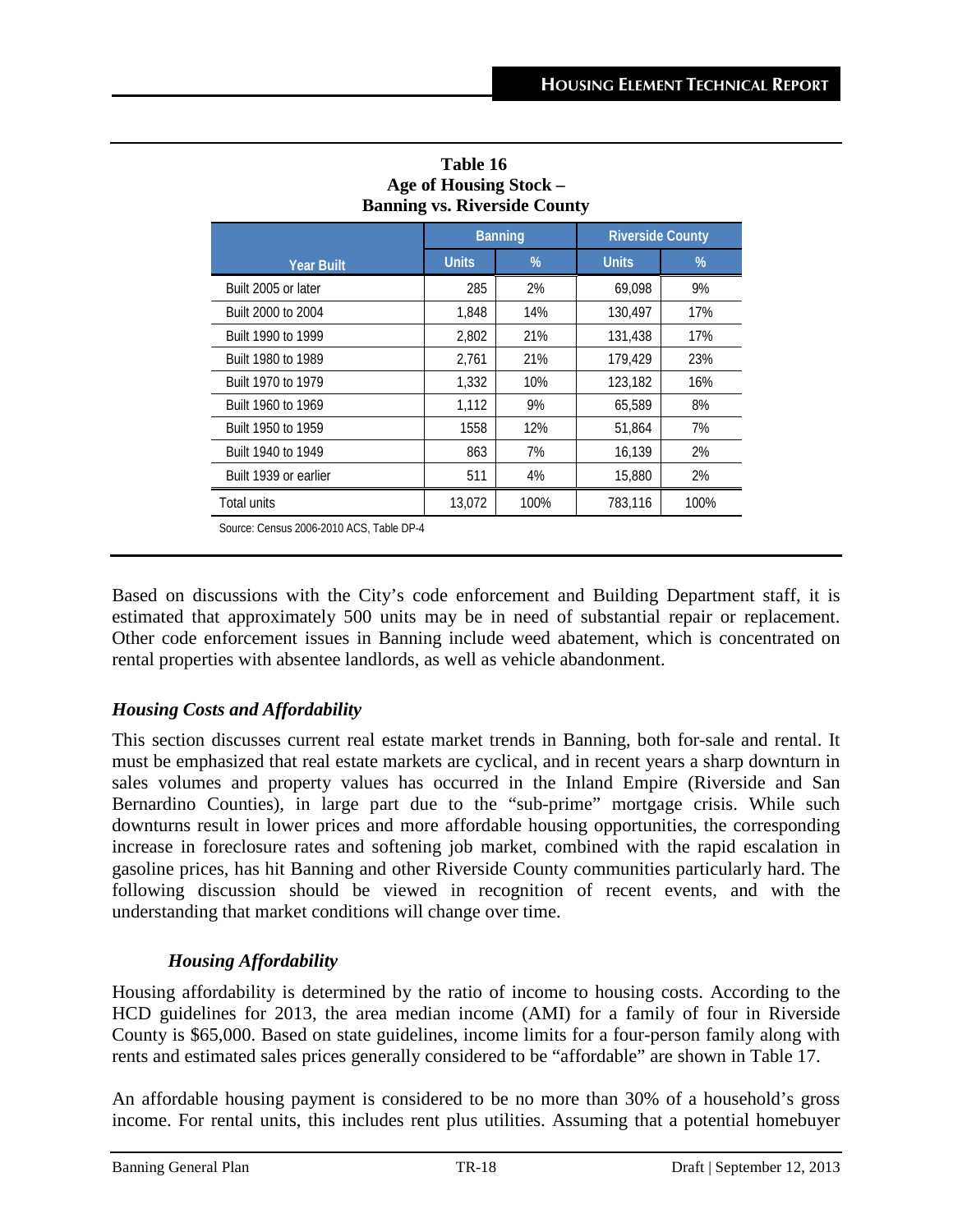**Table 16**
**Age of Housing Stock –**
**Banning vs. Riverside County**

| Year Built | Banning | | Riverside County | |
|---|---|---|---|---|
| | Units | % | Units | % |
| Built 2005 or later | 285 | 2% | 69,098 | 9% |
| Built 2000 to 2004 | 1,848 | 14% | 130,497 | 17% |
| Built 1990 to 1999 | 2,802 | 21% | 131,438 | 17% |
| Built 1980 to 1989 | 2,761 | 21% | 179,429 | 23% |
| Built 1970 to 1979 | 1,332 | 10% | 123,182 | 16% |
| Built 1960 to 1969 | 1,112 | 9% | 65,589 | 8% |
| Built 1950 to 1959 | 1558 | 12% | 51,864 | 7% |
| Built 1940 to 1949 | 863 | 7% | 16,139 | 2% |
| Built 1939 or earlier | 511 | 4% | 15,880 | 2% |
| Total units | 13,072 | 100% | 783,116 | 100% |

Source: Census 2006-2010 ACS, Table DP-4

Based on discussions with the City's code enforcement and Building Department staff, it is estimated that approximately 500 units may be in need of substantial repair or replacement. Other code enforcement issues in Banning include weed abatement, which is concentrated on rental properties with absentee landlords, as well as vehicle abandonment.

### *Housing Costs and Affordability*

This section discusses current real estate market trends in Banning, both for-sale and rental. It must be emphasized that real estate markets are cyclical, and in recent years a sharp downturn in sales volumes and property values has occurred in the Inland Empire (Riverside and San Bernardino Counties), in large part due to the "sub-prime" mortgage crisis. While such downturns result in lower prices and more affordable housing opportunities, the corresponding increase in foreclosure rates and softening job market, combined with the rapid escalation in gasoline prices, has hit Banning and other Riverside County communities particularly hard. The following discussion should be viewed in recognition of recent events, and with the understanding that market conditions will change over time.

#### *Housing Affordability*

Housing affordability is determined by the ratio of income to housing costs. According to the HCD guidelines for 2013, the area median income (AMI) for a family of four in Riverside County is $65,000. Based on state guidelines, income limits for a four-person family along with rents and estimated sales prices generally considered to be "affordable" are shown in Table 17.

An affordable housing payment is considered to be no more than 30% of a household's gross income. For rental units, this includes rent plus utilities. Assuming that a potential homebuyer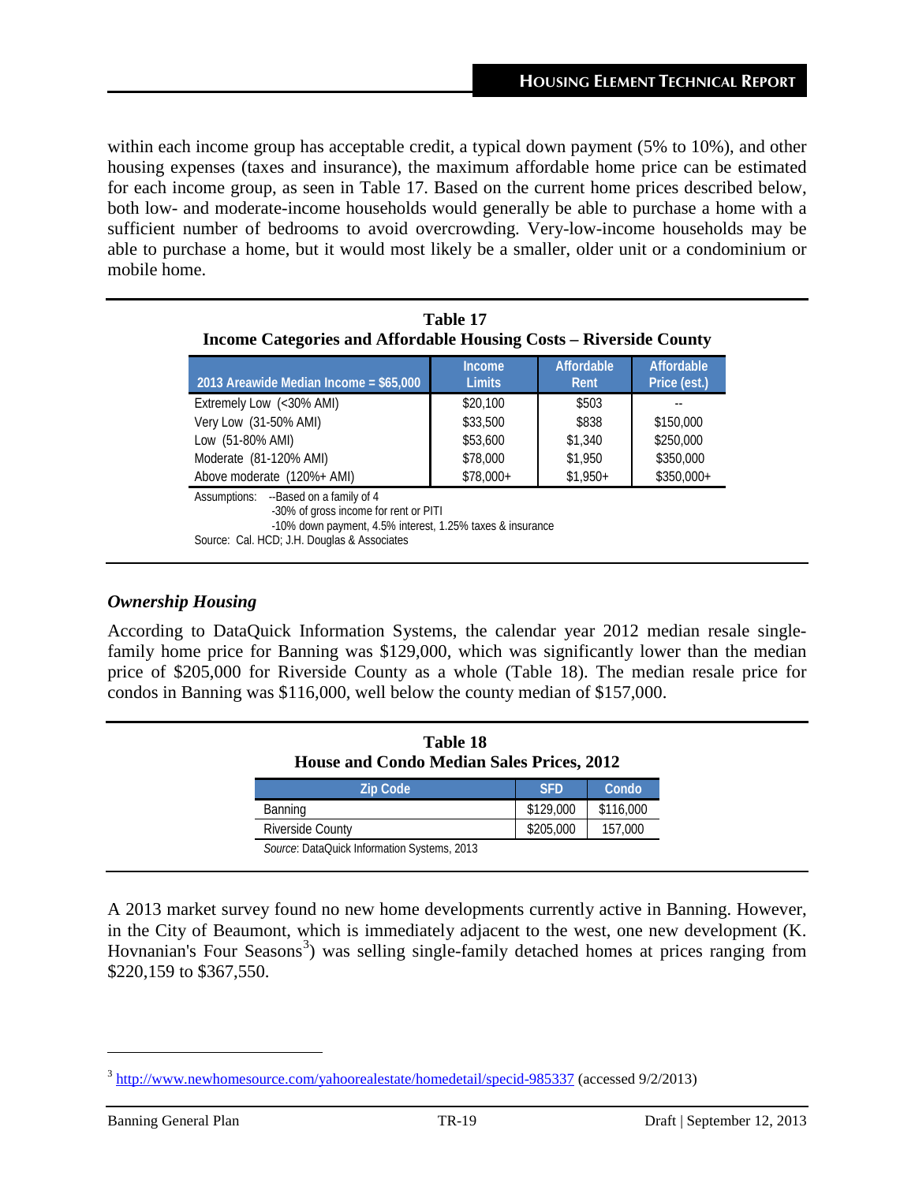within each income group has acceptable credit, a typical down payment (5% to 10%), and other housing expenses (taxes and insurance), the maximum affordable home price can be estimated for each income group, as seen in Table 17. Based on the current home prices described below, both low- and moderate-income households would generally be able to purchase a home with a sufficient number of bedrooms to avoid overcrowding. Very-low-income households may be able to purchase a home, but it would most likely be a smaller, older unit or a condominium or mobile home.

**Table 17**
**Income Categories and Affordable Housing Costs – Riverside County**

| 2013 Areawide Median Income = $65,000 | Income Limits | Affordable Rent | Affordable Price (est.) |
|---|---|---|---|
| Extremely Low (<30% AMI) | $20,100 | $503 | -- |
| Very Low (31-50% AMI) | $33,500 | $838 | $150,000 |
| Low (51-80% AMI) | $53,600 | $1,340 | $250,000 |
| Moderate (81-120% AMI) | $78,000 | $1,950 | $350,000 |
| Above moderate (120%+ AMI) | $78,000+ | $1,950+ | $350,000+ |

Assumptions: --Based on a family of 4
-30% of gross income for rent or PITI
-10% down payment, 4.5% interest, 1.25% taxes & insurance

Source: Cal. HCD; J.H. Douglas & Associates

### *Ownership Housing*

According to DataQuick Information Systems, the calendar year 2012 median resale single-family home price for Banning was $129,000, which was significantly lower than the median price of $205,000 for Riverside County as a whole (Table 18). The median resale price for condos in Banning was $116,000, well below the county median of $157,000.

**Table 18**
**House and Condo Median Sales Prices, 2012**

| Zip Code | SFD | Condo |
|---|---|---|
| Banning | $129,000 | $116,000 |
| Riverside County | $205,000 | 157,000 |

*Source*: DataQuick Information Systems, 2013

A 2013 market survey found no new home developments currently active in Banning. However, in the City of Beaumont, which is immediately adjacent to the west, one new development (K. Hovnanian's Four Seasons[3]) was selling single-family detached homes at prices ranging from $220,159 to $367,550.

[3] http://www.newhomesource.com/yahoorealestate/homedetail/specid-985337 (accessed 9/2/2013)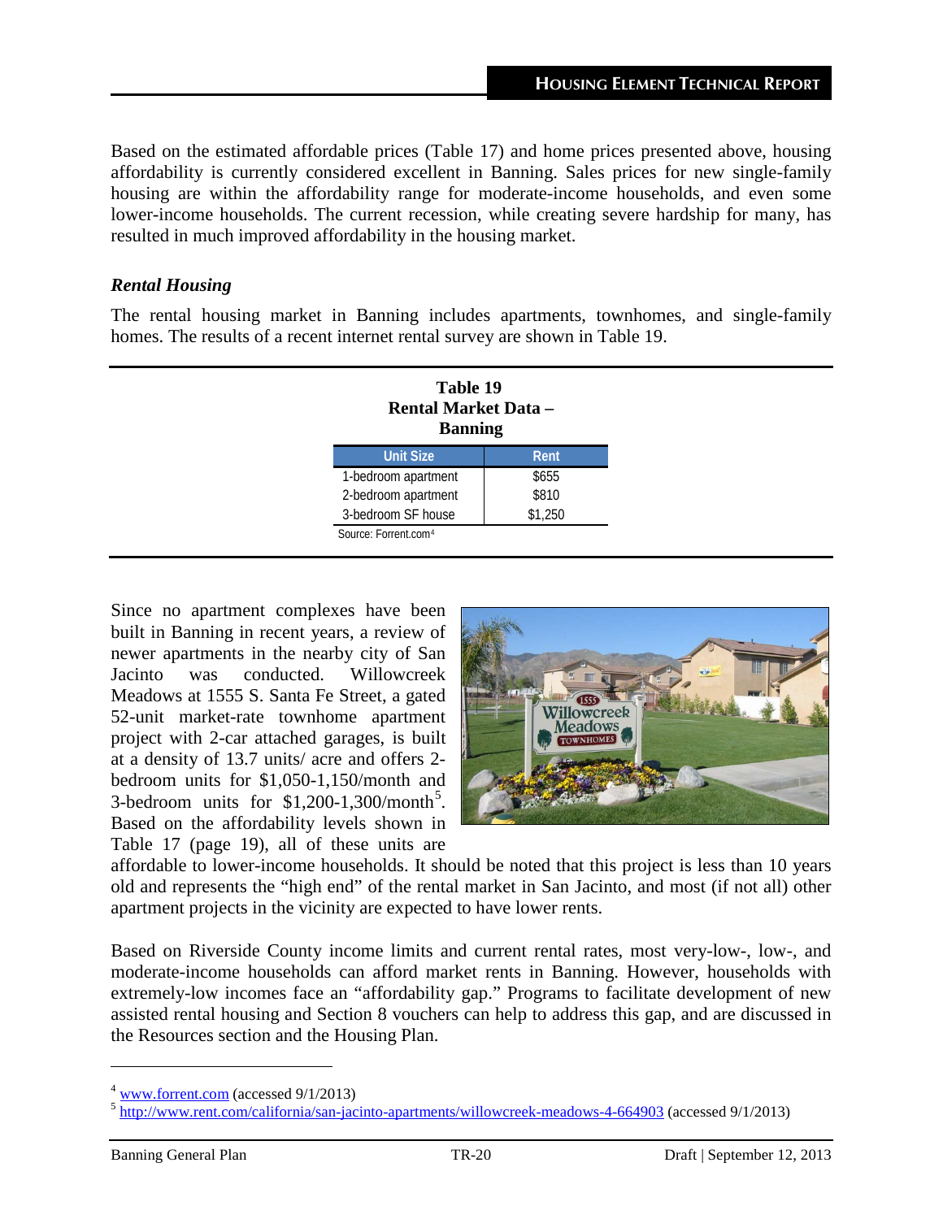Based on the estimated affordable prices (Table 17) and home prices presented above, housing affordability is currently considered excellent in Banning. Sales prices for new single-family housing are within the affordability range for moderate-income households, and even some lower-income households. The current recession, while creating severe hardship for many, has resulted in much improved affordability in the housing market.

### *Rental Housing*

The rental housing market in Banning includes apartments, townhomes, and single-family homes. The results of a recent internet rental survey are shown in Table 19.

**Table 19**
**Rental Market Data – Banning**

| Unit Size | Rent |
|---|---|
| 1-bedroom apartment | $655 |
| 2-bedroom apartment | $810 |
| 3-bedroom SF house | $1,250 |

Source: Forrent.com[4]

Since no apartment complexes have been built in Banning in recent years, a review of newer apartments in the nearby city of San Jacinto was conducted. Willowcreek Meadows at 1555 S. Santa Fe Street, a gated 52-unit market-rate townhome apartment project with 2-car attached garages, is built at a density of 13.7 units/ acre and offers 2-bedroom units for $1,050-1,150/month and 3-bedroom units for $1,200-1,300/month[5]. Based on the affordability levels shown in Table 17 (page 19), all of these units are affordable to lower-income households. It should be noted that this project is less than 10 years old and represents the "high end" of the rental market in San Jacinto, and most (if not all) other apartment projects in the vicinity are expected to have lower rents.

Based on Riverside County income limits and current rental rates, most very-low-, low-, and moderate-income households can afford market rents in Banning. However, households with extremely-low incomes face an "affordability gap." Programs to facilitate development of new assisted rental housing and Section 8 vouchers can help to address this gap, and are discussed in the Resources section and the Housing Plan.

---

[4] www.forrent.com (accessed 9/1/2013)
[5] http://www.rent.com/california/san-jacinto-apartments/willowcreek-meadows-4-664903 (accessed 9/1/2013)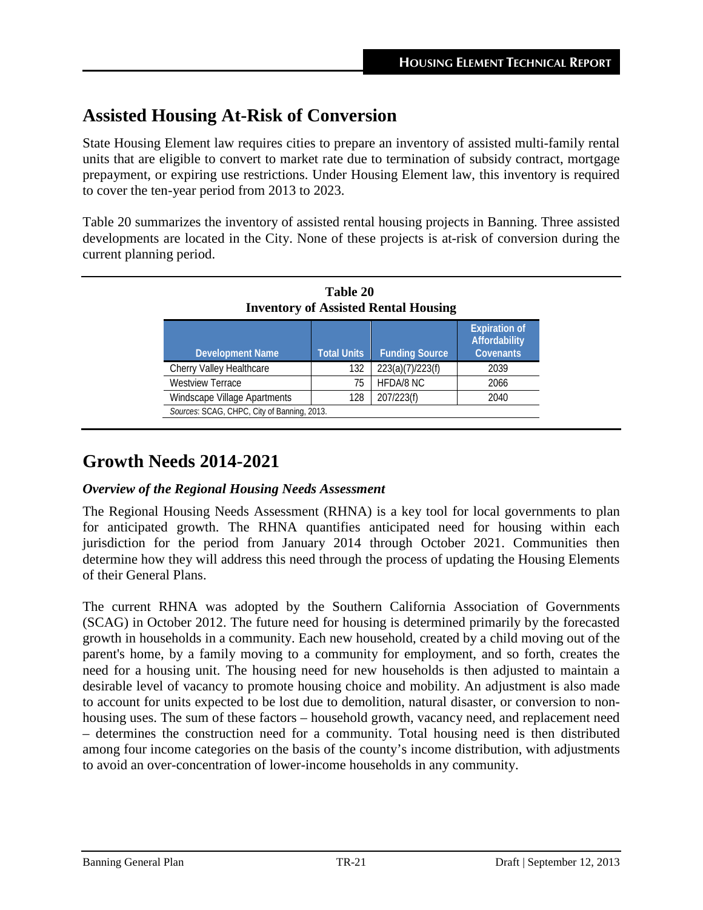## Assisted Housing At-Risk of Conversion

State Housing Element law requires cities to prepare an inventory of assisted multi-family rental units that are eligible to convert to market rate due to termination of subsidy contract, mortgage prepayment, or expiring use restrictions. Under Housing Element law, this inventory is required to cover the ten-year period from 2013 to 2023.

Table 20 summarizes the inventory of assisted rental housing projects in Banning. Three assisted developments are located in the City. None of these projects is at-risk of conversion during the current planning period.

**Table 20**
**Inventory of Assisted Rental Housing**

| Development Name | Total Units | Funding Source | Expiration of Affordability Covenants |
|---|---|---|---|
| Cherry Valley Healthcare | 132 | 223(a)(7)/223(f) | 2039 |
| Westview Terrace | 75 | HFDA/8 NC | 2066 |
| Windscape Village Apartments | 128 | 207/223(f) | 2040 |

*Sources*: SCAG, CHPC, City of Banning, 2013.

## Growth Needs 2014-2021

### *Overview of the Regional Housing Needs Assessment*

The Regional Housing Needs Assessment (RHNA) is a key tool for local governments to plan for anticipated growth. The RHNA quantifies anticipated need for housing within each jurisdiction for the period from January 2014 through October 2021. Communities then determine how they will address this need through the process of updating the Housing Elements of their General Plans.

The current RHNA was adopted by the Southern California Association of Governments (SCAG) in October 2012. The future need for housing is determined primarily by the forecasted growth in households in a community. Each new household, created by a child moving out of the parent's home, by a family moving to a community for employment, and so forth, creates the need for a housing unit. The housing need for new households is then adjusted to maintain a desirable level of vacancy to promote housing choice and mobility. An adjustment is also made to account for units expected to be lost due to demolition, natural disaster, or conversion to non-housing uses. The sum of these factors – household growth, vacancy need, and replacement need – determines the construction need for a community. Total housing need is then distributed among four income categories on the basis of the county's income distribution, with adjustments to avoid an over-concentration of lower-income households in any community.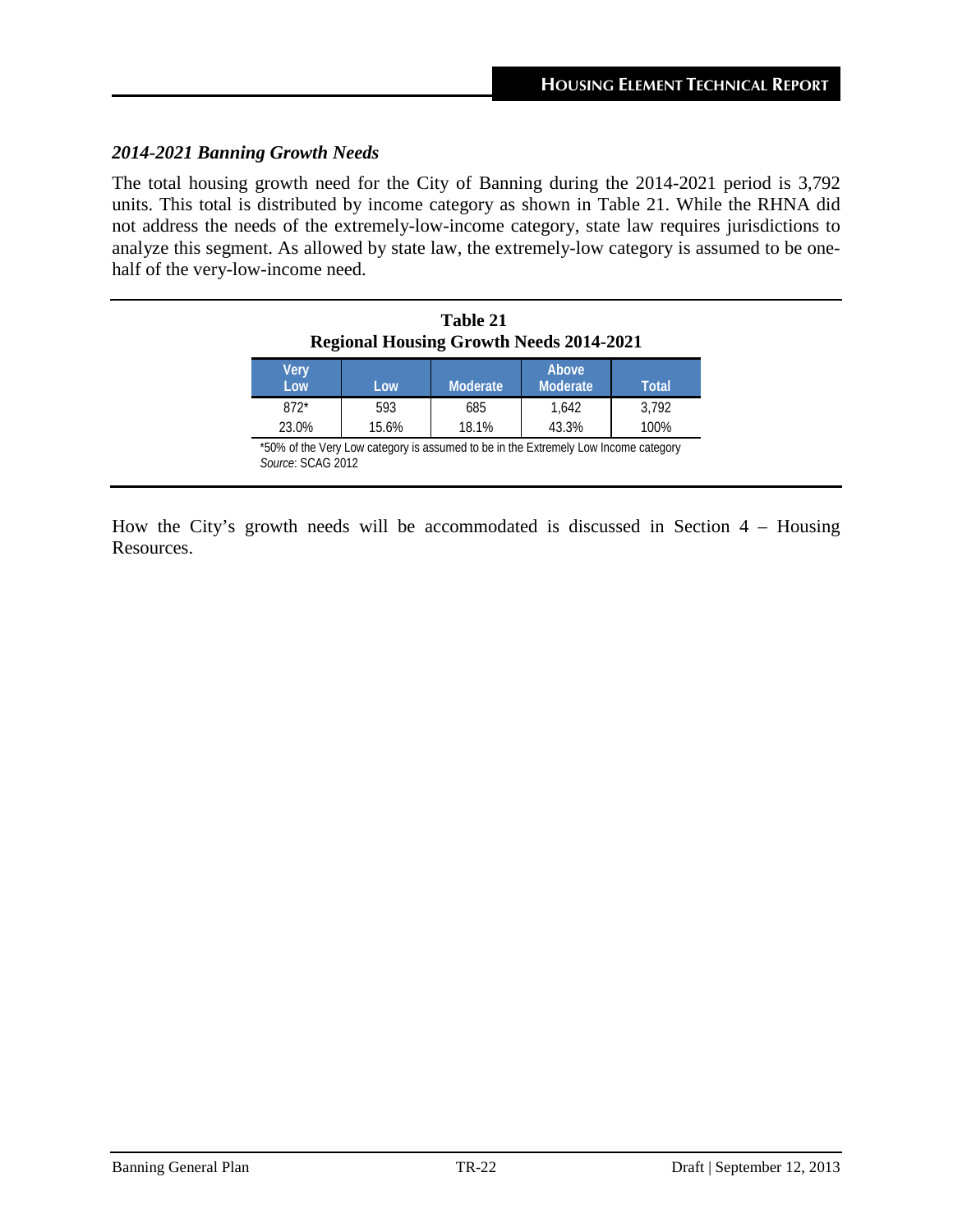### *2014-2021 Banning Growth Needs*

The total housing growth need for the City of Banning during the 2014-2021 period is 3,792 units. This total is distributed by income category as shown in Table 21. While the RHNA did not address the needs of the extremely-low-income category, state law requires jurisdictions to analyze this segment. As allowed by state law, the extremely-low category is assumed to be one-half of the very-low-income need.

**Table 21**
**Regional Housing Growth Needs 2014-2021**

| Very Low | Low | Moderate | Above Moderate | Total |
|---|---|---|---|---|
| 872* | 593 | 685 | 1,642 | 3,792 |
| 23.0% | 15.6% | 18.1% | 43.3% | 100% |

*50% of the Very Low category is assumed to be in the Extremely Low Income category
*Source*: SCAG 2012

How the City's growth needs will be accommodated is discussed in Section 4 – Housing Resources.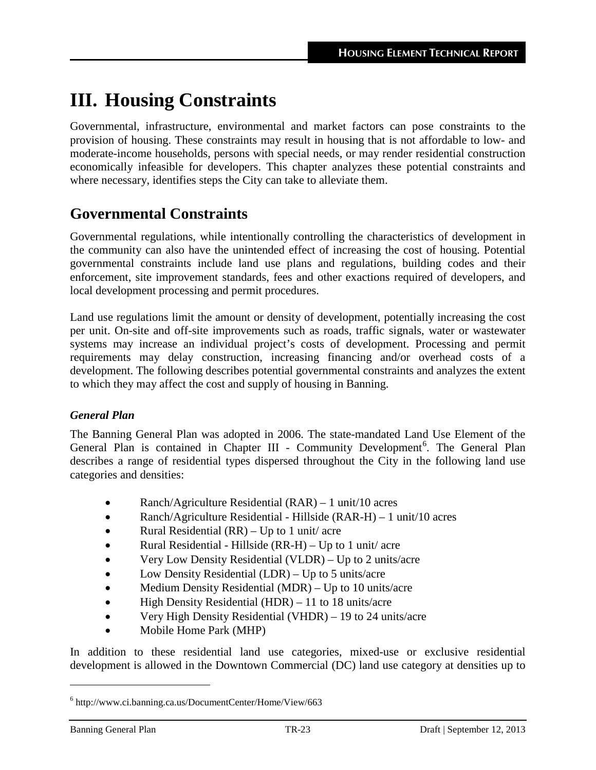# III. Housing Constraints

Governmental, infrastructure, environmental and market factors can pose constraints to the provision of housing. These constraints may result in housing that is not affordable to low- and moderate-income households, persons with special needs, or may render residential construction economically infeasible for developers. This chapter analyzes these potential constraints and where necessary, identifies steps the City can take to alleviate them.

## Governmental Constraints

Governmental regulations, while intentionally controlling the characteristics of development in the community can also have the unintended effect of increasing the cost of housing. Potential governmental constraints include land use plans and regulations, building codes and their enforcement, site improvement standards, fees and other exactions required of developers, and local development processing and permit procedures.

Land use regulations limit the amount or density of development, potentially increasing the cost per unit. On-site and off-site improvements such as roads, traffic signals, water or wastewater systems may increase an individual project's costs of development. Processing and permit requirements may delay construction, increasing financing and/or overhead costs of a development. The following describes potential governmental constraints and analyzes the extent to which they may affect the cost and supply of housing in Banning.

### *General Plan*

The Banning General Plan was adopted in 2006. The state-mandated Land Use Element of the General Plan is contained in Chapter III - Community Development[6]. The General Plan describes a range of residential types dispersed throughout the City in the following land use categories and densities:

- Ranch/Agriculture Residential (RAR) – 1 unit/10 acres
- Ranch/Agriculture Residential - Hillside (RAR-H) – 1 unit/10 acres
- Rural Residential (RR) – Up to 1 unit/ acre
- Rural Residential - Hillside (RR-H) – Up to 1 unit/ acre
- Very Low Density Residential (VLDR) – Up to 2 units/acre
- Low Density Residential (LDR) – Up to 5 units/acre
- Medium Density Residential (MDR) – Up to 10 units/acre
- High Density Residential (HDR) – 11 to 18 units/acre
- Very High Density Residential (VHDR) – 19 to 24 units/acre
- Mobile Home Park (MHP)

In addition to these residential land use categories, mixed-use or exclusive residential development is allowed in the Downtown Commercial (DC) land use category at densities up to

[6] http://www.ci.banning.ca.us/DocumentCenter/Home/View/663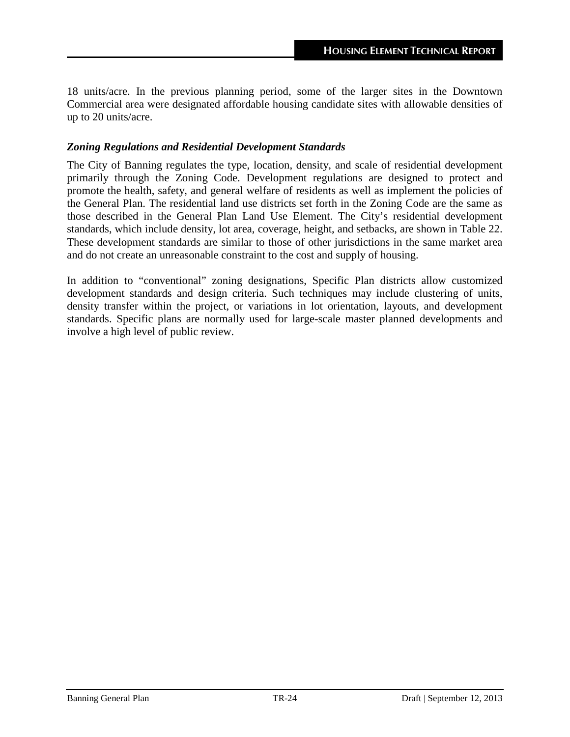18 units/acre. In the previous planning period, some of the larger sites in the Downtown Commercial area were designated affordable housing candidate sites with allowable densities of up to 20 units/acre.

### *Zoning Regulations and Residential Development Standards*

The City of Banning regulates the type, location, density, and scale of residential development primarily through the Zoning Code. Development regulations are designed to protect and promote the health, safety, and general welfare of residents as well as implement the policies of the General Plan. The residential land use districts set forth in the Zoning Code are the same as those described in the General Plan Land Use Element. The City's residential development standards, which include density, lot area, coverage, height, and setbacks, are shown in Table 22. These development standards are similar to those of other jurisdictions in the same market area and do not create an unreasonable constraint to the cost and supply of housing.

In addition to "conventional" zoning designations, Specific Plan districts allow customized development standards and design criteria. Such techniques may include clustering of units, density transfer within the project, or variations in lot orientation, layouts, and development standards. Specific plans are normally used for large-scale master planned developments and involve a high level of public review.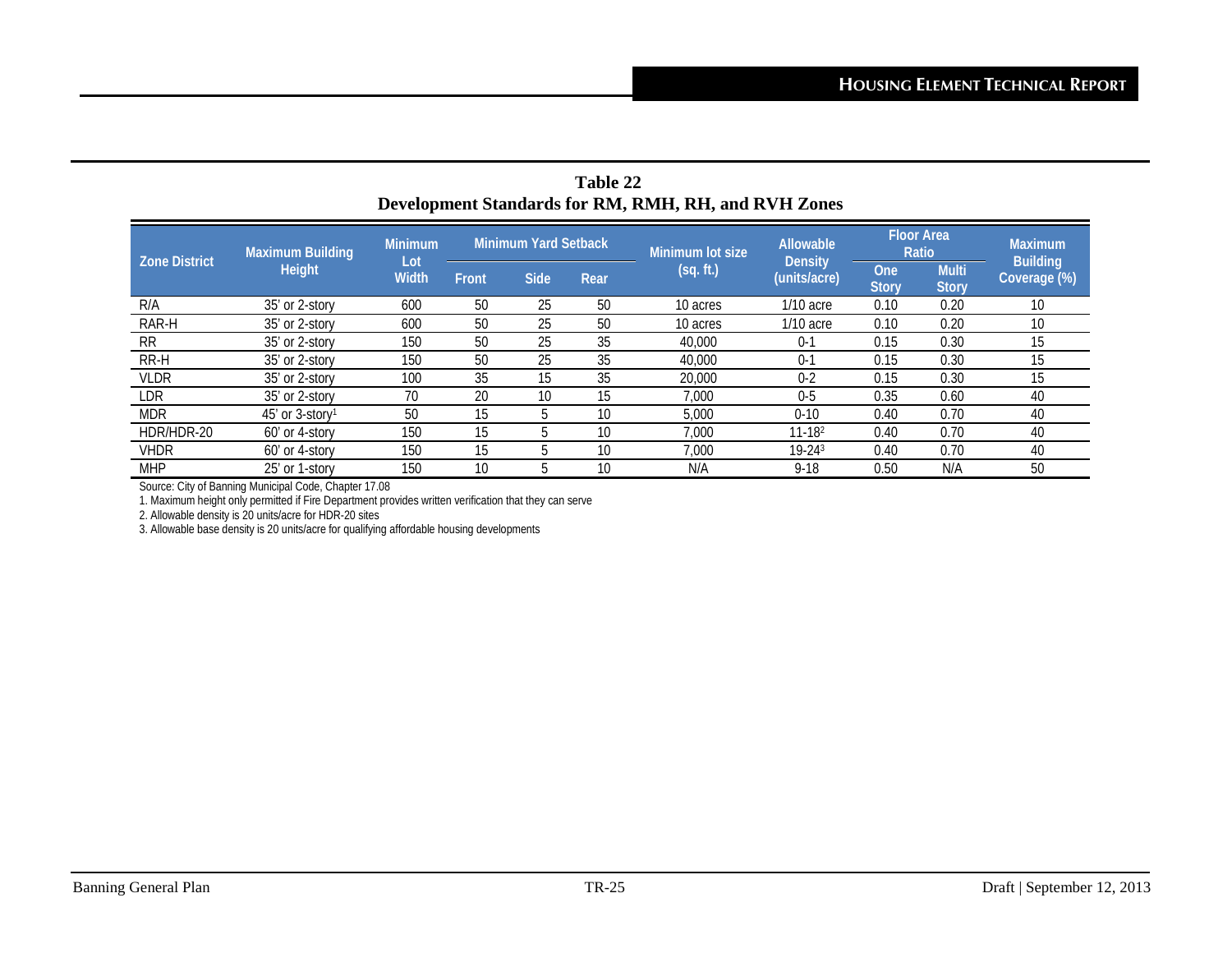**Table 22**
**Development Standards for RM, RMH, RH, and RVH Zones**

| Zone District | Maximum Building Height | Minimum Lot Width | Minimum Yard Setback | | | Minimum lot size (sq. ft.) | Allowable Density (units/acre) | Floor Area Ratio | | Maximum Building Coverage (%) |
|---|---|---|---|---|---|---|---|---|---|---|
| | | | Front | Side | Rear | | | One Story | Multi Story | |
| R/A | 35' or 2-story | 600 | 50 | 25 | 50 | 10 acres | 1/10 acre | 0.10 | 0.20 | 10 |
| RAR-H | 35' or 2-story | 600 | 50 | 25 | 50 | 10 acres | 1/10 acre | 0.10 | 0.20 | 10 |
| RR | 35' or 2-story | 150 | 50 | 25 | 35 | 40,000 | 0-1 | 0.15 | 0.30 | 15 |
| RR-H | 35' or 2-story | 150 | 50 | 25 | 35 | 40,000 | 0-1 | 0.15 | 0.30 | 15 |
| VLDR | 35' or 2-story | 100 | 35 | 15 | 35 | 20,000 | 0-2 | 0.15 | 0.30 | 15 |
| LDR | 35' or 2-story | 70 | 20 | 10 | 15 | 7,000 | 0-5 | 0.35 | 0.60 | 40 |
| MDR | 45' or 3-story[1] | 50 | 15 | 5 | 10 | 5,000 | 0-10 | 0.40 | 0.70 | 40 |
| HDR/HDR-20 | 60' or 4-story | 150 | 15 | 5 | 10 | 7,000 | 11-18[2] | 0.40 | 0.70 | 40 |
| VHDR | 60' or 4-story | 150 | 15 | 5 | 10 | 7,000 | 19-24[3] | 0.40 | 0.70 | 40 |
| MHP | 25' or 1-story | 150 | 10 | 5 | 10 | N/A | 9-18 | 0.50 | N/A | 50 |

Source: City of Banning Municipal Code, Chapter 17.08

1. Maximum height only permitted if Fire Department provides written verification that they can serve

2. Allowable density is 20 units/acre for HDR-20 sites

3. Allowable base density is 20 units/acre for qualifying affordable housing developments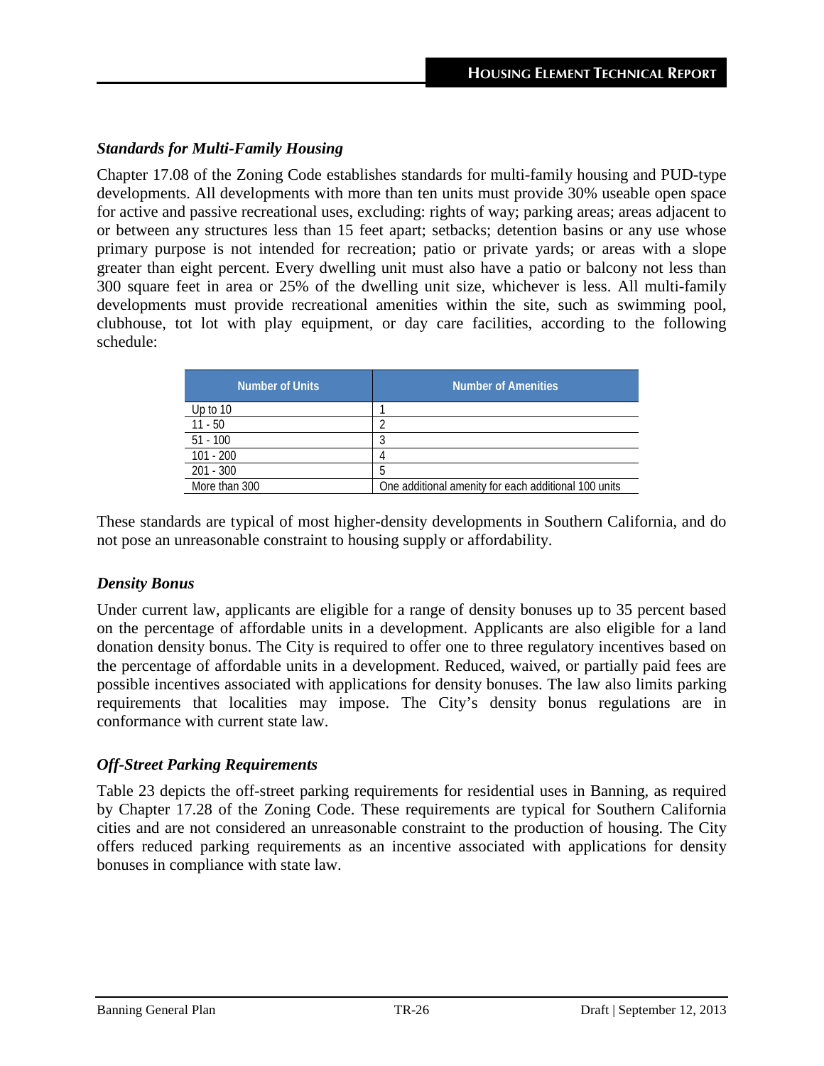### *Standards for Multi-Family Housing*

Chapter 17.08 of the Zoning Code establishes standards for multi-family housing and PUD-type developments. All developments with more than ten units must provide 30% useable open space for active and passive recreational uses, excluding: rights of way; parking areas; areas adjacent to or between any structures less than 15 feet apart; setbacks; detention basins or any use whose primary purpose is not intended for recreation; patio or private yards; or areas with a slope greater than eight percent. Every dwelling unit must also have a patio or balcony not less than 300 square feet in area or 25% of the dwelling unit size, whichever is less. All multi-family developments must provide recreational amenities within the site, such as swimming pool, clubhouse, tot lot with play equipment, or day care facilities, according to the following schedule:

| Number of Units | Number of Amenities |
|---|---|
| Up to 10 | 1 |
| 11 - 50 | 2 |
| 51 - 100 | 3 |
| 101 - 200 | 4 |
| 201 - 300 | 5 |
| More than 300 | One additional amenity for each additional 100 units |

These standards are typical of most higher-density developments in Southern California, and do not pose an unreasonable constraint to housing supply or affordability.

### *Density Bonus*

Under current law, applicants are eligible for a range of density bonuses up to 35 percent based on the percentage of affordable units in a development. Applicants are also eligible for a land donation density bonus. The City is required to offer one to three regulatory incentives based on the percentage of affordable units in a development. Reduced, waived, or partially paid fees are possible incentives associated with applications for density bonuses. The law also limits parking requirements that localities may impose. The City's density bonus regulations are in conformance with current state law.

### *Off-Street Parking Requirements*

Table 23 depicts the off-street parking requirements for residential uses in Banning, as required by Chapter 17.28 of the Zoning Code. These requirements are typical for Southern California cities and are not considered an unreasonable constraint to the production of housing. The City offers reduced parking requirements as an incentive associated with applications for density bonuses in compliance with state law.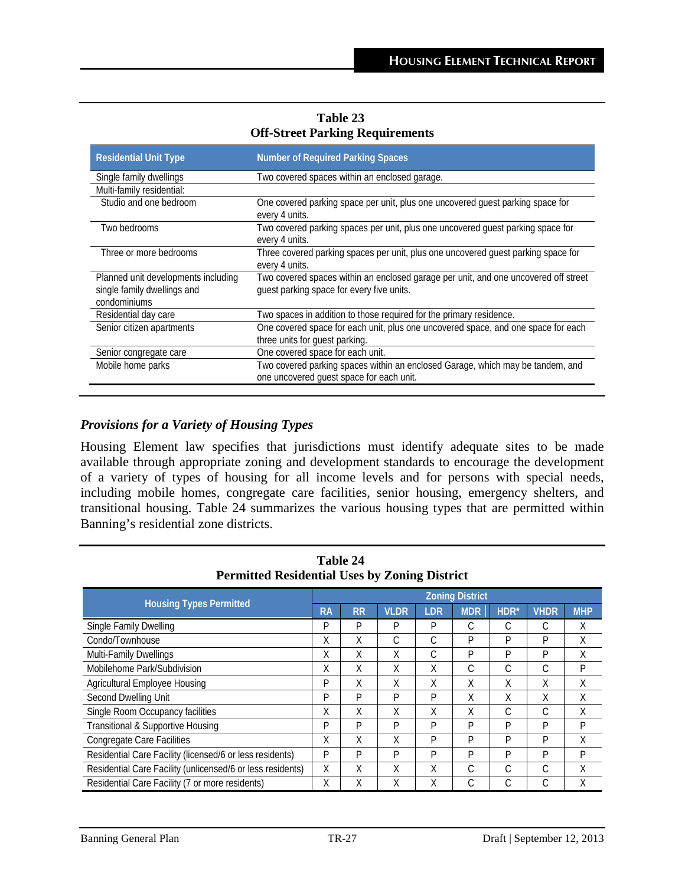**Table 23**
**Off-Street Parking Requirements**

| Residential Unit Type | Number of Required Parking Spaces |
|---|---|
| Single family dwellings | Two covered spaces within an enclosed garage. |
| Multi-family residential: | |
| Studio and one bedroom | One covered parking space per unit, plus one uncovered guest parking space for every 4 units. |
| Two bedrooms | Two covered parking spaces per unit, plus one uncovered guest parking space for every 4 units. |
| Three or more bedrooms | Three covered parking spaces per unit, plus one uncovered guest parking space for every 4 units. |
| Planned unit developments including single family dwellings and condominiums | Two covered spaces within an enclosed garage per unit, and one uncovered off street guest parking space for every five units. |
| Residential day care | Two spaces in addition to those required for the primary residence. |
| Senior citizen apartments | One covered space for each unit, plus one uncovered space, and one space for each three units for guest parking. |
| Senior congregate care | One covered space for each unit. |
| Mobile home parks | Two covered parking spaces within an enclosed Garage, which may be tandem, and one uncovered guest space for each unit. |

### *Provisions for a Variety of Housing Types*

Housing Element law specifies that jurisdictions must identify adequate sites to be made available through appropriate zoning and development standards to encourage the development of a variety of types of housing for all income levels and for persons with special needs, including mobile homes, congregate care facilities, senior housing, emergency shelters, and transitional housing. Table 24 summarizes the various housing types that are permitted within Banning's residential zone districts.

**Table 24**
**Permitted Residential Uses by Zoning District**

| Housing Types Permitted | Zoning District | | | | | | | |
|---|---|---|---|---|---|---|---|---|
| | RA | RR | VLDR | LDR | MDR | HDR* | VHDR | MHP |
| Single Family Dwelling | P | P | P | P | C | C | C | X |
| Condo/Townhouse | X | X | C | C | P | P | P | X |
| Multi-Family Dwellings | X | X | X | C | P | P | P | X |
| Mobilehome Park/Subdivision | X | X | X | X | C | C | C | P |
| Agricultural Employee Housing | P | X | X | X | X | X | X | X |
| Second Dwelling Unit | P | P | P | P | X | X | X | X |
| Single Room Occupancy facilities | X | X | X | X | X | C | C | X |
| Transitional & Supportive Housing | P | P | P | P | P | P | P | P |
| Congregate Care Facilities | X | X | X | P | P | P | P | X |
| Residential Care Facility (licensed/6 or less residents) | P | P | P | P | P | P | P | P |
| Residential Care Facility (unlicensed/6 or less residents) | X | X | X | X | C | C | C | X |
| Residential Care Facility (7 or more residents) | X | X | X | X | C | C | C | X |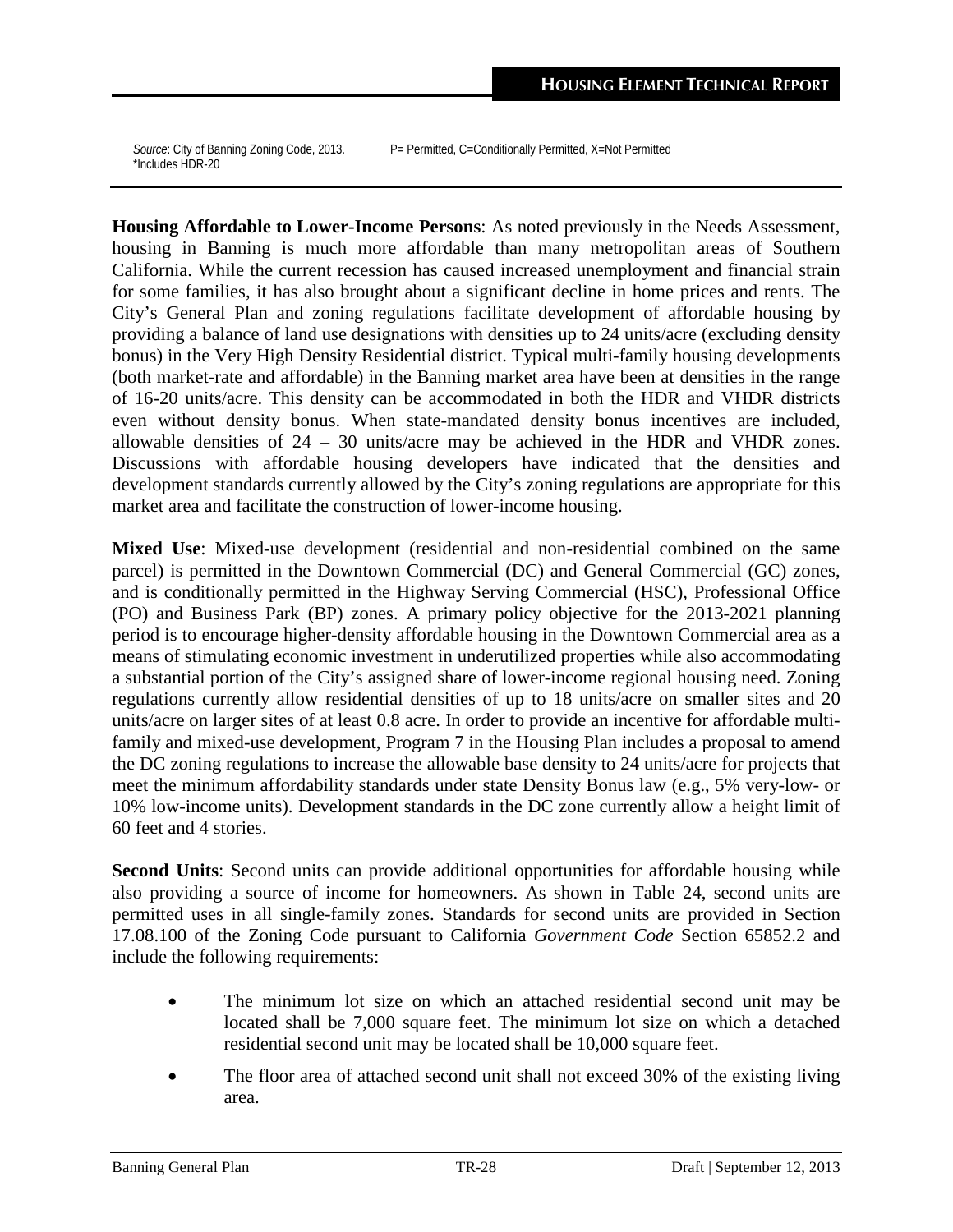*Source*: City of Banning Zoning Code, 2013. P= Permitted, C=Conditionally Permitted, X=Not Permitted
*Includes HDR-20

**Housing Affordable to Lower-Income Persons**: As noted previously in the Needs Assessment, housing in Banning is much more affordable than many metropolitan areas of Southern California. While the current recession has caused increased unemployment and financial strain for some families, it has also brought about a significant decline in home prices and rents. The City's General Plan and zoning regulations facilitate development of affordable housing by providing a balance of land use designations with densities up to 24 units/acre (excluding density bonus) in the Very High Density Residential district. Typical multi-family housing developments (both market-rate and affordable) in the Banning market area have been at densities in the range of 16-20 units/acre. This density can be accommodated in both the HDR and VHDR districts even without density bonus. When state-mandated density bonus incentives are included, allowable densities of 24 – 30 units/acre may be achieved in the HDR and VHDR zones. Discussions with affordable housing developers have indicated that the densities and development standards currently allowed by the City's zoning regulations are appropriate for this market area and facilitate the construction of lower-income housing.

**Mixed Use**: Mixed-use development (residential and non-residential combined on the same parcel) is permitted in the Downtown Commercial (DC) and General Commercial (GC) zones, and is conditionally permitted in the Highway Serving Commercial (HSC), Professional Office (PO) and Business Park (BP) zones. A primary policy objective for the 2013-2021 planning period is to encourage higher-density affordable housing in the Downtown Commercial area as a means of stimulating economic investment in underutilized properties while also accommodating a substantial portion of the City's assigned share of lower-income regional housing need. Zoning regulations currently allow residential densities of up to 18 units/acre on smaller sites and 20 units/acre on larger sites of at least 0.8 acre. In order to provide an incentive for affordable multi-family and mixed-use development, Program 7 in the Housing Plan includes a proposal to amend the DC zoning regulations to increase the allowable base density to 24 units/acre for projects that meet the minimum affordability standards under state Density Bonus law (e.g., 5% very-low- or 10% low-income units). Development standards in the DC zone currently allow a height limit of 60 feet and 4 stories.

**Second Units**: Second units can provide additional opportunities for affordable housing while also providing a source of income for homeowners. As shown in Table 24, second units are permitted uses in all single-family zones. Standards for second units are provided in Section 17.08.100 of the Zoning Code pursuant to California *Government Code* Section 65852.2 and include the following requirements:

- The minimum lot size on which an attached residential second unit may be located shall be 7,000 square feet. The minimum lot size on which a detached residential second unit may be located shall be 10,000 square feet.
- The floor area of attached second unit shall not exceed 30% of the existing living area.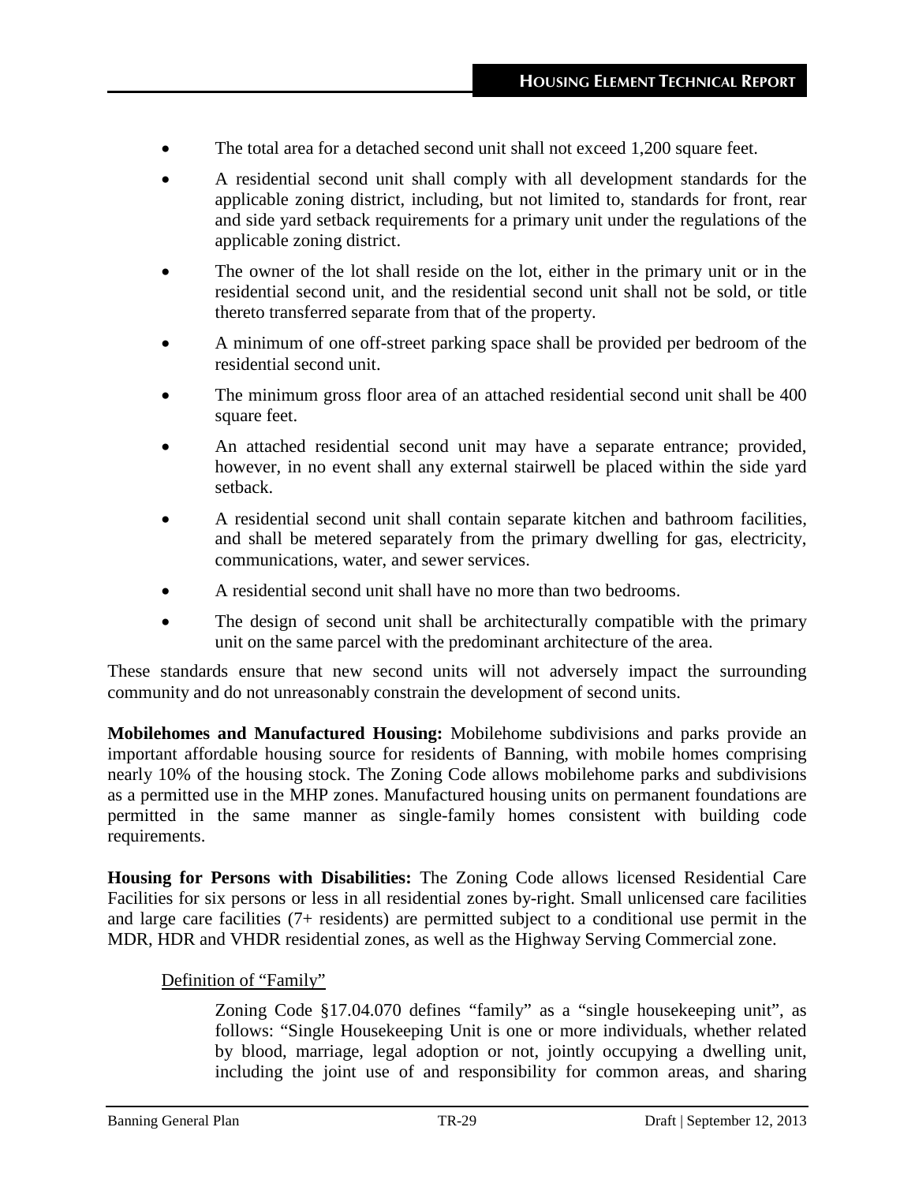- The total area for a detached second unit shall not exceed 1,200 square feet.
- A residential second unit shall comply with all development standards for the applicable zoning district, including, but not limited to, standards for front, rear and side yard setback requirements for a primary unit under the regulations of the applicable zoning district.
- The owner of the lot shall reside on the lot, either in the primary unit or in the residential second unit, and the residential second unit shall not be sold, or title thereto transferred separate from that of the property.
- A minimum of one off-street parking space shall be provided per bedroom of the residential second unit.
- The minimum gross floor area of an attached residential second unit shall be 400 square feet.
- An attached residential second unit may have a separate entrance; provided, however, in no event shall any external stairwell be placed within the side yard setback.
- A residential second unit shall contain separate kitchen and bathroom facilities, and shall be metered separately from the primary dwelling for gas, electricity, communications, water, and sewer services.
- A residential second unit shall have no more than two bedrooms.
- The design of second unit shall be architecturally compatible with the primary unit on the same parcel with the predominant architecture of the area.

These standards ensure that new second units will not adversely impact the surrounding community and do not unreasonably constrain the development of second units.

**Mobilehomes and Manufactured Housing:** Mobilehome subdivisions and parks provide an important affordable housing source for residents of Banning, with mobile homes comprising nearly 10% of the housing stock. The Zoning Code allows mobilehome parks and subdivisions as a permitted use in the MHP zones. Manufactured housing units on permanent foundations are permitted in the same manner as single-family homes consistent with building code requirements.

**Housing for Persons with Disabilities:** The Zoning Code allows licensed Residential Care Facilities for six persons or less in all residential zones by-right. Small unlicensed care facilities and large care facilities (7+ residents) are permitted subject to a conditional use permit in the MDR, HDR and VHDR residential zones, as well as the Highway Serving Commercial zone.

Definition of "Family"

Zoning Code §17.04.070 defines "family" as a "single housekeeping unit", as follows: "Single Housekeeping Unit is one or more individuals, whether related by blood, marriage, legal adoption or not, jointly occupying a dwelling unit, including the joint use of and responsibility for common areas, and sharing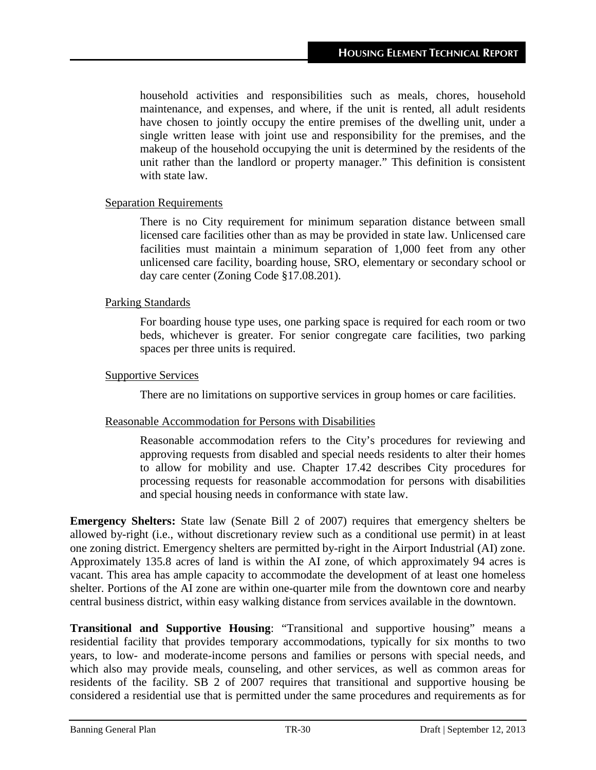household activities and responsibilities such as meals, chores, household maintenance, and expenses, and where, if the unit is rented, all adult residents have chosen to jointly occupy the entire premises of the dwelling unit, under a single written lease with joint use and responsibility for the premises, and the makeup of the household occupying the unit is determined by the residents of the unit rather than the landlord or property manager." This definition is consistent with state law.

<u>Separation Requirements</u>

There is no City requirement for minimum separation distance between small licensed care facilities other than as may be provided in state law. Unlicensed care facilities must maintain a minimum separation of 1,000 feet from any other unlicensed care facility, boarding house, SRO, elementary or secondary school or day care center (Zoning Code §17.08.201).

<u>Parking Standards</u>

For boarding house type uses, one parking space is required for each room or two beds, whichever is greater. For senior congregate care facilities, two parking spaces per three units is required.

<u>Supportive Services</u>

There are no limitations on supportive services in group homes or care facilities.

<u>Reasonable Accommodation for Persons with Disabilities</u>

Reasonable accommodation refers to the City's procedures for reviewing and approving requests from disabled and special needs residents to alter their homes to allow for mobility and use. Chapter 17.42 describes City procedures for processing requests for reasonable accommodation for persons with disabilities and special housing needs in conformance with state law.

**Emergency Shelters:** State law (Senate Bill 2 of 2007) requires that emergency shelters be allowed by-right (i.e., without discretionary review such as a conditional use permit) in at least one zoning district. Emergency shelters are permitted by-right in the Airport Industrial (AI) zone. Approximately 135.8 acres of land is within the AI zone, of which approximately 94 acres is vacant. This area has ample capacity to accommodate the development of at least one homeless shelter. Portions of the AI zone are within one-quarter mile from the downtown core and nearby central business district, within easy walking distance from services available in the downtown.

**Transitional and Supportive Housing**: "Transitional and supportive housing" means a residential facility that provides temporary accommodations, typically for six months to two years, to low- and moderate-income persons and families or persons with special needs, and which also may provide meals, counseling, and other services, as well as common areas for residents of the facility. SB 2 of 2007 requires that transitional and supportive housing be considered a residential use that is permitted under the same procedures and requirements as for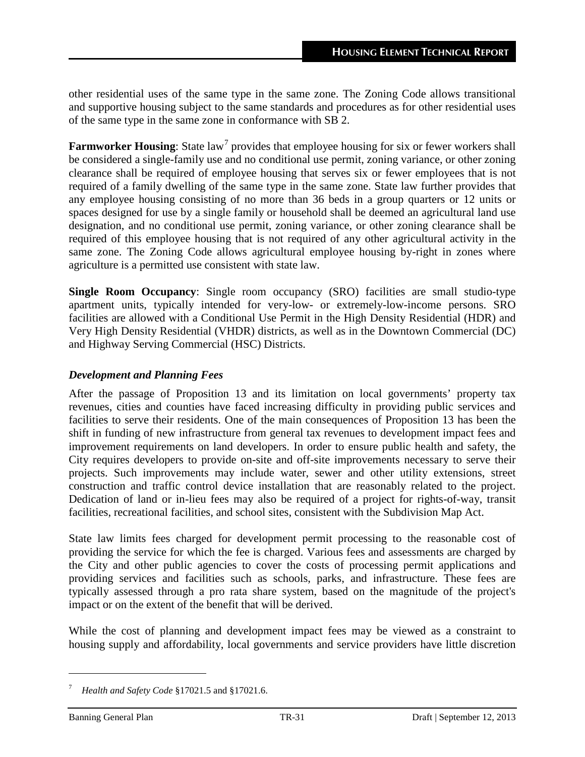other residential uses of the same type in the same zone. The Zoning Code allows transitional and supportive housing subject to the same standards and procedures as for other residential uses of the same type in the same zone in conformance with SB 2.

**Farmworker Housing**: State law[7] provides that employee housing for six or fewer workers shall be considered a single-family use and no conditional use permit, zoning variance, or other zoning clearance shall be required of employee housing that serves six or fewer employees that is not required of a family dwelling of the same type in the same zone. State law further provides that any employee housing consisting of no more than 36 beds in a group quarters or 12 units or spaces designed for use by a single family or household shall be deemed an agricultural land use designation, and no conditional use permit, zoning variance, or other zoning clearance shall be required of this employee housing that is not required of any other agricultural activity in the same zone. The Zoning Code allows agricultural employee housing by-right in zones where agriculture is a permitted use consistent with state law.

**Single Room Occupancy**: Single room occupancy (SRO) facilities are small studio-type apartment units, typically intended for very-low- or extremely-low-income persons. SRO facilities are allowed with a Conditional Use Permit in the High Density Residential (HDR) and Very High Density Residential (VHDR) districts, as well as in the Downtown Commercial (DC) and Highway Serving Commercial (HSC) Districts.

### *Development and Planning Fees*

After the passage of Proposition 13 and its limitation on local governments' property tax revenues, cities and counties have faced increasing difficulty in providing public services and facilities to serve their residents. One of the main consequences of Proposition 13 has been the shift in funding of new infrastructure from general tax revenues to development impact fees and improvement requirements on land developers. In order to ensure public health and safety, the City requires developers to provide on-site and off-site improvements necessary to serve their projects. Such improvements may include water, sewer and other utility extensions, street construction and traffic control device installation that are reasonably related to the project. Dedication of land or in-lieu fees may also be required of a project for rights-of-way, transit facilities, recreational facilities, and school sites, consistent with the Subdivision Map Act.

State law limits fees charged for development permit processing to the reasonable cost of providing the service for which the fee is charged. Various fees and assessments are charged by the City and other public agencies to cover the costs of processing permit applications and providing services and facilities such as schools, parks, and infrastructure. These fees are typically assessed through a pro rata share system, based on the magnitude of the project's impact or on the extent of the benefit that will be derived.

While the cost of planning and development impact fees may be viewed as a constraint to housing supply and affordability, local governments and service providers have little discretion

---

[7] *Health and Safety Code* §17021.5 and §17021.6.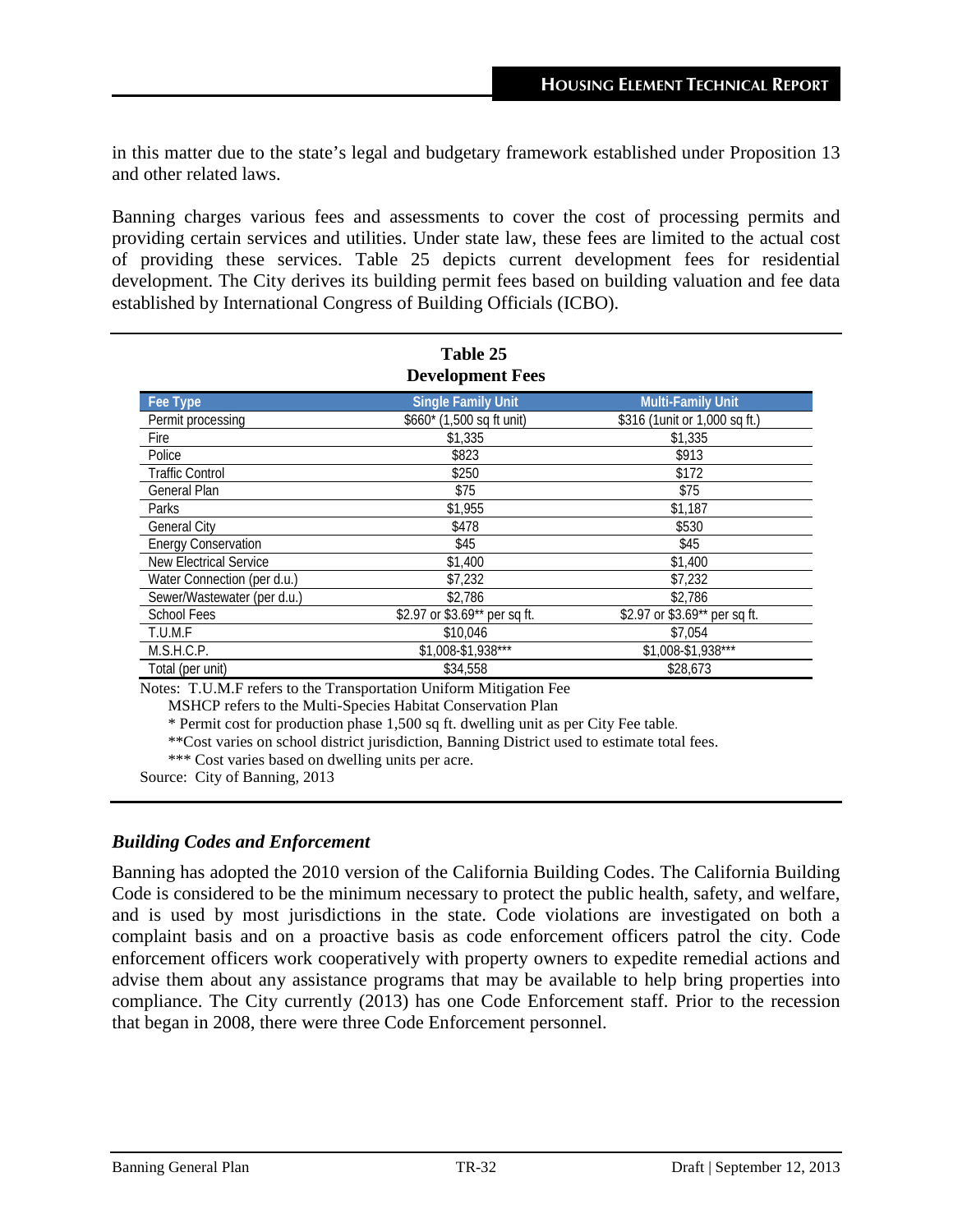in this matter due to the state's legal and budgetary framework established under Proposition 13 and other related laws.

Banning charges various fees and assessments to cover the cost of processing permits and providing certain services and utilities. Under state law, these fees are limited to the actual cost of providing these services. Table 25 depicts current development fees for residential development. The City derives its building permit fees based on building valuation and fee data established by International Congress of Building Officials (ICBO).

**Table 25**
**Development Fees**

| Fee Type | Single Family Unit | Multi-Family Unit |
|---|---|---|
| Permit processing | $660* (1,500 sq ft unit) | $316 (1unit or 1,000 sq ft.) |
| Fire | $1,335 | $1,335 |
| Police | $823 | $913 |
| Traffic Control | $250 | $172 |
| General Plan | $75 | $75 |
| Parks | $1,955 | $1,187 |
| General City | $478 | $530 |
| Energy Conservation | $45 | $45 |
| New Electrical Service | $1,400 | $1,400 |
| Water Connection (per d.u.) | $7,232 | $7,232 |
| Sewer/Wastewater (per d.u.) | $2,786 | $2,786 |
| School Fees | $2.97 or $3.69** per sq ft. | $2.97 or $3.69** per sq ft. |
| T.U.M.F | $10,046 | $7,054 |
| M.S.H.C.P. | $1,008-$1,938*** | $1,008-$1,938*** |
| Total (per unit) | $34,558 | $28,673 |

Notes: T.U.M.F refers to the Transportation Uniform Mitigation Fee
MSHCP refers to the Multi-Species Habitat Conservation Plan
* Permit cost for production phase 1,500 sq ft. dwelling unit as per City Fee table.
**Cost varies on school district jurisdiction, Banning District used to estimate total fees.
*** Cost varies based on dwelling units per acre.
Source: City of Banning, 2013

### *Building Codes and Enforcement*

Banning has adopted the 2010 version of the California Building Codes. The California Building Code is considered to be the minimum necessary to protect the public health, safety, and welfare, and is used by most jurisdictions in the state. Code violations are investigated on both a complaint basis and on a proactive basis as code enforcement officers patrol the city. Code enforcement officers work cooperatively with property owners to expedite remedial actions and advise them about any assistance programs that may be available to help bring properties into compliance. The City currently (2013) has one Code Enforcement staff. Prior to the recession that began in 2008, there were three Code Enforcement personnel.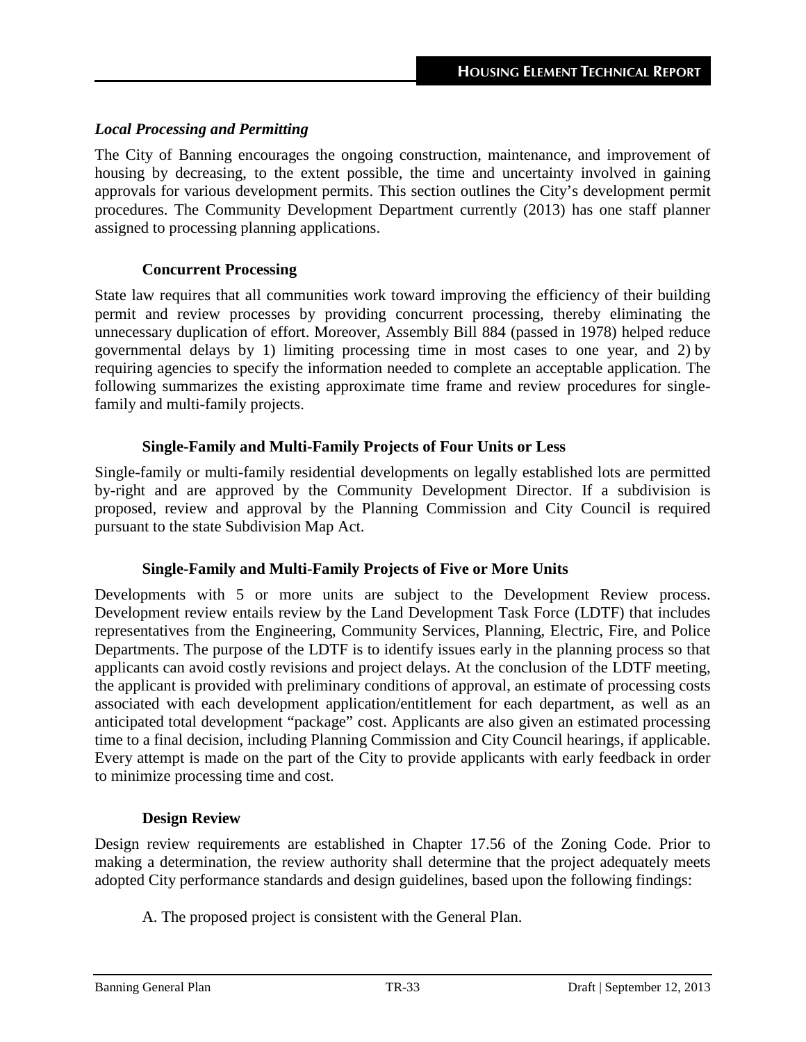### *Local Processing and Permitting*

The City of Banning encourages the ongoing construction, maintenance, and improvement of housing by decreasing, to the extent possible, the time and uncertainty involved in gaining approvals for various development permits. This section outlines the City's development permit procedures. The Community Development Department currently (2013) has one staff planner assigned to processing planning applications.

#### Concurrent Processing

State law requires that all communities work toward improving the efficiency of their building permit and review processes by providing concurrent processing, thereby eliminating the unnecessary duplication of effort. Moreover, Assembly Bill 884 (passed in 1978) helped reduce governmental delays by 1) limiting processing time in most cases to one year, and 2) by requiring agencies to specify the information needed to complete an acceptable application. The following summarizes the existing approximate time frame and review procedures for single-family and multi-family projects.

#### Single-Family and Multi-Family Projects of Four Units or Less

Single-family or multi-family residential developments on legally established lots are permitted by-right and are approved by the Community Development Director. If a subdivision is proposed, review and approval by the Planning Commission and City Council is required pursuant to the state Subdivision Map Act.

#### Single-Family and Multi-Family Projects of Five or More Units

Developments with 5 or more units are subject to the Development Review process. Development review entails review by the Land Development Task Force (LDTF) that includes representatives from the Engineering, Community Services, Planning, Electric, Fire, and Police Departments. The purpose of the LDTF is to identify issues early in the planning process so that applicants can avoid costly revisions and project delays. At the conclusion of the LDTF meeting, the applicant is provided with preliminary conditions of approval, an estimate of processing costs associated with each development application/entitlement for each department, as well as an anticipated total development "package" cost. Applicants are also given an estimated processing time to a final decision, including Planning Commission and City Council hearings, if applicable. Every attempt is made on the part of the City to provide applicants with early feedback in order to minimize processing time and cost.

#### Design Review

Design review requirements are established in Chapter 17.56 of the Zoning Code. Prior to making a determination, the review authority shall determine that the project adequately meets adopted City performance standards and design guidelines, based upon the following findings:

A. The proposed project is consistent with the General Plan.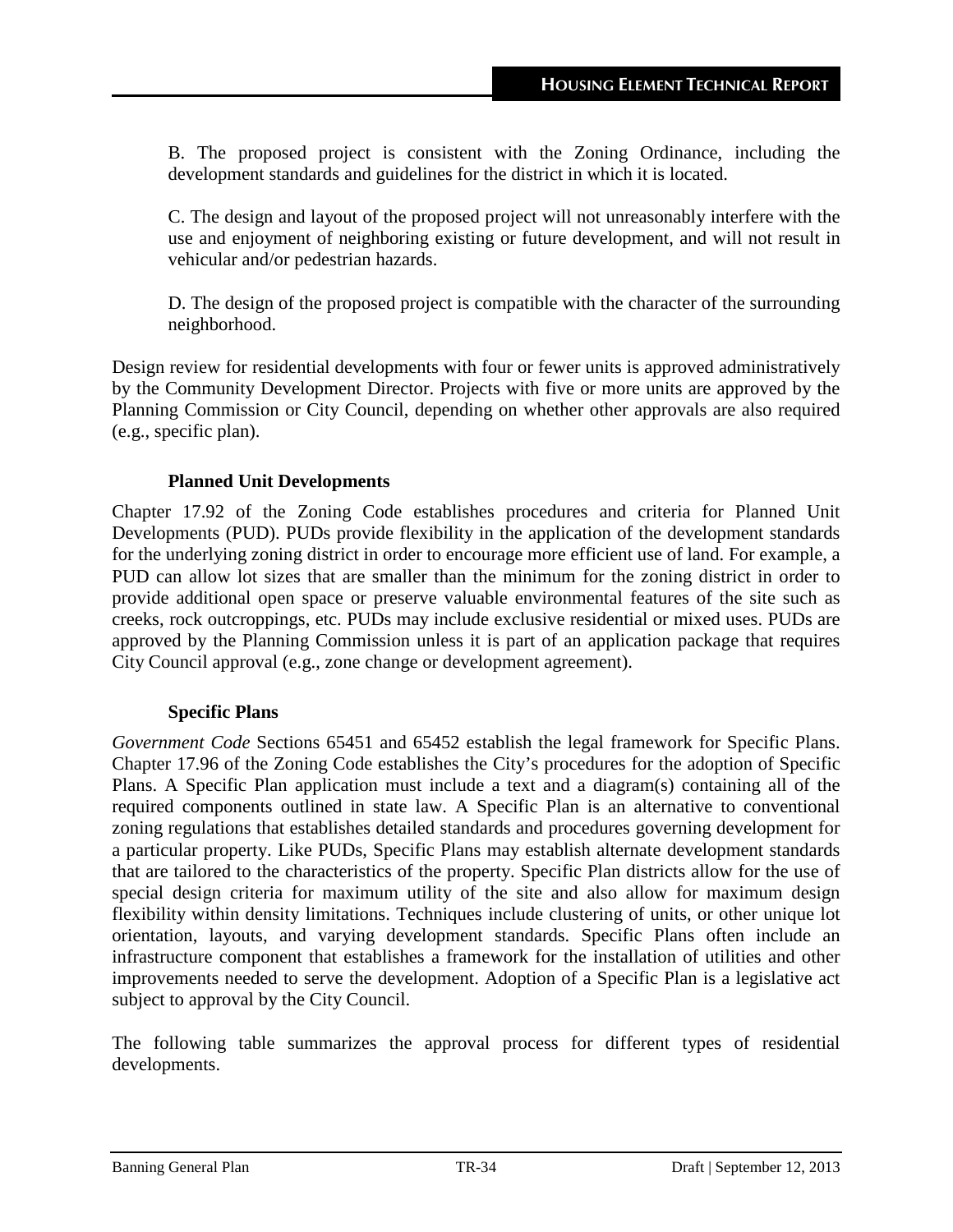B. The proposed project is consistent with the Zoning Ordinance, including the development standards and guidelines for the district in which it is located.

C. The design and layout of the proposed project will not unreasonably interfere with the use and enjoyment of neighboring existing or future development, and will not result in vehicular and/or pedestrian hazards.

D. The design of the proposed project is compatible with the character of the surrounding neighborhood.

Design review for residential developments with four or fewer units is approved administratively by the Community Development Director. Projects with five or more units are approved by the Planning Commission or City Council, depending on whether other approvals are also required (e.g., specific plan).

### Planned Unit Developments

Chapter 17.92 of the Zoning Code establishes procedures and criteria for Planned Unit Developments (PUD). PUDs provide flexibility in the application of the development standards for the underlying zoning district in order to encourage more efficient use of land. For example, a PUD can allow lot sizes that are smaller than the minimum for the zoning district in order to provide additional open space or preserve valuable environmental features of the site such as creeks, rock outcroppings, etc. PUDs may include exclusive residential or mixed uses. PUDs are approved by the Planning Commission unless it is part of an application package that requires City Council approval (e.g., zone change or development agreement).

### Specific Plans

*Government Code* Sections 65451 and 65452 establish the legal framework for Specific Plans. Chapter 17.96 of the Zoning Code establishes the City's procedures for the adoption of Specific Plans. A Specific Plan application must include a text and a diagram(s) containing all of the required components outlined in state law. A Specific Plan is an alternative to conventional zoning regulations that establishes detailed standards and procedures governing development for a particular property. Like PUDs, Specific Plans may establish alternate development standards that are tailored to the characteristics of the property. Specific Plan districts allow for the use of special design criteria for maximum utility of the site and also allow for maximum design flexibility within density limitations. Techniques include clustering of units, or other unique lot orientation, layouts, and varying development standards. Specific Plans often include an infrastructure component that establishes a framework for the installation of utilities and other improvements needed to serve the development. Adoption of a Specific Plan is a legislative act subject to approval by the City Council.

The following table summarizes the approval process for different types of residential developments.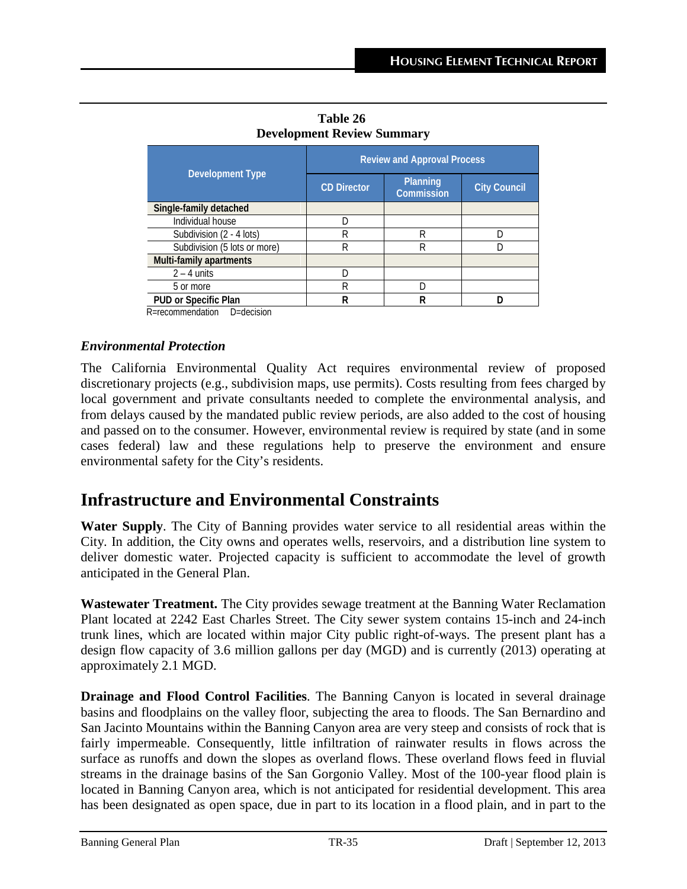**Table 26**
**Development Review Summary**

| Development Type | Review and Approval Process | | |
|---|---|---|---|
| | CD Director | Planning Commission | City Council |
| **Single-family detached** | | | |
| Individual house | D | | |
| Subdivision (2 - 4 lots) | R | R | D |
| Subdivision (5 lots or more) | R | R | D |
| **Multi-family apartments** | | | |
| 2 – 4 units | D | | |
| 5 or more | R | D | |
| **PUD or Specific Plan** | **R** | **R** | **D** |

R=recommendation D=decision

### *Environmental Protection*

The California Environmental Quality Act requires environmental review of proposed discretionary projects (e.g., subdivision maps, use permits). Costs resulting from fees charged by local government and private consultants needed to complete the environmental analysis, and from delays caused by the mandated public review periods, are also added to the cost of housing and passed on to the consumer. However, environmental review is required by state (and in some cases federal) law and these regulations help to preserve the environment and ensure environmental safety for the City's residents.

## Infrastructure and Environmental Constraints

**Water Supply**. The City of Banning provides water service to all residential areas within the City. In addition, the City owns and operates wells, reservoirs, and a distribution line system to deliver domestic water. Projected capacity is sufficient to accommodate the level of growth anticipated in the General Plan.

**Wastewater Treatment.** The City provides sewage treatment at the Banning Water Reclamation Plant located at 2242 East Charles Street. The City sewer system contains 15-inch and 24-inch trunk lines, which are located within major City public right-of-ways. The present plant has a design flow capacity of 3.6 million gallons per day (MGD) and is currently (2013) operating at approximately 2.1 MGD.

**Drainage and Flood Control Facilities**. The Banning Canyon is located in several drainage basins and floodplains on the valley floor, subjecting the area to floods. The San Bernardino and San Jacinto Mountains within the Banning Canyon area are very steep and consists of rock that is fairly impermeable. Consequently, little infiltration of rainwater results in flows across the surface as runoffs and down the slopes as overland flows. These overland flows feed in fluvial streams in the drainage basins of the San Gorgonio Valley. Most of the 100-year flood plain is located in Banning Canyon area, which is not anticipated for residential development. This area has been designated as open space, due in part to its location in a flood plain, and in part to the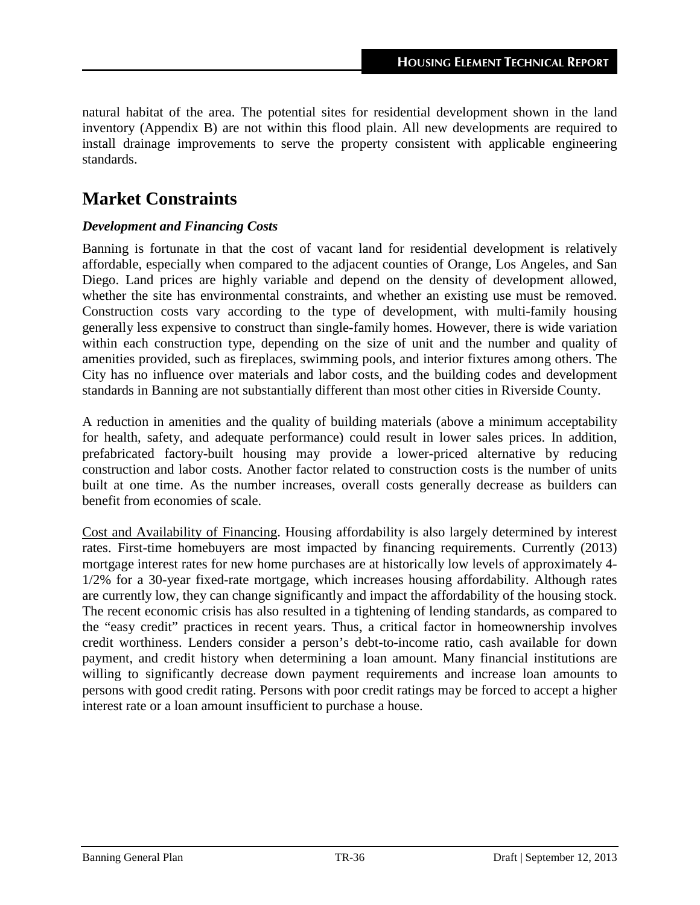natural habitat of the area. The potential sites for residential development shown in the land inventory (Appendix B) are not within this flood plain. All new developments are required to install drainage improvements to serve the property consistent with applicable engineering standards.

## Market Constraints

### *Development and Financing Costs*

Banning is fortunate in that the cost of vacant land for residential development is relatively affordable, especially when compared to the adjacent counties of Orange, Los Angeles, and San Diego. Land prices are highly variable and depend on the density of development allowed, whether the site has environmental constraints, and whether an existing use must be removed. Construction costs vary according to the type of development, with multi-family housing generally less expensive to construct than single-family homes. However, there is wide variation within each construction type, depending on the size of unit and the number and quality of amenities provided, such as fireplaces, swimming pools, and interior fixtures among others. The City has no influence over materials and labor costs, and the building codes and development standards in Banning are not substantially different than most other cities in Riverside County.

A reduction in amenities and the quality of building materials (above a minimum acceptability for health, safety, and adequate performance) could result in lower sales prices. In addition, prefabricated factory-built housing may provide a lower-priced alternative by reducing construction and labor costs. Another factor related to construction costs is the number of units built at one time. As the number increases, overall costs generally decrease as builders can benefit from economies of scale.

<u>Cost and Availability of Financing</u>. Housing affordability is also largely determined by interest rates. First-time homebuyers are most impacted by financing requirements. Currently (2013) mortgage interest rates for new home purchases are at historically low levels of approximately 4-1/2% for a 30-year fixed-rate mortgage, which increases housing affordability. Although rates are currently low, they can change significantly and impact the affordability of the housing stock. The recent economic crisis has also resulted in a tightening of lending standards, as compared to the "easy credit" practices in recent years. Thus, a critical factor in homeownership involves credit worthiness. Lenders consider a person's debt-to-income ratio, cash available for down payment, and credit history when determining a loan amount. Many financial institutions are willing to significantly decrease down payment requirements and increase loan amounts to persons with good credit rating. Persons with poor credit ratings may be forced to accept a higher interest rate or a loan amount insufficient to purchase a house.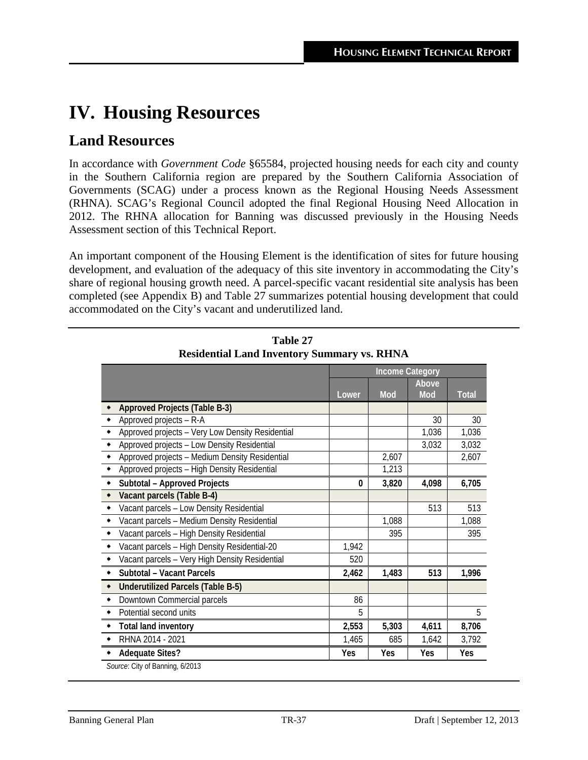# IV. Housing Resources

## Land Resources

In accordance with *Government Code* §65584, projected housing needs for each city and county in the Southern California region are prepared by the Southern California Association of Governments (SCAG) under a process known as the Regional Housing Needs Assessment (RHNA). SCAG's Regional Council adopted the final Regional Housing Need Allocation in 2012. The RHNA allocation for Banning was discussed previously in the Housing Needs Assessment section of this Technical Report.

An important component of the Housing Element is the identification of sites for future housing development, and evaluation of the adequacy of this site inventory in accommodating the City's share of regional housing growth need. A parcel-specific vacant residential site analysis has been completed (see Appendix B) and Table 27 summarizes potential housing development that could accommodated on the City's vacant and underutilized land.

**Table 27**
**Residential Land Inventory Summary vs. RHNA**

| | Income Category | | | |
|---|---|---|---|---|
| | Lower | Mod | Above Mod | Total |
| **Approved Projects (Table B-3)** | | | | |
| Approved projects – R-A | | | 30 | 30 |
| Approved projects – Very Low Density Residential | | | 1,036 | 1,036 |
| Approved projects – Low Density Residential | | | 3,032 | 3,032 |
| Approved projects – Medium Density Residential | | 2,607 | | 2,607 |
| Approved projects – High Density Residential | | 1,213 | | |
| **Subtotal – Approved Projects** | **0** | **3,820** | **4,098** | **6,705** |
| **Vacant parcels (Table B-4)** | | | | |
| Vacant parcels – Low Density Residential | | | 513 | 513 |
| Vacant parcels – Medium Density Residential | | 1,088 | | 1,088 |
| Vacant parcels – High Density Residential | | 395 | | 395 |
| Vacant parcels – High Density Residential-20 | 1,942 | | | |
| Vacant parcels – Very High Density Residential | 520 | | | |
| **Subtotal – Vacant Parcels** | **2,462** | **1,483** | **513** | **1,996** |
| **Underutilized Parcels (Table B-5)** | | | | |
| Downtown Commercial parcels | 86 | | | |
| Potential second units | 5 | | | 5 |
| **Total land inventory** | **2,553** | **5,303** | **4,611** | **8,706** |
| RHNA 2014 - 2021 | 1,465 | 685 | 1,642 | 3,792 |
| **Adequate Sites?** | **Yes** | **Yes** | **Yes** | **Yes** |

*Source*: City of Banning, 6/2013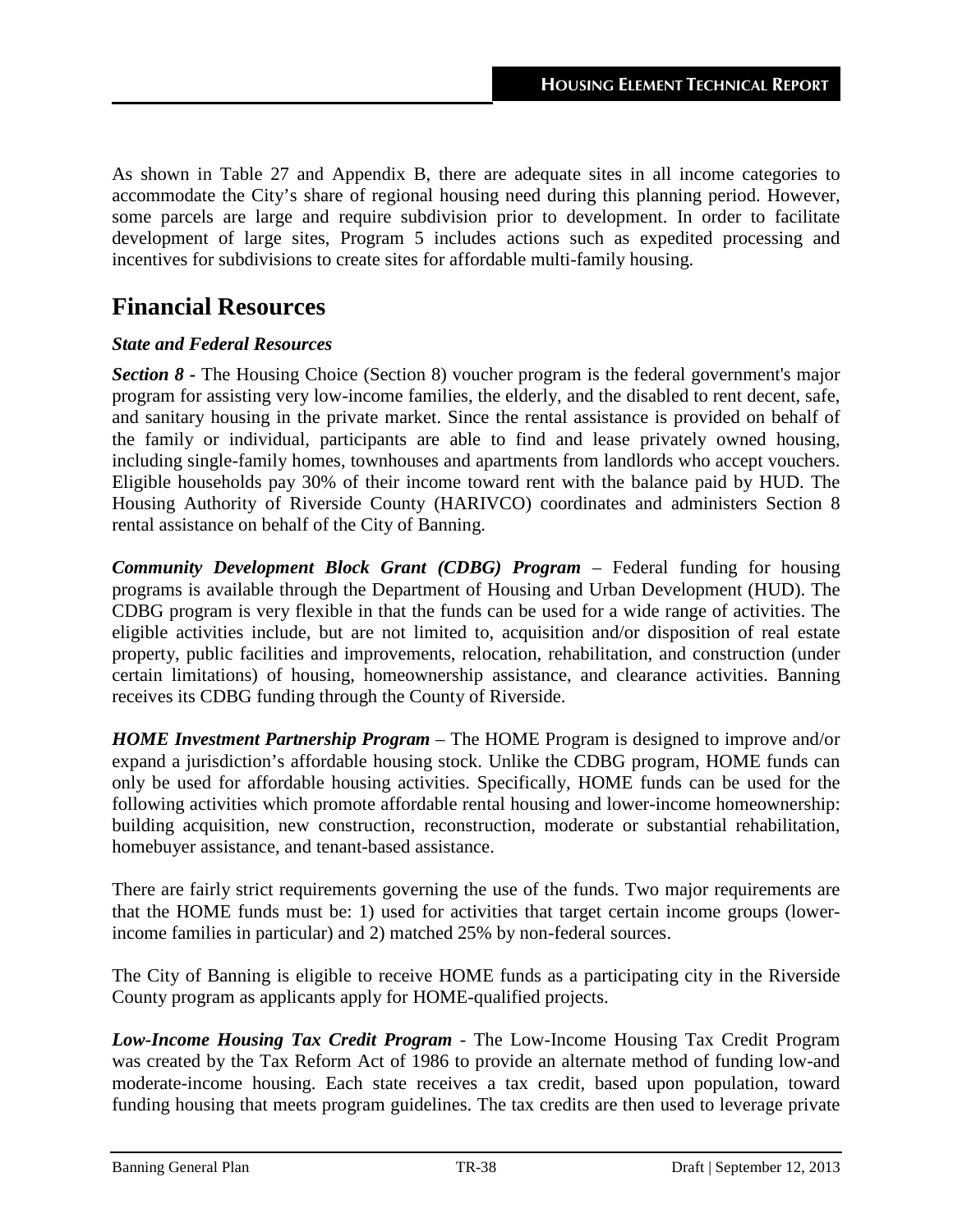As shown in Table 27 and Appendix B, there are adequate sites in all income categories to accommodate the City's share of regional housing need during this planning period. However, some parcels are large and require subdivision prior to development. In order to facilitate development of large sites, Program 5 includes actions such as expedited processing and incentives for subdivisions to create sites for affordable multi-family housing.

# Financial Resources

### *State and Federal Resources*

***Section 8*** - The Housing Choice (Section 8) voucher program is the federal government's major program for assisting very low-income families, the elderly, and the disabled to rent decent, safe, and sanitary housing in the private market. Since the rental assistance is provided on behalf of the family or individual, participants are able to find and lease privately owned housing, including single-family homes, townhouses and apartments from landlords who accept vouchers. Eligible households pay 30% of their income toward rent with the balance paid by HUD. The Housing Authority of Riverside County (HARIVCO) coordinates and administers Section 8 rental assistance on behalf of the City of Banning.

***Community Development Block Grant (CDBG) Program*** – Federal funding for housing programs is available through the Department of Housing and Urban Development (HUD). The CDBG program is very flexible in that the funds can be used for a wide range of activities. The eligible activities include, but are not limited to, acquisition and/or disposition of real estate property, public facilities and improvements, relocation, rehabilitation, and construction (under certain limitations) of housing, homeownership assistance, and clearance activities. Banning receives its CDBG funding through the County of Riverside.

***HOME Investment Partnership Program*** – The HOME Program is designed to improve and/or expand a jurisdiction's affordable housing stock. Unlike the CDBG program, HOME funds can only be used for affordable housing activities. Specifically, HOME funds can be used for the following activities which promote affordable rental housing and lower-income homeownership: building acquisition, new construction, reconstruction, moderate or substantial rehabilitation, homebuyer assistance, and tenant-based assistance.

There are fairly strict requirements governing the use of the funds. Two major requirements are that the HOME funds must be: 1) used for activities that target certain income groups (lower-income families in particular) and 2) matched 25% by non-federal sources.

The City of Banning is eligible to receive HOME funds as a participating city in the Riverside County program as applicants apply for HOME-qualified projects.

***Low-Income Housing Tax Credit Program*** - The Low-Income Housing Tax Credit Program was created by the Tax Reform Act of 1986 to provide an alternate method of funding low-and moderate-income housing. Each state receives a tax credit, based upon population, toward funding housing that meets program guidelines. The tax credits are then used to leverage private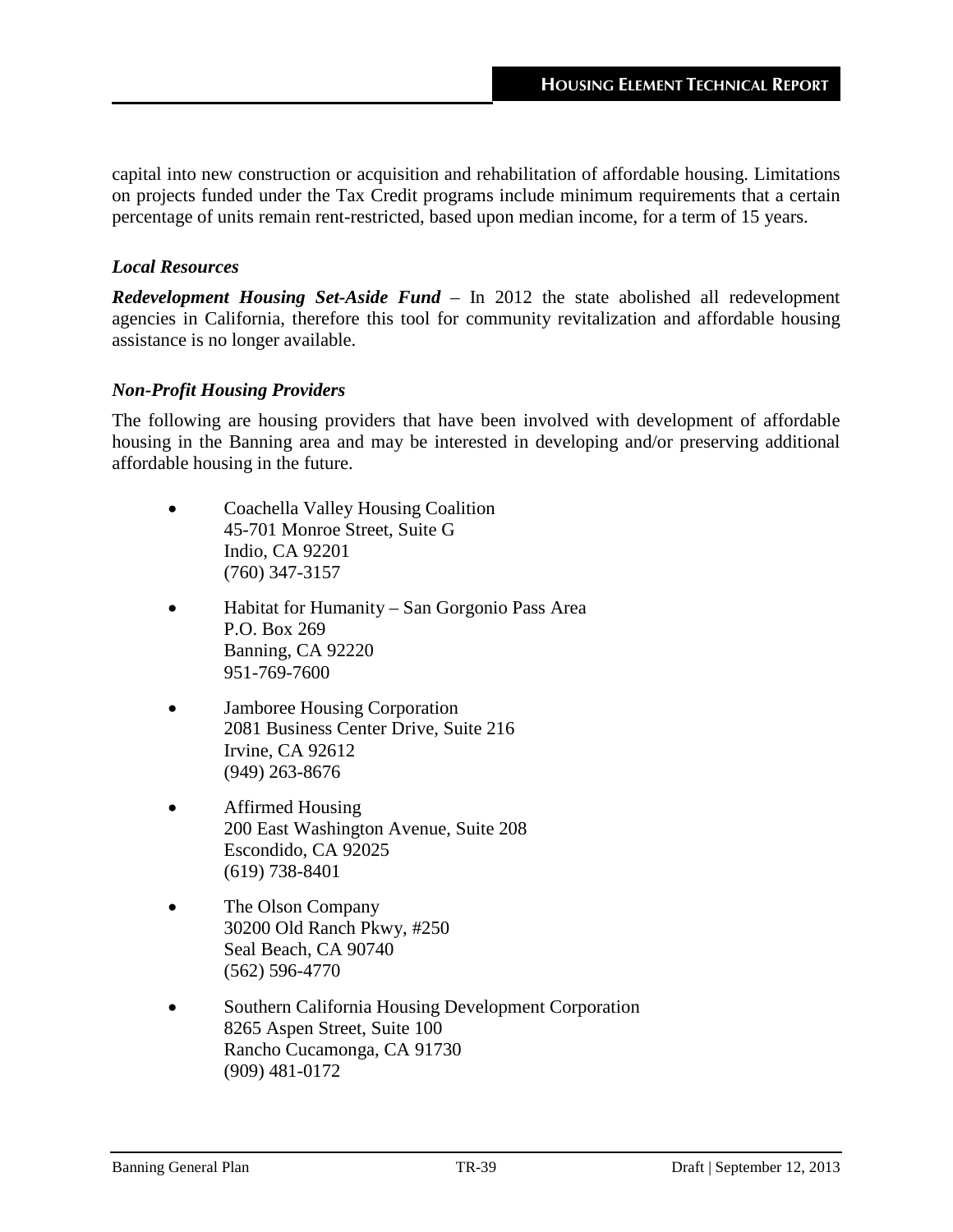capital into new construction or acquisition and rehabilitation of affordable housing. Limitations on projects funded under the Tax Credit programs include minimum requirements that a certain percentage of units remain rent-restricted, based upon median income, for a term of 15 years.

### *Local Resources*

***Redevelopment Housing Set-Aside Fund*** – In 2012 the state abolished all redevelopment agencies in California, therefore this tool for community revitalization and affordable housing assistance is no longer available.

### *Non-Profit Housing Providers*

The following are housing providers that have been involved with development of affordable housing in the Banning area and may be interested in developing and/or preserving additional affordable housing in the future.

- Coachella Valley Housing Coalition  
  45-701 Monroe Street, Suite G  
  Indio, CA 92201  
  (760) 347-3157

- Habitat for Humanity – San Gorgonio Pass Area  
  P.O. Box 269  
  Banning, CA 92220  
  951-769-7600

- Jamboree Housing Corporation  
  2081 Business Center Drive, Suite 216  
  Irvine, CA 92612  
  (949) 263-8676

- Affirmed Housing  
  200 East Washington Avenue, Suite 208  
  Escondido, CA 92025  
  (619) 738-8401

- The Olson Company  
  30200 Old Ranch Pkwy, #250  
  Seal Beach, CA 90740  
  (562) 596-4770

- Southern California Housing Development Corporation  
  8265 Aspen Street, Suite 100  
  Rancho Cucamonga, CA 91730  
  (909) 481-0172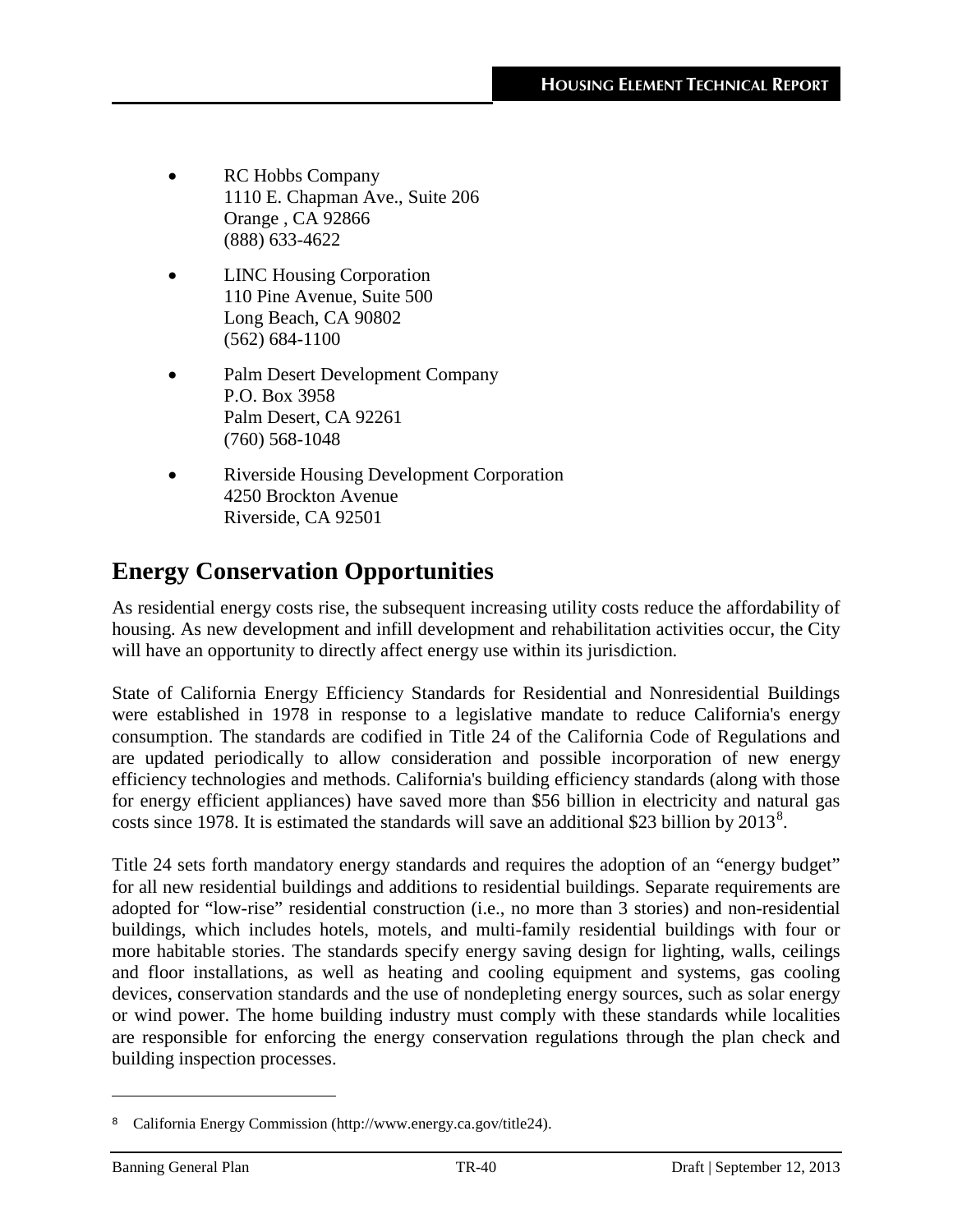- RC Hobbs Company
  1110 E. Chapman Ave., Suite 206
  Orange , CA 92866
  (888) 633-4622

- LINC Housing Corporation
  110 Pine Avenue, Suite 500
  Long Beach, CA 90802
  (562) 684-1100

- Palm Desert Development Company
  P.O. Box 3958
  Palm Desert, CA 92261
  (760) 568-1048

- Riverside Housing Development Corporation
  4250 Brockton Avenue
  Riverside, CA 92501

## Energy Conservation Opportunities

As residential energy costs rise, the subsequent increasing utility costs reduce the affordability of housing. As new development and infill development and rehabilitation activities occur, the City will have an opportunity to directly affect energy use within its jurisdiction.

State of California Energy Efficiency Standards for Residential and Nonresidential Buildings were established in 1978 in response to a legislative mandate to reduce California's energy consumption. The standards are codified in Title 24 of the California Code of Regulations and are updated periodically to allow consideration and possible incorporation of new energy efficiency technologies and methods. California's building efficiency standards (along with those for energy efficient appliances) have saved more than $56 billion in electricity and natural gas costs since 1978. It is estimated the standards will save an additional $23 billion by 2013[8].

Title 24 sets forth mandatory energy standards and requires the adoption of an "energy budget" for all new residential buildings and additions to residential buildings. Separate requirements are adopted for "low-rise" residential construction (i.e., no more than 3 stories) and non-residential buildings, which includes hotels, motels, and multi-family residential buildings with four or more habitable stories. The standards specify energy saving design for lighting, walls, ceilings and floor installations, as well as heating and cooling equipment and systems, gas cooling devices, conservation standards and the use of nondepleting energy sources, such as solar energy or wind power. The home building industry must comply with these standards while localities are responsible for enforcing the energy conservation regulations through the plan check and building inspection processes.

---

[8] California Energy Commission (http://www.energy.ca.gov/title24).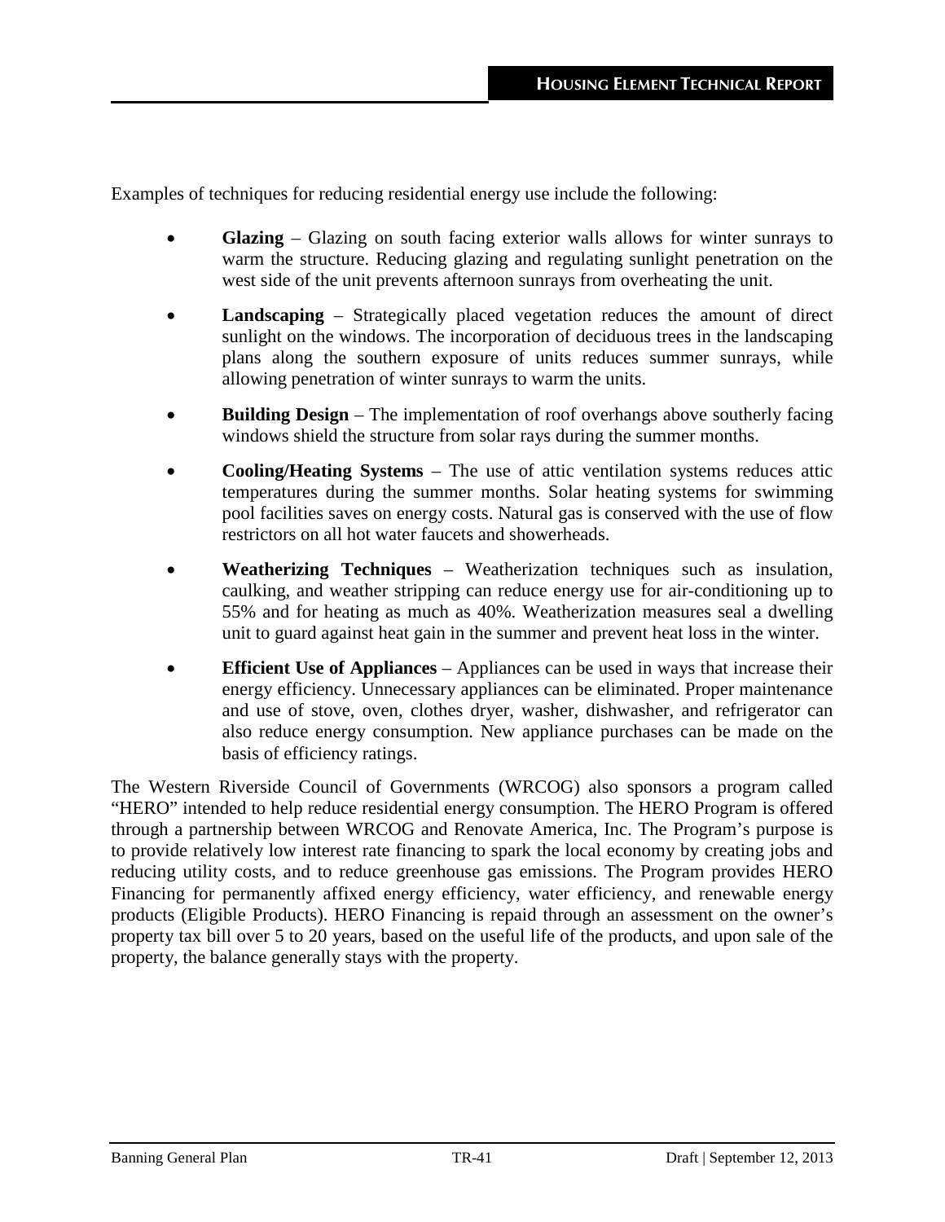Examples of techniques for reducing residential energy use include the following:

- **Glazing** – Glazing on south facing exterior walls allows for winter sunrays to warm the structure. Reducing glazing and regulating sunlight penetration on the west side of the unit prevents afternoon sunrays from overheating the unit.
- **Landscaping** – Strategically placed vegetation reduces the amount of direct sunlight on the windows. The incorporation of deciduous trees in the landscaping plans along the southern exposure of units reduces summer sunrays, while allowing penetration of winter sunrays to warm the units.
- **Building Design** – The implementation of roof overhangs above southerly facing windows shield the structure from solar rays during the summer months.
- **Cooling/Heating Systems** – The use of attic ventilation systems reduces attic temperatures during the summer months. Solar heating systems for swimming pool facilities saves on energy costs. Natural gas is conserved with the use of flow restrictors on all hot water faucets and showerheads.
- **Weatherizing Techniques** – Weatherization techniques such as insulation, caulking, and weather stripping can reduce energy use for air-conditioning up to 55% and for heating as much as 40%. Weatherization measures seal a dwelling unit to guard against heat gain in the summer and prevent heat loss in the winter.
- **Efficient Use of Appliances** – Appliances can be used in ways that increase their energy efficiency. Unnecessary appliances can be eliminated. Proper maintenance and use of stove, oven, clothes dryer, washer, dishwasher, and refrigerator can also reduce energy consumption. New appliance purchases can be made on the basis of efficiency ratings.

The Western Riverside Council of Governments (WRCOG) also sponsors a program called "HERO" intended to help reduce residential energy consumption. The HERO Program is offered through a partnership between WRCOG and Renovate America, Inc. The Program's purpose is to provide relatively low interest rate financing to spark the local economy by creating jobs and reducing utility costs, and to reduce greenhouse gas emissions. The Program provides HERO Financing for permanently affixed energy efficiency, water efficiency, and renewable energy products (Eligible Products). HERO Financing is repaid through an assessment on the owner's property tax bill over 5 to 20 years, based on the useful life of the products, and upon sale of the property, the balance generally stays with the property.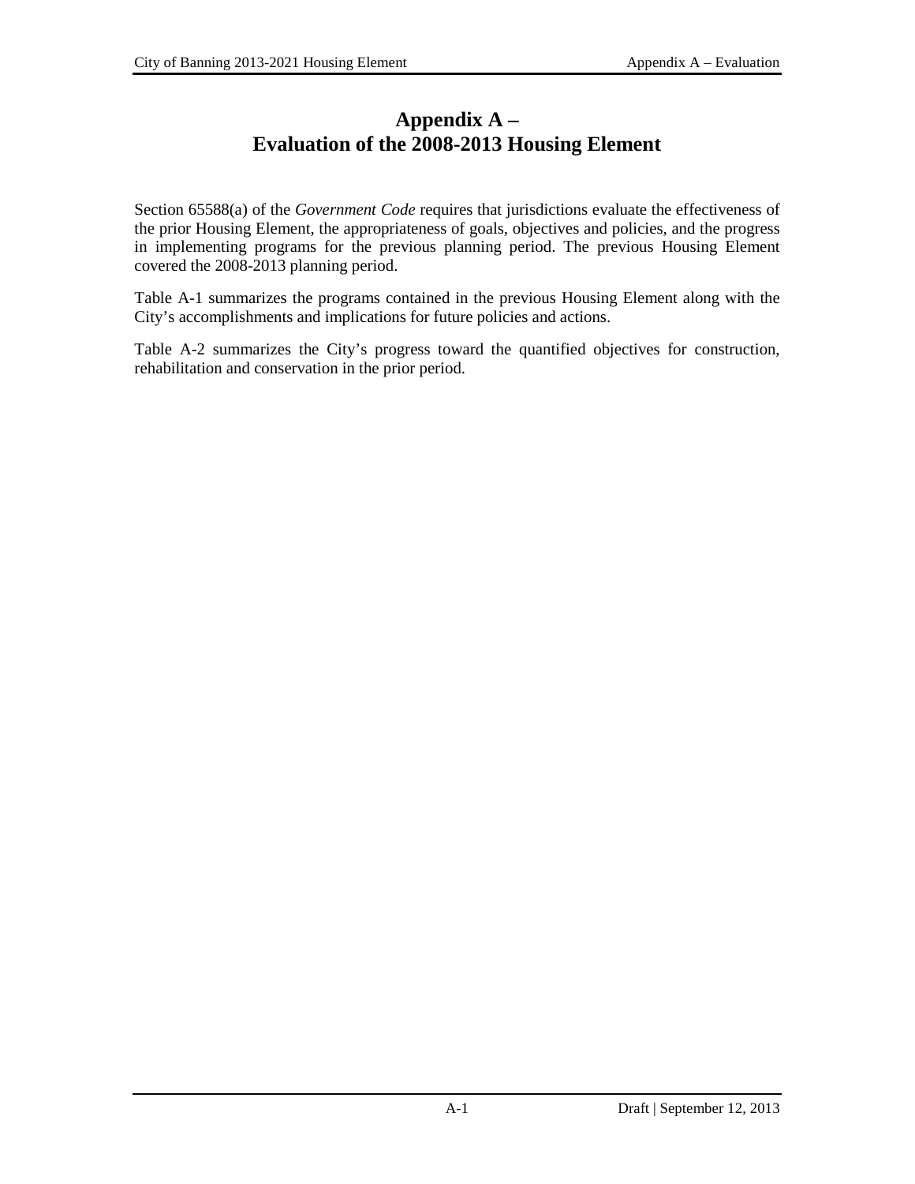# Appendix A – Evaluation of the 2008-2013 Housing Element

Section 65588(a) of the *Government Code* requires that jurisdictions evaluate the effectiveness of the prior Housing Element, the appropriateness of goals, objectives and policies, and the progress in implementing programs for the previous planning period. The previous Housing Element covered the 2008-2013 planning period.

Table A-1 summarizes the programs contained in the previous Housing Element along with the City's accomplishments and implications for future policies and actions.

Table A-2 summarizes the City's progress toward the quantified objectives for construction, rehabilitation and conservation in the prior period.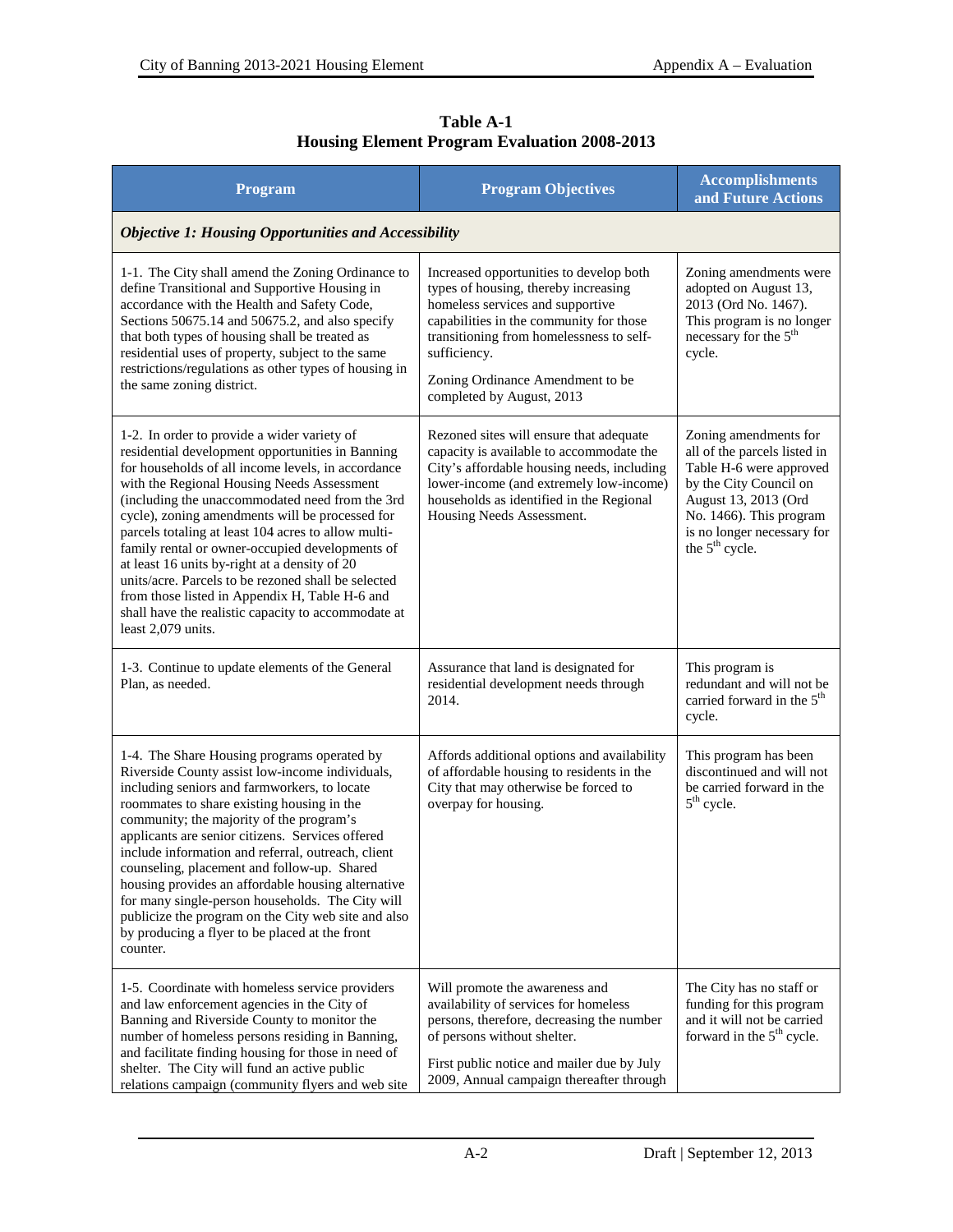**Table A-1**
**Housing Element Program Evaluation 2008-2013**

| Program | Program Objectives | Accomplishments and Future Actions |
|---|---|---|
| ***Objective 1: Housing Opportunities and Accessibility*** | | |
| 1-1. The City shall amend the Zoning Ordinance to define Transitional and Supportive Housing in accordance with the Health and Safety Code, Sections 50675.14 and 50675.2, and also specify that both types of housing shall be treated as residential uses of property, subject to the same restrictions/regulations as other types of housing in the same zoning district. | Increased opportunities to develop both types of housing, thereby increasing homeless services and supportive capabilities in the community for those transitioning from homelessness to self-sufficiency.<br><br>Zoning Ordinance Amendment to be completed by August, 2013 | Zoning amendments were adopted on August 13, 2013 (Ord No. 1467). This program is no longer necessary for the 5th cycle. |
| 1-2. In order to provide a wider variety of residential development opportunities in Banning for households of all income levels, in accordance with the Regional Housing Needs Assessment (including the unaccommodated need from the 3rd cycle), zoning amendments will be processed for parcels totaling at least 104 acres to allow multi-family rental or owner-occupied developments of at least 16 units by-right at a density of 20 units/acre. Parcels to be rezoned shall be selected from those listed in Appendix H, Table H-6 and shall have the realistic capacity to accommodate at least 2,079 units. | Rezoned sites will ensure that adequate capacity is available to accommodate the City's affordable housing needs, including lower-income (and extremely low-income) households as identified in the Regional Housing Needs Assessment. | Zoning amendments for all of the parcels listed in Table H-6 were approved by the City Council on August 13, 2013 (Ord No. 1466). This program is no longer necessary for the 5th cycle. |
| 1-3. Continue to update elements of the General Plan, as needed. | Assurance that land is designated for residential development needs through 2014. | This program is redundant and will not be carried forward in the 5th cycle. |
| 1-4. The Share Housing programs operated by Riverside County assist low-income individuals, including seniors and farmworkers, to locate roommates to share existing housing in the community; the majority of the program's applicants are senior citizens. Services offered include information and referral, outreach, client counseling, placement and follow-up. Shared housing provides an affordable housing alternative for many single-person households. The City will publicize the program on the City web site and also by producing a flyer to be placed at the front counter. | Affords additional options and availability of affordable housing to residents in the City that may otherwise be forced to overpay for housing. | This program has been discontinued and will not be carried forward in the 5th cycle. |
| 1-5. Coordinate with homeless service providers and law enforcement agencies in the City of Banning and Riverside County to monitor the number of homeless persons residing in Banning, and facilitate finding housing for those in need of shelter. The City will fund an active public relations campaign (community flyers and web site | Will promote the awareness and availability of services for homeless persons, therefore, decreasing the number of persons without shelter.<br><br>First public notice and mailer due by July 2009, Annual campaign thereafter through | The City has no staff or funding for this program and it will not be carried forward in the 5th cycle. |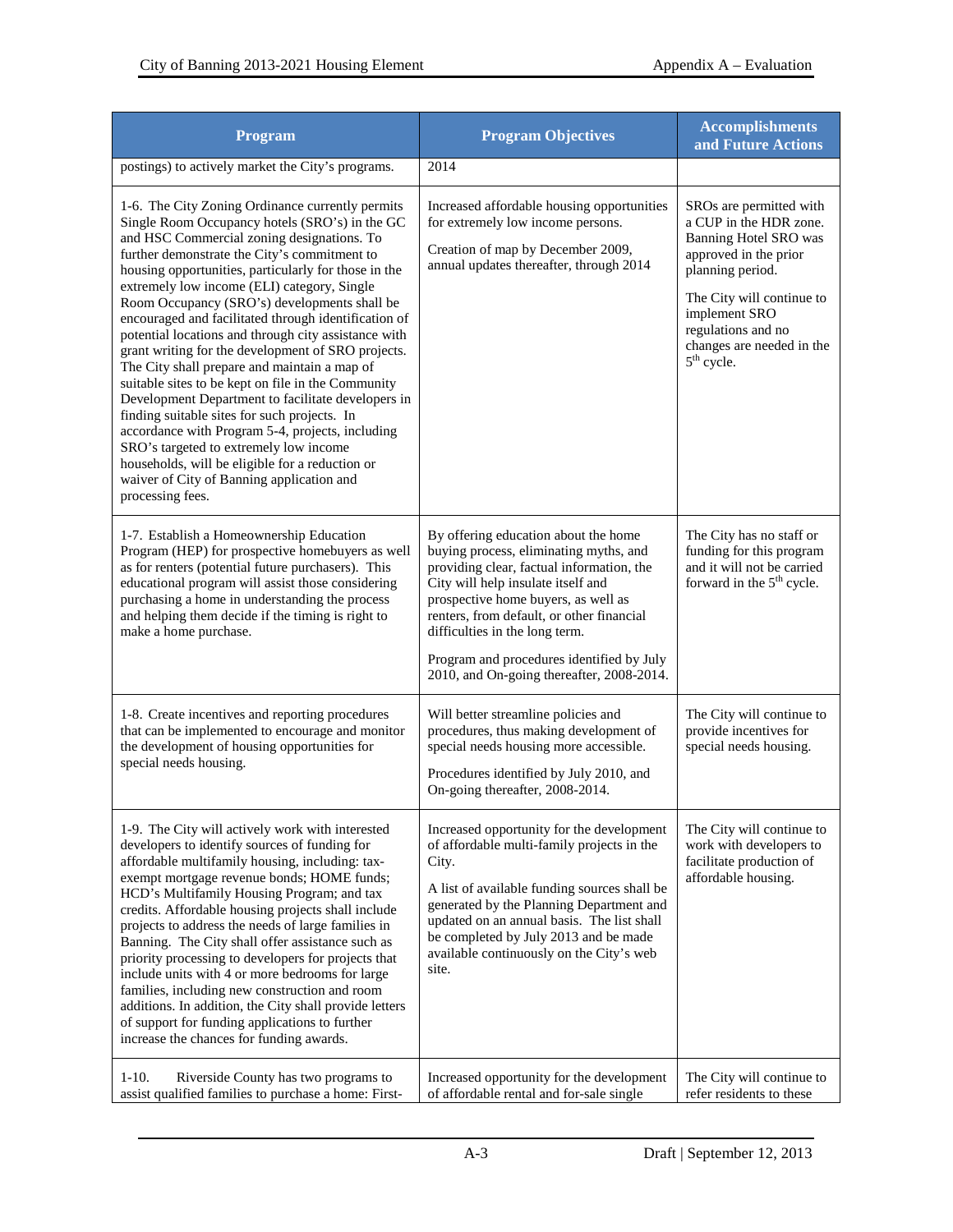| Program | Program Objectives | Accomplishments and Future Actions |
|---|---|---|
| postings) to actively market the City's programs. | 2014 | |
| 1-6. The City Zoning Ordinance currently permits Single Room Occupancy hotels (SRO's) in the GC and HSC Commercial zoning designations. To further demonstrate the City's commitment to housing opportunities, particularly for those in the extremely low income (ELI) category, Single Room Occupancy (SRO's) developments shall be encouraged and facilitated through identification of potential locations and through city assistance with grant writing for the development of SRO projects. The City shall prepare and maintain a map of suitable sites to be kept on file in the Community Development Department to facilitate developers in finding suitable sites for such projects. In accordance with Program 5-4, projects, including SRO's targeted to extremely low income households, will be eligible for a reduction or waiver of City of Banning application and processing fees. | Increased affordable housing opportunities for extremely low income persons.<br><br>Creation of map by December 2009, annual updates thereafter, through 2014 | SROs are permitted with a CUP in the HDR zone. Banning Hotel SRO was approved in the prior planning period.<br><br>The City will continue to implement SRO regulations and no changes are needed in the 5th cycle. |
| 1-7. Establish a Homeownership Education Program (HEP) for prospective homebuyers as well as for renters (potential future purchasers). This educational program will assist those considering purchasing a home in understanding the process and helping them decide if the timing is right to make a home purchase. | By offering education about the home buying process, eliminating myths, and providing clear, factual information, the City will help insulate itself and prospective home buyers, as well as renters, from default, or other financial difficulties in the long term.<br><br>Program and procedures identified by July 2010, and On-going thereafter, 2008-2014. | The City has no staff or funding for this program and it will not be carried forward in the 5th cycle. |
| 1-8. Create incentives and reporting procedures that can be implemented to encourage and monitor the development of housing opportunities for special needs housing. | Will better streamline policies and procedures, thus making development of special needs housing more accessible.<br><br>Procedures identified by July 2010, and On-going thereafter, 2008-2014. | The City will continue to provide incentives for special needs housing. |
| 1-9. The City will actively work with interested developers to identify sources of funding for affordable multifamily housing, including: tax-exempt mortgage revenue bonds; HOME funds; HCD's Multifamily Housing Program; and tax credits. Affordable housing projects shall include projects to address the needs of large families in Banning. The City shall offer assistance such as priority processing to developers for projects that include units with 4 or more bedrooms for large families, including new construction and room additions. In addition, the City shall provide letters of support for funding applications to further increase the chances for funding awards. | Increased opportunity for the development of affordable multi-family projects in the City.<br><br>A list of available funding sources shall be generated by the Planning Department and updated on an annual basis. The list shall be completed by July 2013 and be made available continuously on the City's web site. | The City will continue to work with developers to facilitate production of affordable housing. |
| 1-10. Riverside County has two programs to assist qualified families to purchase a home: First- | Increased opportunity for the development of affordable rental and for-sale single | The City will continue to refer residents to these |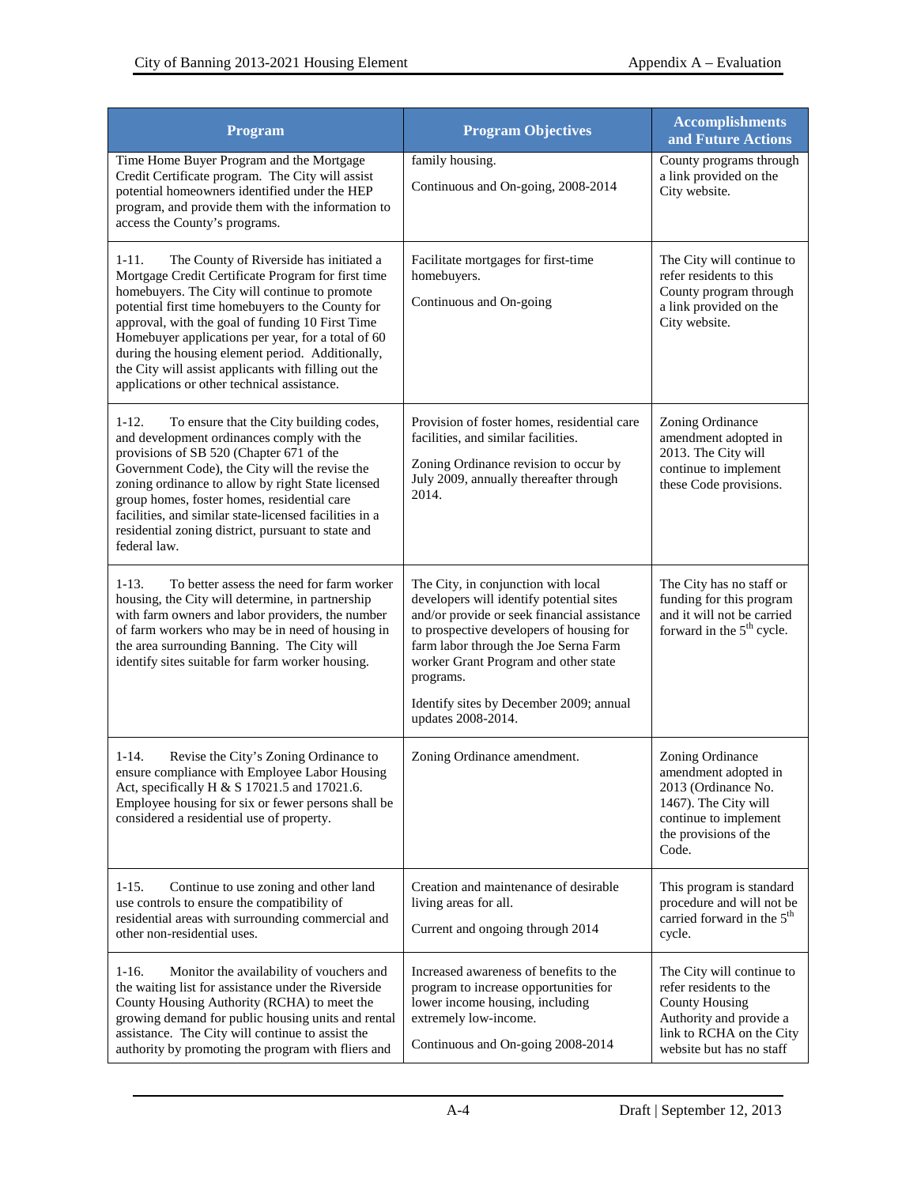| Program | Program Objectives | Accomplishments and Future Actions |
|---|---|---|
| Time Home Buyer Program and the Mortgage Credit Certificate program. The City will assist potential homeowners identified under the HEP program, and provide them with the information to access the County's programs. | family housing.<br><br>Continuous and On-going, 2008-2014 | County programs through a link provided on the City website. |
| 1-11. The County of Riverside has initiated a Mortgage Credit Certificate Program for first time homebuyers. The City will continue to promote potential first time homebuyers to the County for approval, with the goal of funding 10 First Time Homebuyer applications per year, for a total of 60 during the housing element period. Additionally, the City will assist applicants with filling out the applications or other technical assistance. | Facilitate mortgages for first-time homebuyers.<br><br>Continuous and On-going | The City will continue to refer residents to this County program through a link provided on the City website. |
| 1-12. To ensure that the City building codes, and development ordinances comply with the provisions of SB 520 (Chapter 671 of the Government Code), the City will the revise the zoning ordinance to allow by right State licensed group homes, foster homes, residential care facilities, and similar state-licensed facilities in a residential zoning district, pursuant to state and federal law. | Provision of foster homes, residential care facilities, and similar facilities.<br><br>Zoning Ordinance revision to occur by July 2009, annually thereafter through 2014. | Zoning Ordinance amendment adopted in 2013. The City will continue to implement these Code provisions. |
| 1-13. To better assess the need for farm worker housing, the City will determine, in partnership with farm owners and labor providers, the number of farm workers who may be in need of housing in the area surrounding Banning. The City will identify sites suitable for farm worker housing. | The City, in conjunction with local developers will identify potential sites and/or provide or seek financial assistance to prospective developers of housing for farm labor through the Joe Serna Farm worker Grant Program and other state programs.<br><br>Identify sites by December 2009; annual updates 2008-2014. | The City has no staff or funding for this program and it will not be carried forward in the 5th cycle. |
| 1-14. Revise the City's Zoning Ordinance to ensure compliance with Employee Labor Housing Act, specifically H & S 17021.5 and 17021.6. Employee housing for six or fewer persons shall be considered a residential use of property. | Zoning Ordinance amendment. | Zoning Ordinance amendment adopted in 2013 (Ordinance No. 1467). The City will continue to implement the provisions of the Code. |
| 1-15. Continue to use zoning and other land use controls to ensure the compatibility of residential areas with surrounding commercial and other non-residential uses. | Creation and maintenance of desirable living areas for all.<br><br>Current and ongoing through 2014 | This program is standard procedure and will not be carried forward in the 5th cycle. |
| 1-16. Monitor the availability of vouchers and the waiting list for assistance under the Riverside County Housing Authority (RCHA) to meet the growing demand for public housing units and rental assistance. The City will continue to assist the authority by promoting the program with fliers and | Increased awareness of benefits to the program to increase opportunities for lower income housing, including extremely low-income.<br><br>Continuous and On-going 2008-2014 | The City will continue to refer residents to the County Housing Authority and provide a link to RCHA on the City website but has no staff |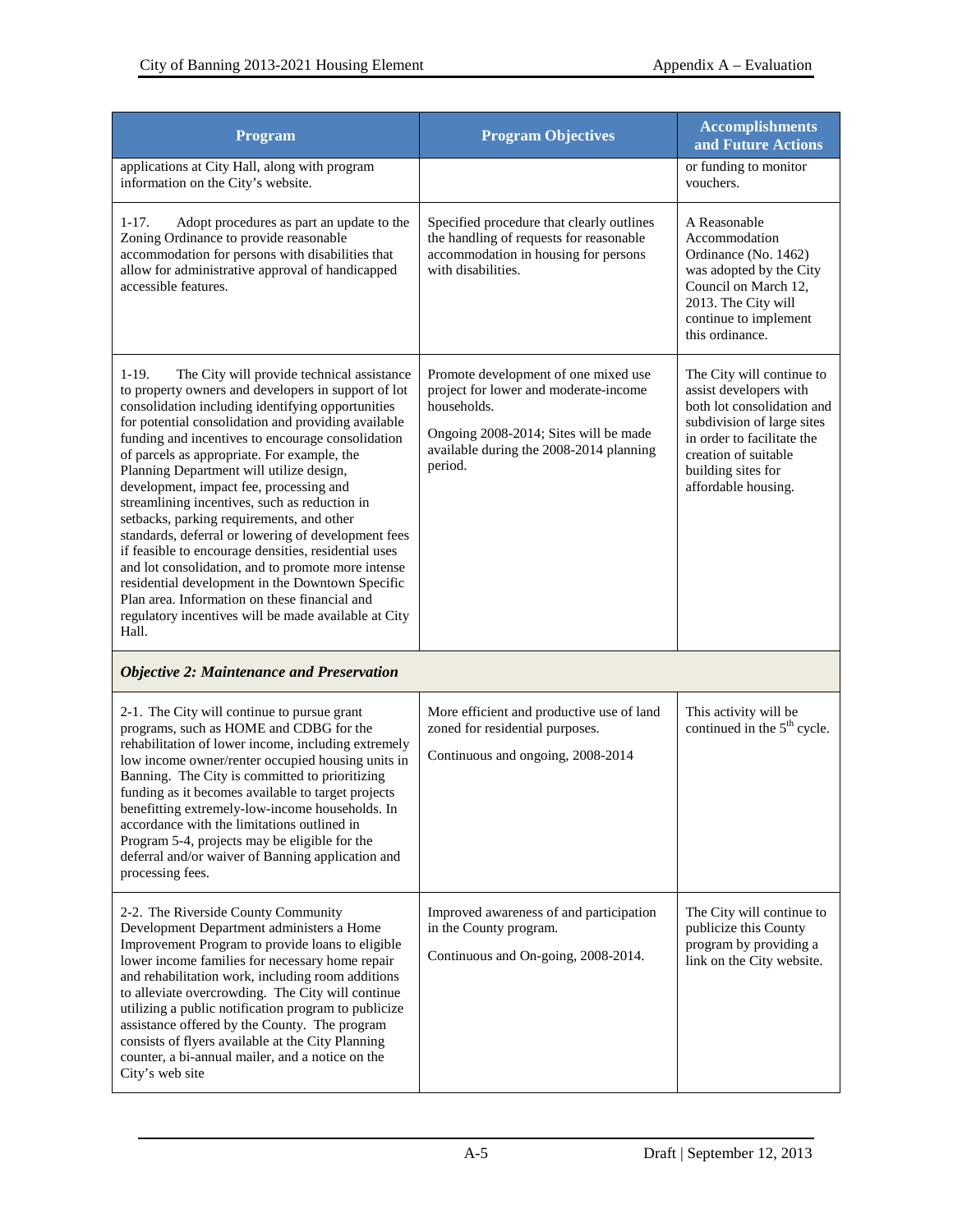| Program | Program Objectives | Accomplishments and Future Actions |
|---|---|---|
| applications at City Hall, along with program information on the City's website. | | or funding to monitor vouchers. |
| 1-17. Adopt procedures as part an update to the Zoning Ordinance to provide reasonable accommodation for persons with disabilities that allow for administrative approval of handicapped accessible features. | Specified procedure that clearly outlines the handling of requests for reasonable accommodation in housing for persons with disabilities. | A Reasonable Accommodation Ordinance (No. 1462) was adopted by the City Council on March 12, 2013. The City will continue to implement this ordinance. |
| 1-19. The City will provide technical assistance to property owners and developers in support of lot consolidation including identifying opportunities for potential consolidation and providing available funding and incentives to encourage consolidation of parcels as appropriate. For example, the Planning Department will utilize design, development, impact fee, processing and streamlining incentives, such as reduction in setbacks, parking requirements, and other standards, deferral or lowering of development fees if feasible to encourage densities, residential uses and lot consolidation, and to promote more intense residential development in the Downtown Specific Plan area. Information on these financial and regulatory incentives will be made available at City Hall. | Promote development of one mixed use project for lower and moderate-income households.<br><br>Ongoing 2008-2014; Sites will be made available during the 2008-2014 planning period. | The City will continue to assist developers with both lot consolidation and subdivision of large sites in order to facilitate the creation of suitable building sites for affordable housing. |
| ***Objective 2: Maintenance and Preservation*** | | |
| 2-1. The City will continue to pursue grant programs, such as HOME and CDBG for the rehabilitation of lower income, including extremely low income owner/renter occupied housing units in Banning. The City is committed to prioritizing funding as it becomes available to target projects benefitting extremely-low-income households. In accordance with the limitations outlined in Program 5-4, projects may be eligible for the deferral and/or waiver of Banning application and processing fees. | More efficient and productive use of land zoned for residential purposes.<br><br>Continuous and ongoing, 2008-2014 | This activity will be continued in the 5th cycle. |
| 2-2. The Riverside County Community Development Department administers a Home Improvement Program to provide loans to eligible lower income families for necessary home repair and rehabilitation work, including room additions to alleviate overcrowding. The City will continue utilizing a public notification program to publicize assistance offered by the County. The program consists of flyers available at the City Planning counter, a bi-annual mailer, and a notice on the City's web site | Improved awareness of and participation in the County program.<br><br>Continuous and On-going, 2008-2014. | The City will continue to publicize this County program by providing a link on the City website. |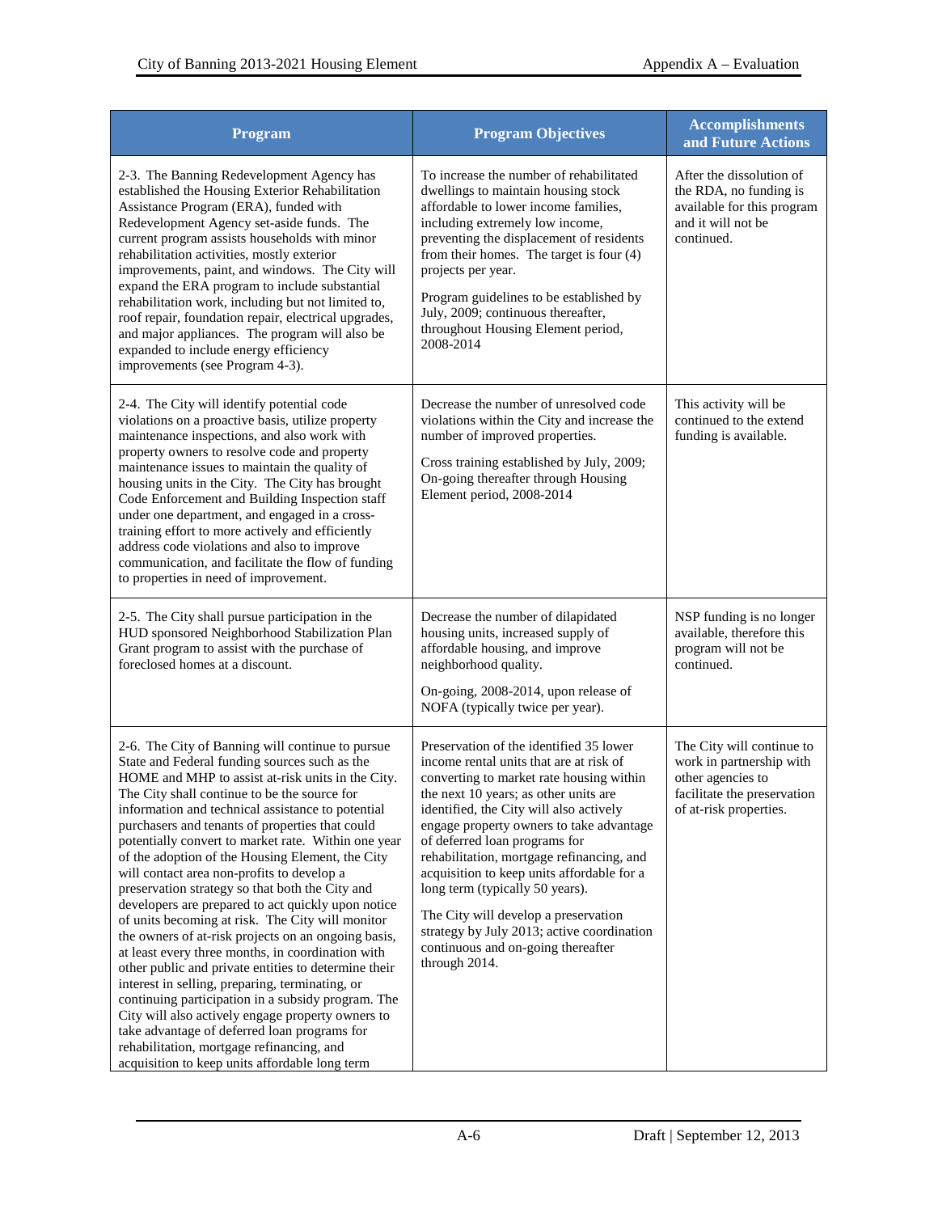| Program | Program Objectives | Accomplishments and Future Actions |
|---|---|---|
| 2-3. The Banning Redevelopment Agency has established the Housing Exterior Rehabilitation Assistance Program (ERA), funded with Redevelopment Agency set-aside funds. The current program assists households with minor rehabilitation activities, mostly exterior improvements, paint, and windows. The City will expand the ERA program to include substantial rehabilitation work, including but not limited to, roof repair, foundation repair, electrical upgrades, and major appliances. The program will also be expanded to include energy efficiency improvements (see Program 4-3). | To increase the number of rehabilitated dwellings to maintain housing stock affordable to lower income families, including extremely low income, preventing the displacement of residents from their homes. The target is four (4) projects per year.<br><br>Program guidelines to be established by July, 2009; continuous thereafter, throughout Housing Element period, 2008-2014 | After the dissolution of the RDA, no funding is available for this program and it will not be continued. |
| 2-4. The City will identify potential code violations on a proactive basis, utilize property maintenance inspections, and also work with property owners to resolve code and property maintenance issues to maintain the quality of housing units in the City. The City has brought Code Enforcement and Building Inspection staff under one department, and engaged in a cross-training effort to more actively and efficiently address code violations and also to improve communication, and facilitate the flow of funding to properties in need of improvement. | Decrease the number of unresolved code violations within the City and increase the number of improved properties.<br><br>Cross training established by July, 2009; On-going thereafter through Housing Element period, 2008-2014 | This activity will be continued to the extend funding is available. |
| 2-5. The City shall pursue participation in the HUD sponsored Neighborhood Stabilization Plan Grant program to assist with the purchase of foreclosed homes at a discount. | Decrease the number of dilapidated housing units, increased supply of affordable housing, and improve neighborhood quality.<br><br>On-going, 2008-2014, upon release of NOFA (typically twice per year). | NSP funding is no longer available, therefore this program will not be continued. |
| 2-6. The City of Banning will continue to pursue State and Federal funding sources such as the HOME and MHP to assist at-risk units in the City. The City shall continue to be the source for information and technical assistance to potential purchasers and tenants of properties that could potentially convert to market rate. Within one year of the adoption of the Housing Element, the City will contact area non-profits to develop a preservation strategy so that both the City and developers are prepared to act quickly upon notice of units becoming at risk. The City will monitor the owners of at-risk projects on an ongoing basis, at least every three months, in coordination with other public and private entities to determine their interest in selling, preparing, terminating, or continuing participation in a subsidy program. The City will also actively engage property owners to take advantage of deferred loan programs for rehabilitation, mortgage refinancing, and acquisition to keep units affordable long term | Preservation of the identified 35 lower income rental units that are at risk of converting to market rate housing within the next 10 years; as other units are identified, the City will also actively engage property owners to take advantage of deferred loan programs for rehabilitation, mortgage refinancing, and acquisition to keep units affordable for a long term (typically 50 years).<br><br>The City will develop a preservation strategy by July 2013; active coordination continuous and on-going thereafter through 2014. | The City will continue to work in partnership with other agencies to facilitate the preservation of at-risk properties. |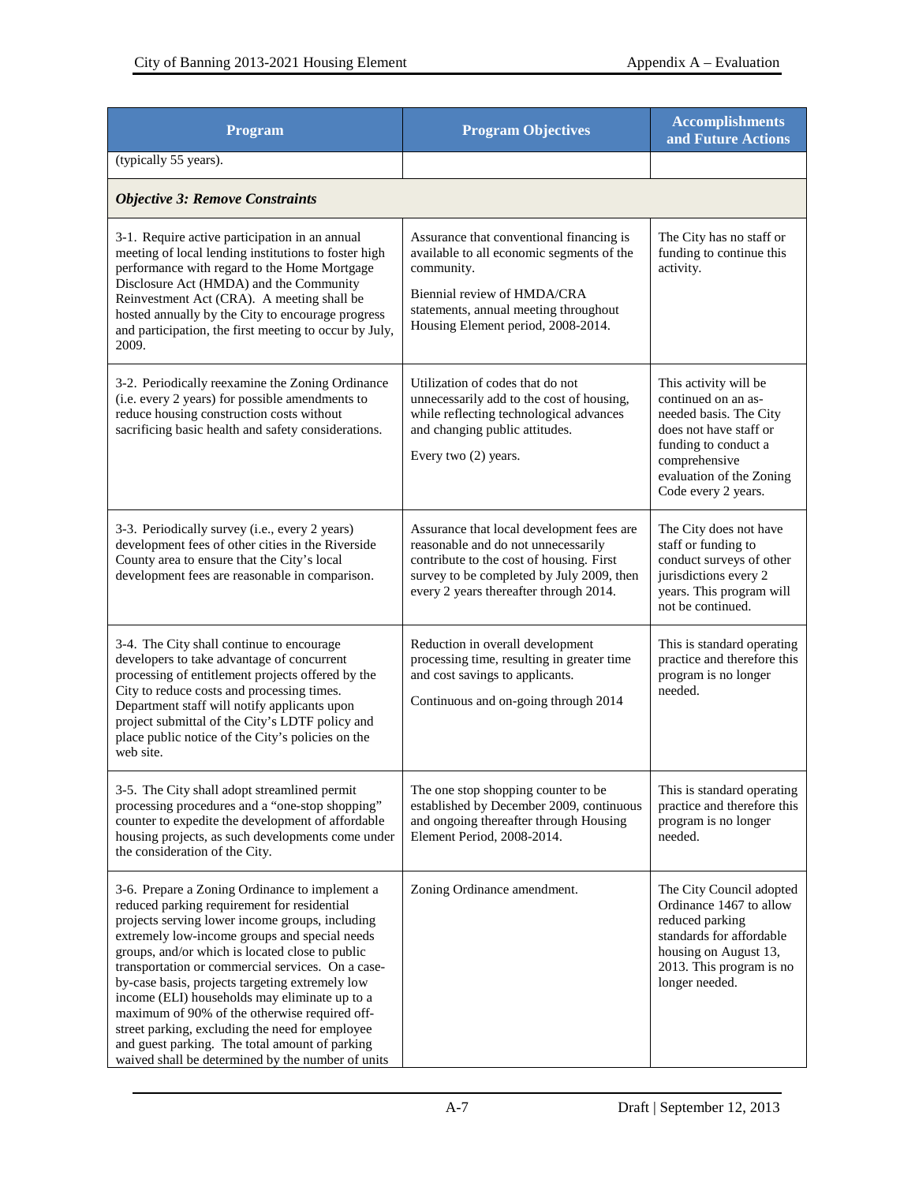| Program | Program Objectives | Accomplishments and Future Actions |
|---|---|---|
| (typically 55 years). | | |
| ***Objective 3: Remove Constraints*** | | |
| 3-1. Require active participation in an annual meeting of local lending institutions to foster high performance with regard to the Home Mortgage Disclosure Act (HMDA) and the Community Reinvestment Act (CRA). A meeting shall be hosted annually by the City to encourage progress and participation, the first meeting to occur by July, 2009. | Assurance that conventional financing is available to all economic segments of the community.<br><br>Biennial review of HMDA/CRA statements, annual meeting throughout Housing Element period, 2008-2014. | The City has no staff or funding to continue this activity. |
| 3-2. Periodically reexamine the Zoning Ordinance (i.e. every 2 years) for possible amendments to reduce housing construction costs without sacrificing basic health and safety considerations. | Utilization of codes that do not unnecessarily add to the cost of housing, while reflecting technological advances and changing public attitudes.<br><br>Every two (2) years. | This activity will be continued on an as-needed basis. The City does not have staff or funding to conduct a comprehensive evaluation of the Zoning Code every 2 years. |
| 3-3. Periodically survey (i.e., every 2 years) development fees of other cities in the Riverside County area to ensure that the City's local development fees are reasonable in comparison. | Assurance that local development fees are reasonable and do not unnecessarily contribute to the cost of housing. First survey to be completed by July 2009, then every 2 years thereafter through 2014. | The City does not have staff or funding to conduct surveys of other jurisdictions every 2 years. This program will not be continued. |
| 3-4. The City shall continue to encourage developers to take advantage of concurrent processing of entitlement projects offered by the City to reduce costs and processing times. Department staff will notify applicants upon project submittal of the City's LDTF policy and place public notice of the City's policies on the web site. | Reduction in overall development processing time, resulting in greater time and cost savings to applicants.<br><br>Continuous and on-going through 2014 | This is standard operating practice and therefore this program is no longer needed. |
| 3-5. The City shall adopt streamlined permit processing procedures and a "one-stop shopping" counter to expedite the development of affordable housing projects, as such developments come under the consideration of the City. | The one stop shopping counter to be established by December 2009, continuous and ongoing thereafter through Housing Element Period, 2008-2014. | This is standard operating practice and therefore this program is no longer needed. |
| 3-6. Prepare a Zoning Ordinance to implement a reduced parking requirement for residential projects serving lower income groups, including extremely low-income groups and special needs groups, and/or which is located close to public transportation or commercial services. On a case-by-case basis, projects targeting extremely low income (ELI) households may eliminate up to a maximum of 90% of the otherwise required off-street parking, excluding the need for employee and guest parking. The total amount of parking waived shall be determined by the number of units | Zoning Ordinance amendment. | The City Council adopted Ordinance 1467 to allow reduced parking standards for affordable housing on August 13, 2013. This program is no longer needed. |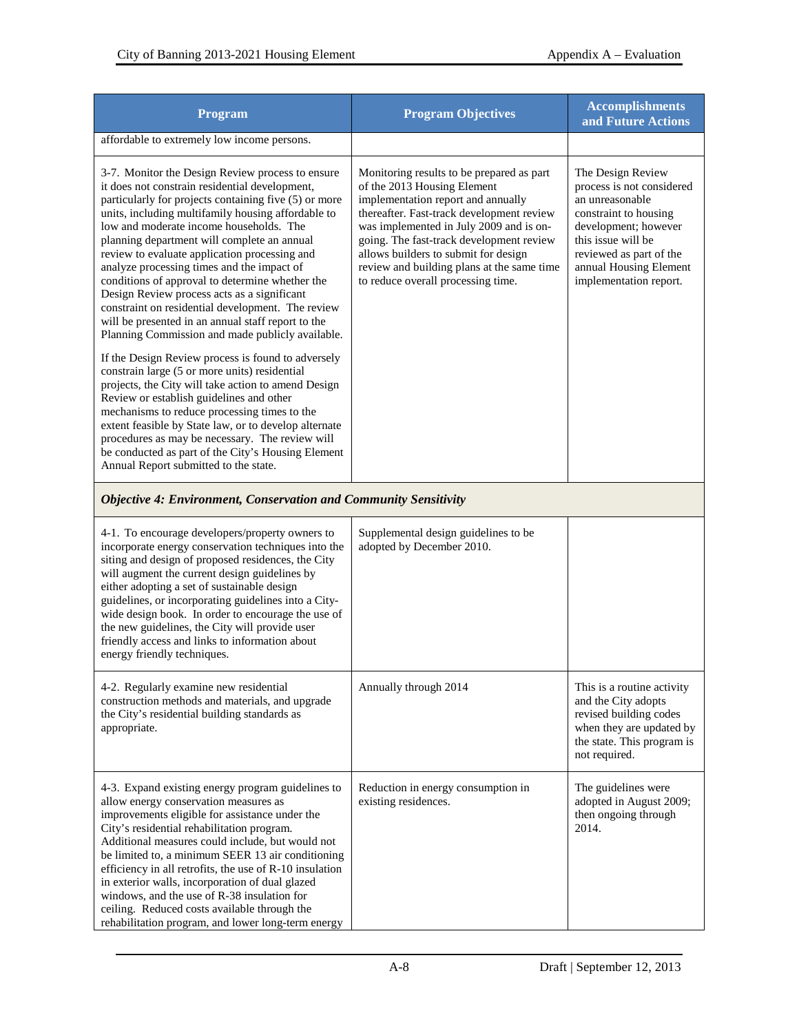| Program | Program Objectives | Accomplishments and Future Actions |
|---|---|---|
| affordable to extremely low income persons. | | |
| 3-7. Monitor the Design Review process to ensure it does not constrain residential development, particularly for projects containing five (5) or more units, including multifamily housing affordable to low and moderate income households. The planning department will complete an annual review to evaluate application processing and analyze processing times and the impact of conditions of approval to determine whether the Design Review process acts as a significant constraint on residential development. The review will be presented in an annual staff report to the Planning Commission and made publicly available.<br><br>If the Design Review process is found to adversely constrain large (5 or more units) residential projects, the City will take action to amend Design Review or establish guidelines and other mechanisms to reduce processing times to the extent feasible by State law, or to develop alternate procedures as may be necessary. The review will be conducted as part of the City's Housing Element Annual Report submitted to the state. | Monitoring results to be prepared as part of the 2013 Housing Element implementation report and annually thereafter. Fast-track development review was implemented in July 2009 and is on-going. The fast-track development review allows builders to submit for design review and building plans at the same time to reduce overall processing time. | The Design Review process is not considered an unreasonable constraint to housing development; however this issue will be reviewed as part of the annual Housing Element implementation report. |
| ***Objective 4: Environment, Conservation and Community Sensitivity*** | | |
| 4-1. To encourage developers/property owners to incorporate energy conservation techniques into the siting and design of proposed residences, the City will augment the current design guidelines by either adopting a set of sustainable design guidelines, or incorporating guidelines into a City-wide design book. In order to encourage the use of the new guidelines, the City will provide user friendly access and links to information about energy friendly techniques. | Supplemental design guidelines to be adopted by December 2010. | |
| 4-2. Regularly examine new residential construction methods and materials, and upgrade the City's residential building standards as appropriate. | Annually through 2014 | This is a routine activity and the City adopts revised building codes when they are updated by the state. This program is not required. |
| 4-3. Expand existing energy program guidelines to allow energy conservation measures as improvements eligible for assistance under the City's residential rehabilitation program. Additional measures could include, but would not be limited to, a minimum SEER 13 air conditioning efficiency in all retrofits, the use of R-10 insulation in exterior walls, incorporation of dual glazed windows, and the use of R-38 insulation for ceiling. Reduced costs available through the rehabilitation program, and lower long-term energy | Reduction in energy consumption in existing residences. | The guidelines were adopted in August 2009; then ongoing through 2014. |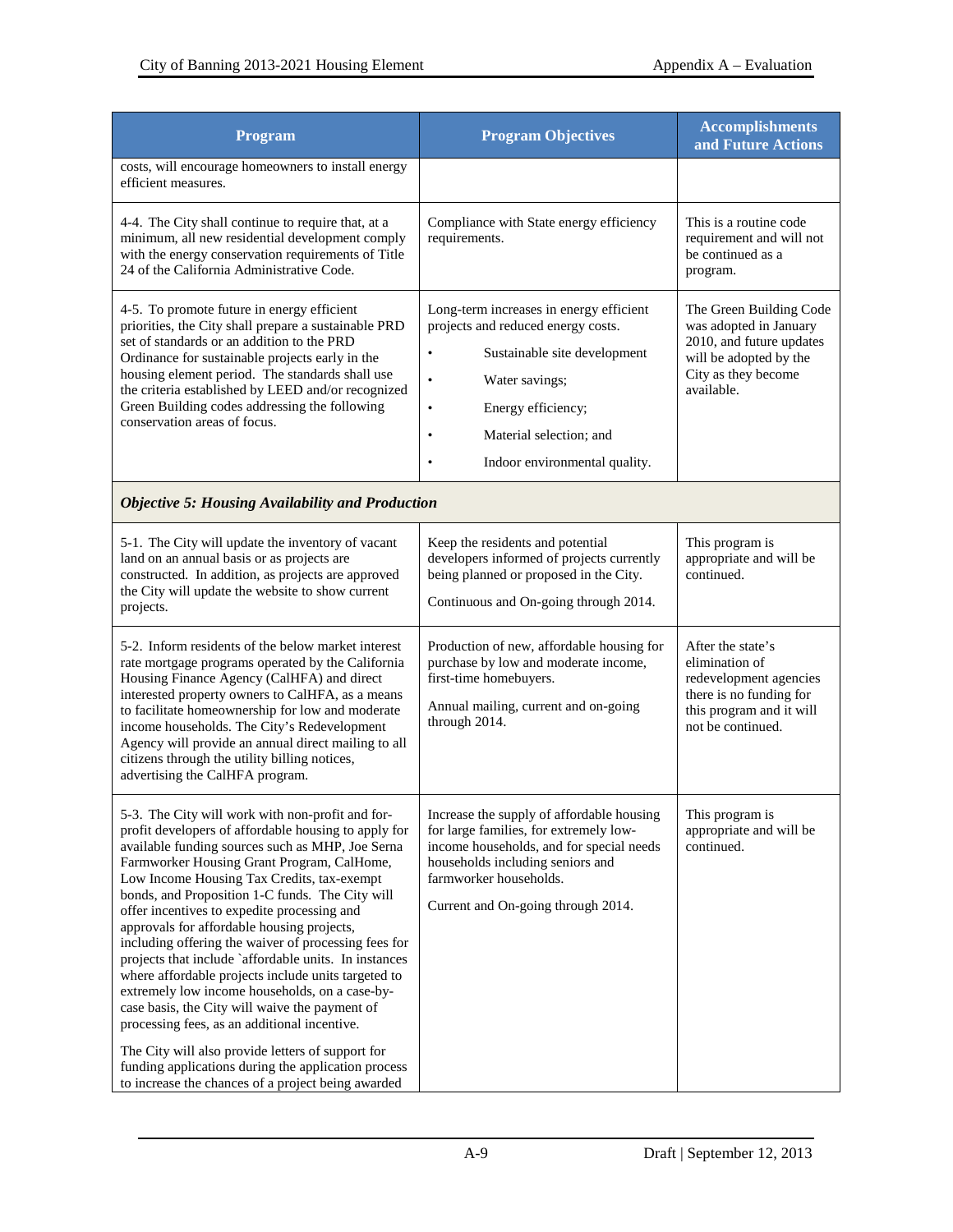| Program | Program Objectives | Accomplishments and Future Actions |
|---|---|---|
| costs, will encourage homeowners to install energy efficient measures. | | |
| 4-4. The City shall continue to require that, at a minimum, all new residential development comply with the energy conservation requirements of Title 24 of the California Administrative Code. | Compliance with State energy efficiency requirements. | This is a routine code requirement and will not be continued as a program. |
| 4-5. To promote future in energy efficient priorities, the City shall prepare a sustainable PRD set of standards or an addition to the PRD Ordinance for sustainable projects early in the housing element period. The standards shall use the criteria established by LEED and/or recognized Green Building codes addressing the following conservation areas of focus. | Long-term increases in energy efficient projects and reduced energy costs.<br>• Sustainable site development<br>• Water savings;<br>• Energy efficiency;<br>• Material selection; and<br>• Indoor environmental quality. | The Green Building Code was adopted in January 2010, and future updates will be adopted by the City as they become available. |
| ***Objective 5: Housing Availability and Production*** | | |
| 5-1. The City will update the inventory of vacant land on an annual basis or as projects are constructed. In addition, as projects are approved the City will update the website to show current projects. | Keep the residents and potential developers informed of projects currently being planned or proposed in the City.<br><br>Continuous and On-going through 2014. | This program is appropriate and will be continued. |
| 5-2. Inform residents of the below market interest rate mortgage programs operated by the California Housing Finance Agency (CalHFA) and direct interested property owners to CalHFA, as a means to facilitate homeownership for low and moderate income households. The City's Redevelopment Agency will provide an annual direct mailing to all citizens through the utility billing notices, advertising the CalHFA program. | Production of new, affordable housing for purchase by low and moderate income, first-time homebuyers.<br><br>Annual mailing, current and on-going through 2014. | After the state's elimination of redevelopment agencies there is no funding for this program and it will not be continued. |
| 5-3. The City will work with non-profit and for-profit developers of affordable housing to apply for available funding sources such as MHP, Joe Serna Farmworker Housing Grant Program, CalHome, Low Income Housing Tax Credits, tax-exempt bonds, and Proposition 1-C funds. The City will offer incentives to expedite processing and approvals for affordable housing projects, including offering the waiver of processing fees for projects that include `affordable units. In instances where affordable projects include units targeted to extremely low income households, on a case-by-case basis, the City will waive the payment of processing fees, as an additional incentive.<br><br>The City will also provide letters of support for funding applications during the application process to increase the chances of a project being awarded | Increase the supply of affordable housing for large families, for extremely low-income households, and for special needs households including seniors and farmworker households.<br><br>Current and On-going through 2014. | This program is appropriate and will be continued. |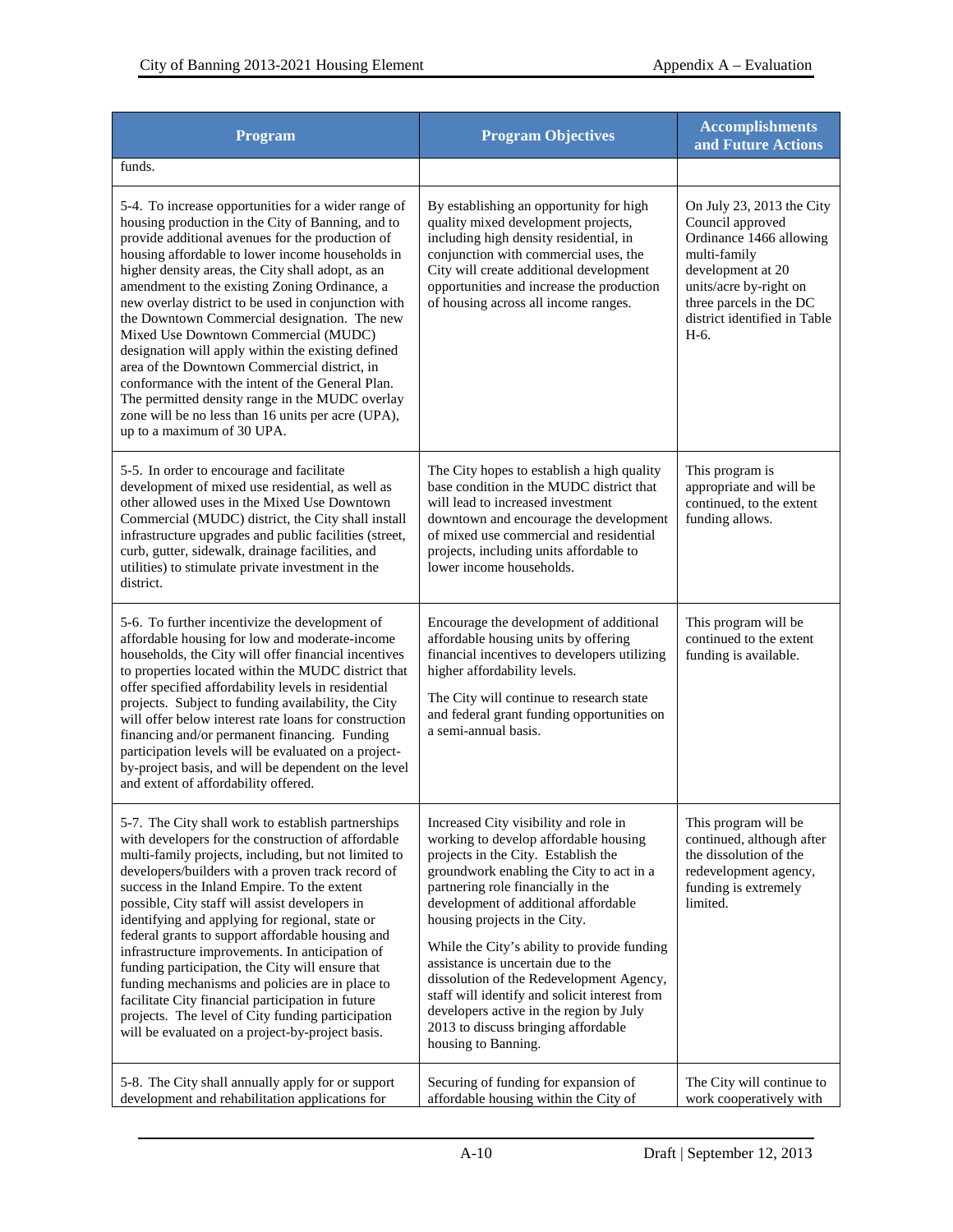| Program | Program Objectives | Accomplishments and Future Actions |
|---|---|---|
| funds. | | |
| 5-4. To increase opportunities for a wider range of housing production in the City of Banning, and to provide additional avenues for the production of housing affordable to lower income households in higher density areas, the City shall adopt, as an amendment to the existing Zoning Ordinance, a new overlay district to be used in conjunction with the Downtown Commercial designation. The new Mixed Use Downtown Commercial (MUDC) designation will apply within the existing defined area of the Downtown Commercial district, in conformance with the intent of the General Plan. The permitted density range in the MUDC overlay zone will be no less than 16 units per acre (UPA), up to a maximum of 30 UPA. | By establishing an opportunity for high quality mixed development projects, including high density residential, in conjunction with commercial uses, the City will create additional development opportunities and increase the production of housing across all income ranges. | On July 23, 2013 the City Council approved Ordinance 1466 allowing multi-family development at 20 units/acre by-right on three parcels in the DC district identified in Table H-6. |
| 5-5. In order to encourage and facilitate development of mixed use residential, as well as other allowed uses in the Mixed Use Downtown Commercial (MUDC) district, the City shall install infrastructure upgrades and public facilities (street, curb, gutter, sidewalk, drainage facilities, and utilities) to stimulate private investment in the district. | The City hopes to establish a high quality base condition in the MUDC district that will lead to increased investment downtown and encourage the development of mixed use commercial and residential projects, including units affordable to lower income households. | This program is appropriate and will be continued, to the extent funding allows. |
| 5-6. To further incentivize the development of affordable housing for low and moderate-income households, the City will offer financial incentives to properties located within the MUDC district that offer specified affordability levels in residential projects. Subject to funding availability, the City will offer below interest rate loans for construction financing and/or permanent financing. Funding participation levels will be evaluated on a project-by-project basis, and will be dependent on the level and extent of affordability offered. | Encourage the development of additional affordable housing units by offering financial incentives to developers utilizing higher affordability levels.<br><br>The City will continue to research state and federal grant funding opportunities on a semi-annual basis. | This program will be continued to the extent funding is available. |
| 5-7. The City shall work to establish partnerships with developers for the construction of affordable multi-family projects, including, but not limited to developers/builders with a proven track record of success in the Inland Empire. To the extent possible, City staff will assist developers in identifying and applying for regional, state or federal grants to support affordable housing and infrastructure improvements. In anticipation of funding participation, the City will ensure that funding mechanisms and policies are in place to facilitate City financial participation in future projects. The level of City funding participation will be evaluated on a project-by-project basis. | Increased City visibility and role in working to develop affordable housing projects in the City. Establish the groundwork enabling the City to act in a partnering role financially in the development of additional affordable housing projects in the City.<br><br>While the City's ability to provide funding assistance is uncertain due to the dissolution of the Redevelopment Agency, staff will identify and solicit interest from developers active in the region by July 2013 to discuss bringing affordable housing to Banning. | This program will be continued, although after the dissolution of the redevelopment agency, funding is extremely limited. |
| 5-8. The City shall annually apply for or support development and rehabilitation applications for | Securing of funding for expansion of affordable housing within the City of | The City will continue to work cooperatively with |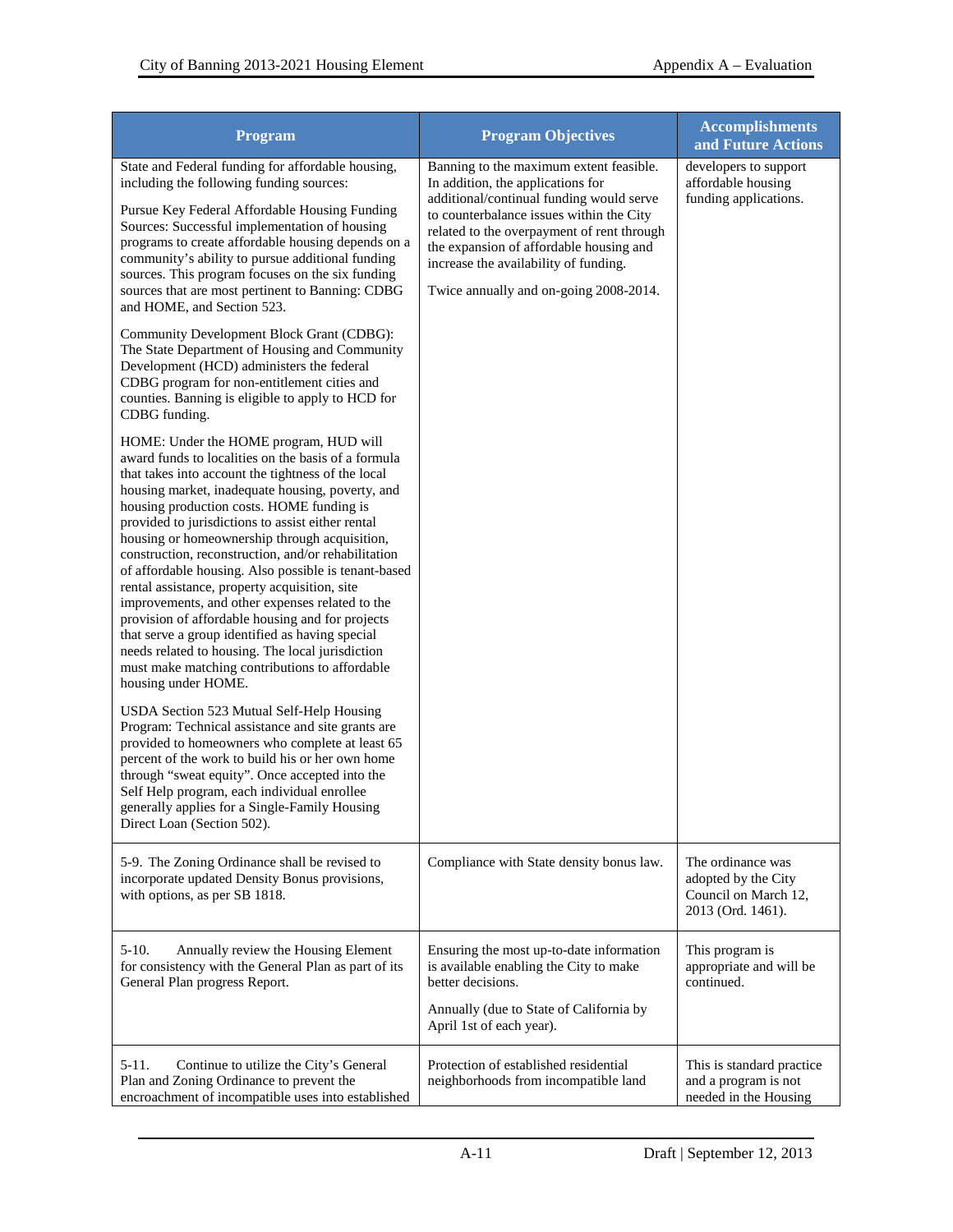| Program | Program Objectives | Accomplishments and Future Actions |
|---|---|---|
| State and Federal funding for affordable housing, including the following funding sources:<br><br>Pursue Key Federal Affordable Housing Funding Sources: Successful implementation of housing programs to create affordable housing depends on a community's ability to pursue additional funding sources. This program focuses on the six funding sources that are most pertinent to Banning: CDBG and HOME, and Section 523.<br><br>Community Development Block Grant (CDBG): The State Department of Housing and Community Development (HCD) administers the federal CDBG program for non-entitlement cities and counties. Banning is eligible to apply to HCD for CDBG funding.<br><br>HOME: Under the HOME program, HUD will award funds to localities on the basis of a formula that takes into account the tightness of the local housing market, inadequate housing, poverty, and housing production costs. HOME funding is provided to jurisdictions to assist either rental housing or homeownership through acquisition, construction, reconstruction, and/or rehabilitation of affordable housing. Also possible is tenant-based rental assistance, property acquisition, site improvements, and other expenses related to the provision of affordable housing and for projects that serve a group identified as having special needs related to housing. The local jurisdiction must make matching contributions to affordable housing under HOME.<br><br>USDA Section 523 Mutual Self-Help Housing Program: Technical assistance and site grants are provided to homeowners who complete at least 65 percent of the work to build his or her own home through "sweat equity". Once accepted into the Self Help program, each individual enrollee generally applies for a Single-Family Housing Direct Loan (Section 502). | Banning to the maximum extent feasible. In addition, the applications for additional/continual funding would serve to counterbalance issues within the City related to the overpayment of rent through the expansion of affordable housing and increase the availability of funding.<br><br>Twice annually and on-going 2008-2014. | developers to support affordable housing funding applications. |
| 5-9. The Zoning Ordinance shall be revised to incorporate updated Density Bonus provisions, with options, as per SB 1818. | Compliance with State density bonus law. | The ordinance was adopted by the City Council on March 12, 2013 (Ord. 1461). |
| 5-10. Annually review the Housing Element for consistency with the General Plan as part of its General Plan progress Report. | Ensuring the most up-to-date information is available enabling the City to make better decisions.<br><br>Annually (due to State of California by April 1st of each year). | This program is appropriate and will be continued. |
| 5-11. Continue to utilize the City's General Plan and Zoning Ordinance to prevent the encroachment of incompatible uses into established | Protection of established residential neighborhoods from incompatible land | This is standard practice and a program is not needed in the Housing |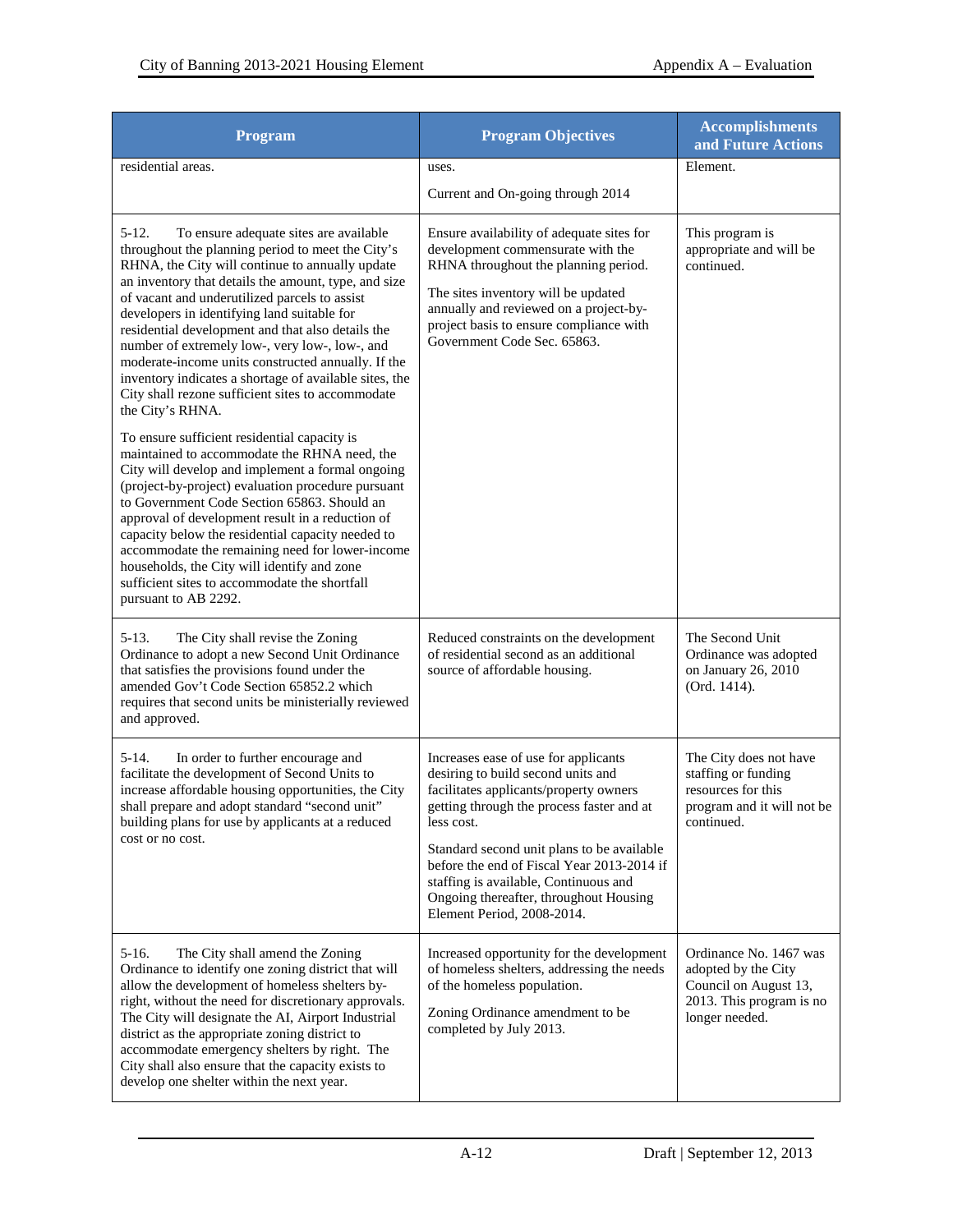| Program | Program Objectives | Accomplishments and Future Actions |
|---|---|---|
| residential areas. | uses.<br><br>Current and On-going through 2014 | Element. |
| 5-12. To ensure adequate sites are available throughout the planning period to meet the City's RHNA, the City will continue to annually update an inventory that details the amount, type, and size of vacant and underutilized parcels to assist developers in identifying land suitable for residential development and that also details the number of extremely low-, very low-, low-, and moderate-income units constructed annually. If the inventory indicates a shortage of available sites, the City shall rezone sufficient sites to accommodate the City's RHNA.<br><br>To ensure sufficient residential capacity is maintained to accommodate the RHNA need, the City will develop and implement a formal ongoing (project-by-project) evaluation procedure pursuant to Government Code Section 65863. Should an approval of development result in a reduction of capacity below the residential capacity needed to accommodate the remaining need for lower-income households, the City will identify and zone sufficient sites to accommodate the shortfall pursuant to AB 2292. | Ensure availability of adequate sites for development commensurate with the RHNA throughout the planning period.<br><br>The sites inventory will be updated annually and reviewed on a project-by-project basis to ensure compliance with Government Code Sec. 65863. | This program is appropriate and will be continued. |
| 5-13. The City shall revise the Zoning Ordinance to adopt a new Second Unit Ordinance that satisfies the provisions found under the amended Gov't Code Section 65852.2 which requires that second units be ministerially reviewed and approved. | Reduced constraints on the development of residential second as an additional source of affordable housing. | The Second Unit Ordinance was adopted on January 26, 2010 (Ord. 1414). |
| 5-14. In order to further encourage and facilitate the development of Second Units to increase affordable housing opportunities, the City shall prepare and adopt standard "second unit" building plans for use by applicants at a reduced cost or no cost. | Increases ease of use for applicants desiring to build second units and facilitates applicants/property owners getting through the process faster and at less cost.<br><br>Standard second unit plans to be available before the end of Fiscal Year 2013-2014 if staffing is available, Continuous and Ongoing thereafter, throughout Housing Element Period, 2008-2014. | The City does not have staffing or funding resources for this program and it will not be continued. |
| 5-16. The City shall amend the Zoning Ordinance to identify one zoning district that will allow the development of homeless shelters by-right, without the need for discretionary approvals. The City will designate the AI, Airport Industrial district as the appropriate zoning district to accommodate emergency shelters by right. The City shall also ensure that the capacity exists to develop one shelter within the next year. | Increased opportunity for the development of homeless shelters, addressing the needs of the homeless population.<br><br>Zoning Ordinance amendment to be completed by July 2013. | Ordinance No. 1467 was adopted by the City Council on August 13, 2013. This program is no longer needed. |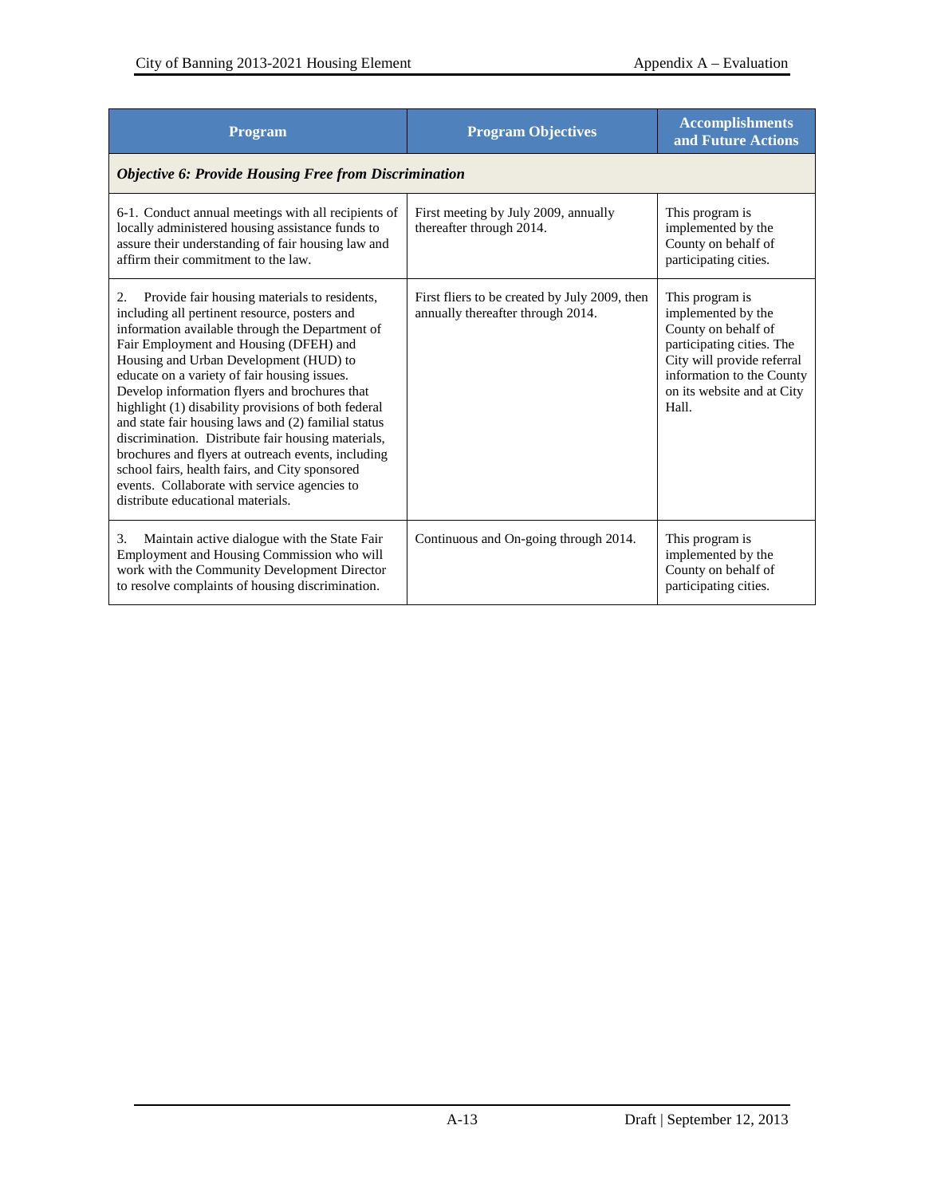| Program | Program Objectives | Accomplishments and Future Actions |
|---|---|---|
| ***Objective 6: Provide Housing Free from Discrimination*** | | |
| 6-1. Conduct annual meetings with all recipients of locally administered housing assistance funds to assure their understanding of fair housing law and affirm their commitment to the law. | First meeting by July 2009, annually thereafter through 2014. | This program is implemented by the County on behalf of participating cities. |
| 2. Provide fair housing materials to residents, including all pertinent resource, posters and information available through the Department of Fair Employment and Housing (DFEH) and Housing and Urban Development (HUD) to educate on a variety of fair housing issues. Develop information flyers and brochures that highlight (1) disability provisions of both federal and state fair housing laws and (2) familial status discrimination. Distribute fair housing materials, brochures and flyers at outreach events, including school fairs, health fairs, and City sponsored events. Collaborate with service agencies to distribute educational materials. | First fliers to be created by July 2009, then annually thereafter through 2014. | This program is implemented by the County on behalf of participating cities. The City will provide referral information to the County on its website and at City Hall. |
| 3. Maintain active dialogue with the State Fair Employment and Housing Commission who will work with the Community Development Director to resolve complaints of housing discrimination. | Continuous and On-going through 2014. | This program is implemented by the County on behalf of participating cities. |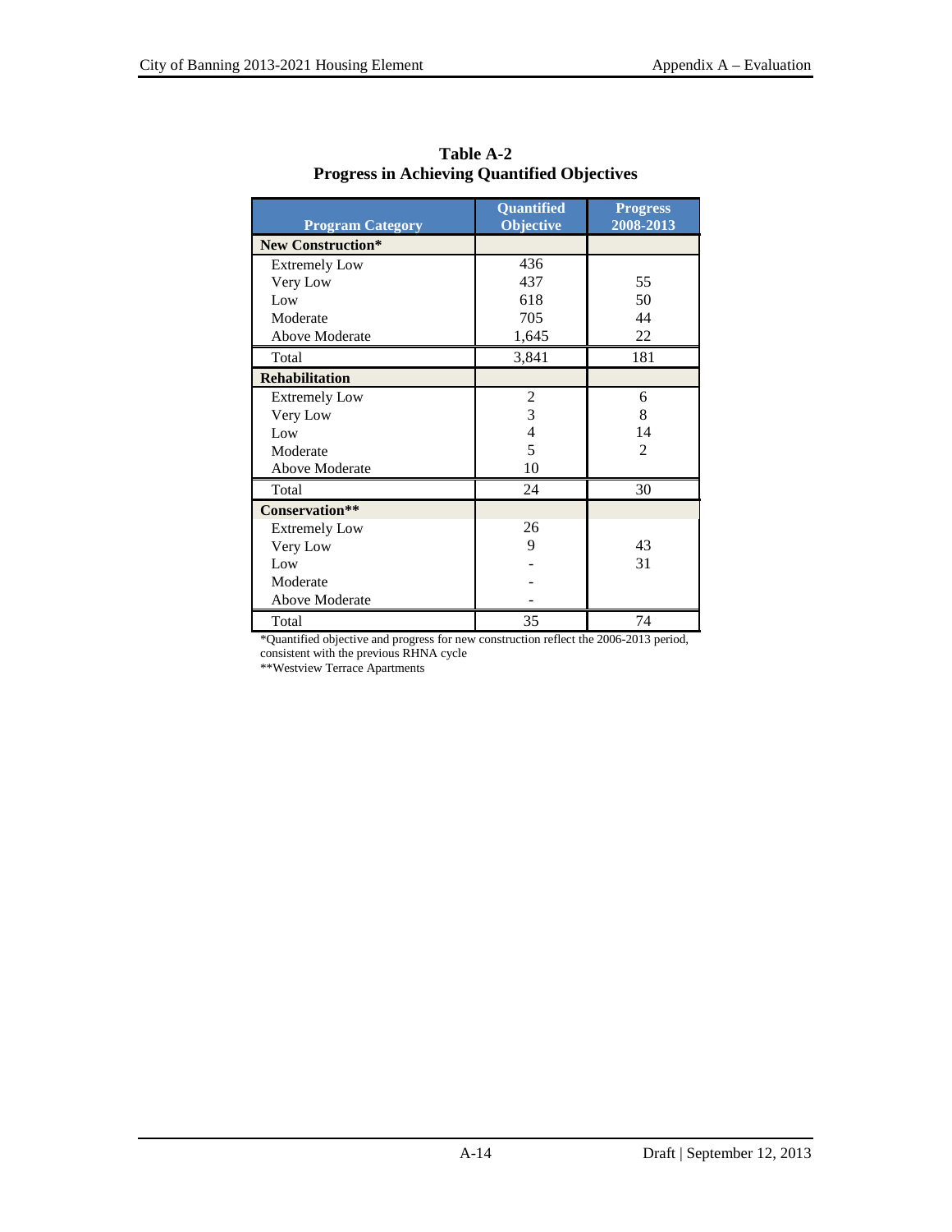**Table A-2**
**Progress in Achieving Quantified Objectives**

| Program Category | Quantified Objective | Progress 2008-2013 |
|---|---|---|
| **New Construction*** | | |
| Extremely Low | 436 | |
| Very Low | 437 | 55 |
| Low | 618 | 50 |
| Moderate | 705 | 44 |
| Above Moderate | 1,645 | 22 |
| Total | 3,841 | 181 |
| **Rehabilitation** | | |
| Extremely Low | 2 | 6 |
| Very Low | 3 | 8 |
| Low | 4 | 14 |
| Moderate | 5 | 2 |
| Above Moderate | 10 | |
| Total | 24 | 30 |
| **Conservation**** | | |
| Extremely Low | 26 | |
| Very Low | 9 | 43 |
| Low | - | 31 |
| Moderate | - | |
| Above Moderate | - | |
| Total | 35 | 74 |

*Quantified objective and progress for new construction reflect the 2006-2013 period, consistent with the previous RHNA cycle

**Westview Terrace Apartments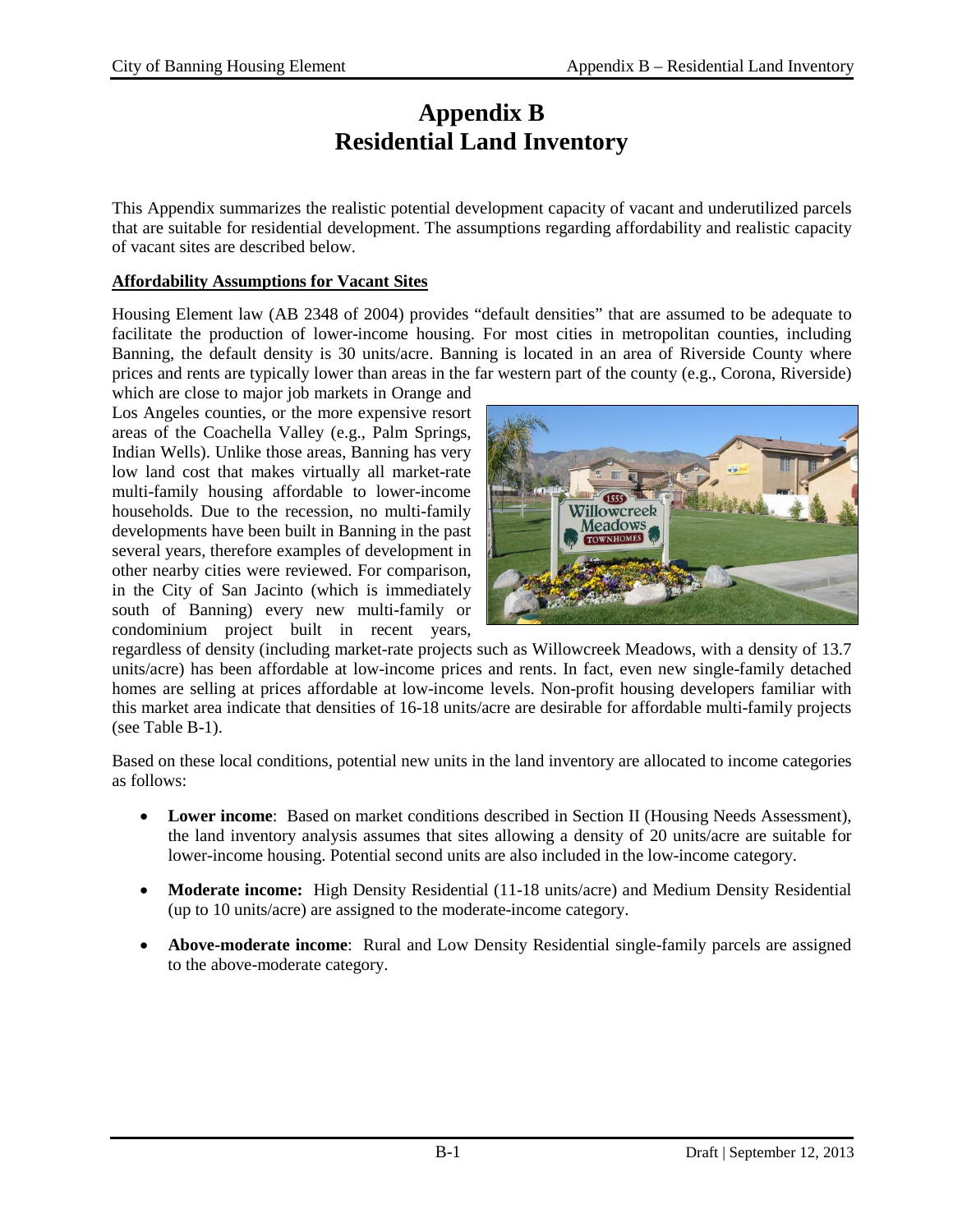# Appendix B
# Residential Land Inventory

This Appendix summarizes the realistic potential development capacity of vacant and underutilized parcels that are suitable for residential development. The assumptions regarding affordability and realistic capacity of vacant sites are described below.

**Affordability Assumptions for Vacant Sites**

Housing Element law (AB 2348 of 2004) provides "default densities" that are assumed to be adequate to facilitate the production of lower-income housing. For most cities in metropolitan counties, including Banning, the default density is 30 units/acre. Banning is located in an area of Riverside County where prices and rents are typically lower than areas in the far western part of the county (e.g., Corona, Riverside) which are close to major job markets in Orange and Los Angeles counties, or the more expensive resort areas of the Coachella Valley (e.g., Palm Springs, Indian Wells). Unlike those areas, Banning has very low land cost that makes virtually all market-rate multi-family housing affordable to lower-income households. Due to the recession, no multi-family developments have been built in Banning in the past several years, therefore examples of development in other nearby cities were reviewed. For comparison, in the City of San Jacinto (which is immediately south of Banning) every new multi-family or condominium project built in recent years, regardless of density (including market-rate projects such as Willowcreek Meadows, with a density of 13.7 units/acre) has been affordable at low-income prices and rents. In fact, even new single-family detached homes are selling at prices affordable at low-income levels. Non-profit housing developers familiar with this market area indicate that densities of 16-18 units/acre are desirable for affordable multi-family projects (see Table B-1).

Based on these local conditions, potential new units in the land inventory are allocated to income categories as follows:

- **Lower income**: Based on market conditions described in Section II (Housing Needs Assessment), the land inventory analysis assumes that sites allowing a density of 20 units/acre are suitable for lower-income housing. Potential second units are also included in the low-income category.
- **Moderate income:** High Density Residential (11-18 units/acre) and Medium Density Residential (up to 10 units/acre) are assigned to the moderate-income category.
- **Above-moderate income**: Rural and Low Density Residential single-family parcels are assigned to the above-moderate category.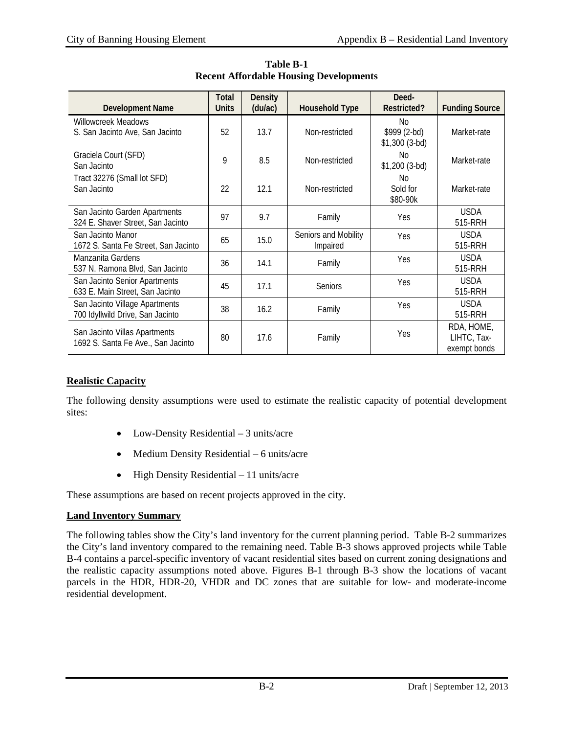**Table B-1**
**Recent Affordable Housing Developments**

| Development Name | Total Units | Density (du/ac) | Household Type | Deed-Restricted? | Funding Source |
|---|---|---|---|---|---|
| Willowcreek Meadows<br>S. San Jacinto Ave, San Jacinto | 52 | 13.7 | Non-restricted | No<br>$999 (2-bd)<br>$1,300 (3-bd) | Market-rate |
| Graciela Court (SFD)<br>San Jacinto | 9 | 8.5 | Non-restricted | No<br>$1,200 (3-bd) | Market-rate |
| Tract 32276 (Small lot SFD)<br>San Jacinto | 22 | 12.1 | Non-restricted | No<br>Sold for<br>$80-90k | Market-rate |
| San Jacinto Garden Apartments<br>324 E. Shaver Street, San Jacinto | 97 | 9.7 | Family | Yes | USDA<br>515-RRH |
| San Jacinto Manor<br>1672 S. Santa Fe Street, San Jacinto | 65 | 15.0 | Seniors and Mobility Impaired | Yes | USDA<br>515-RRH |
| Manzanita Gardens<br>537 N. Ramona Blvd, San Jacinto | 36 | 14.1 | Family | Yes | USDA<br>515-RRH |
| San Jacinto Senior Apartments<br>633 E. Main Street, San Jacinto | 45 | 17.1 | Seniors | Yes | USDA<br>515-RRH |
| San Jacinto Village Apartments<br>700 Idyllwild Drive, San Jacinto | 38 | 16.2 | Family | Yes | USDA<br>515-RRH |
| San Jacinto Villas Apartments<br>1692 S. Santa Fe Ave., San Jacinto | 80 | 17.6 | Family | Yes | RDA, HOME, LIHTC, Tax-exempt bonds |

## Realistic Capacity

The following density assumptions were used to estimate the realistic capacity of potential development sites:

- Low-Density Residential – 3 units/acre
- Medium Density Residential – 6 units/acre
- High Density Residential – 11 units/acre

These assumptions are based on recent projects approved in the city.

## Land Inventory Summary

The following tables show the City's land inventory for the current planning period. Table B-2 summarizes the City's land inventory compared to the remaining need. Table B-3 shows approved projects while Table B-4 contains a parcel-specific inventory of vacant residential sites based on current zoning designations and the realistic capacity assumptions noted above. Figures B-1 through B-3 show the locations of vacant parcels in the HDR, HDR-20, VHDR and DC zones that are suitable for low- and moderate-income residential development.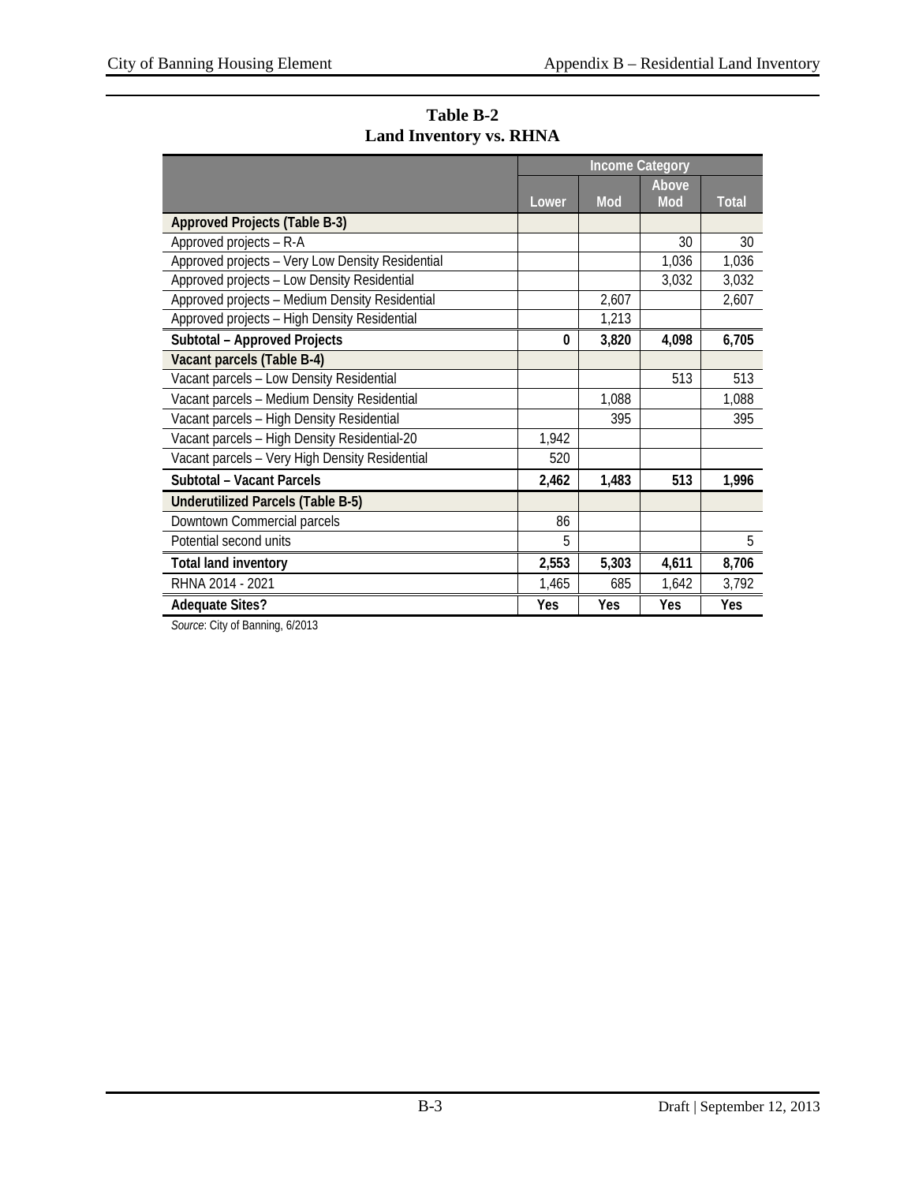**Table B-2**
**Land Inventory vs. RHNA**

| | Income Category | | | |
|---|---|---|---|---|
| | Lower | Mod | Above Mod | Total |
| **Approved Projects (Table B-3)** | | | | |
| Approved projects – R-A | | | 30 | 30 |
| Approved projects – Very Low Density Residential | | | 1,036 | 1,036 |
| Approved projects – Low Density Residential | | | 3,032 | 3,032 |
| Approved projects – Medium Density Residential | | 2,607 | | 2,607 |
| Approved projects – High Density Residential | | 1,213 | | |
| **Subtotal – Approved Projects** | **0** | **3,820** | **4,098** | **6,705** |
| **Vacant parcels (Table B-4)** | | | | |
| Vacant parcels – Low Density Residential | | | 513 | 513 |
| Vacant parcels – Medium Density Residential | | 1,088 | | 1,088 |
| Vacant parcels – High Density Residential | | 395 | | 395 |
| Vacant parcels – High Density Residential-20 | 1,942 | | | |
| Vacant parcels – Very High Density Residential | 520 | | | |
| **Subtotal – Vacant Parcels** | **2,462** | **1,483** | **513** | **1,996** |
| **Underutilized Parcels (Table B-5)** | | | | |
| Downtown Commercial parcels | 86 | | | |
| Potential second units | 5 | | | 5 |
| **Total land inventory** | **2,553** | **5,303** | **4,611** | **8,706** |
| RHNA 2014 - 2021 | 1,465 | 685 | 1,642 | 3,792 |
| **Adequate Sites?** | **Yes** | **Yes** | **Yes** | **Yes** |

*Source*: City of Banning, 6/2013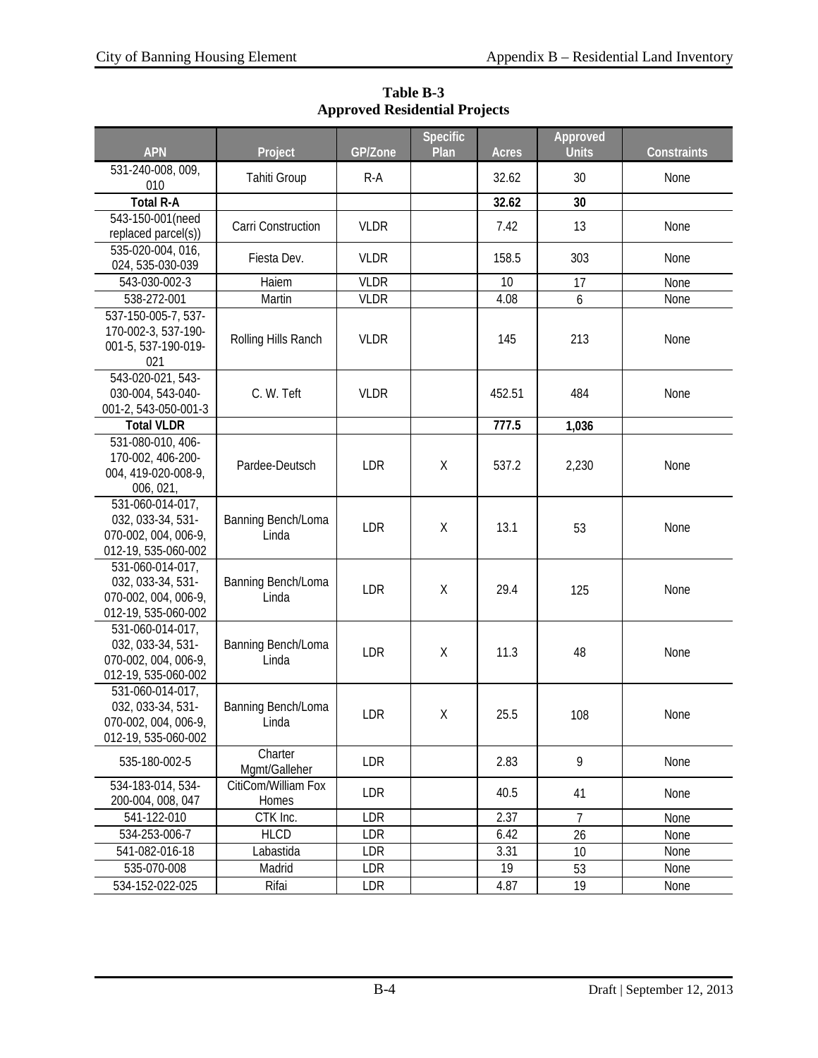**Table B-3**
**Approved Residential Projects**

| APN | Project | GP/Zone | Specific Plan | Acres | Approved Units | Constraints |
|---|---|---|---|---|---|---|
| 531-240-008, 009, 010 | Tahiti Group | R-A | | 32.62 | 30 | None |
| **Total R-A** | | | | **32.62** | **30** | |
| 543-150-001(need replaced parcel(s)) | Carri Construction | VLDR | | 7.42 | 13 | None |
| 535-020-004, 016, 024, 535-030-039 | Fiesta Dev. | VLDR | | 158.5 | 303 | None |
| 543-030-002-3 | Haiem | VLDR | | 10 | 17 | None |
| 538-272-001 | Martin | VLDR | | 4.08 | 6 | None |
| 537-150-005-7, 537-170-002-3, 537-190-001-5, 537-190-019-021 | Rolling Hills Ranch | VLDR | | 145 | 213 | None |
| 543-020-021, 543-030-004, 543-040-001-2, 543-050-001-3 | C. W. Teft | VLDR | | 452.51 | 484 | None |
| **Total VLDR** | | | | **777.5** | **1,036** | |
| 531-080-010, 406-170-002, 406-200-004, 419-020-008-9, 006, 021, | Pardee-Deutsch | LDR | X | 537.2 | 2,230 | None |
| 531-060-014-017, 032, 033-34, 531-070-002, 004, 006-9, 012-19, 535-060-002 | Banning Bench/Loma Linda | LDR | X | 13.1 | 53 | None |
| 531-060-014-017, 032, 033-34, 531-070-002, 004, 006-9, 012-19, 535-060-002 | Banning Bench/Loma Linda | LDR | X | 29.4 | 125 | None |
| 531-060-014-017, 032, 033-34, 531-070-002, 004, 006-9, 012-19, 535-060-002 | Banning Bench/Loma Linda | LDR | X | 11.3 | 48 | None |
| 531-060-014-017, 032, 033-34, 531-070-002, 004, 006-9, 012-19, 535-060-002 | Banning Bench/Loma Linda | LDR | X | 25.5 | 108 | None |
| 535-180-002-5 | Charter Mgmt/Galleher | LDR | | 2.83 | 9 | None |
| 534-183-014, 534-200-004, 008, 047 | CitiCom/William Fox Homes | LDR | | 40.5 | 41 | None |
| 541-122-010 | CTK Inc. | LDR | | 2.37 | 7 | None |
| 534-253-006-7 | HLCD | LDR | | 6.42 | 26 | None |
| 541-082-016-18 | Labastida | LDR | | 3.31 | 10 | None |
| 535-070-008 | Madrid | LDR | | 19 | 53 | None |
| 534-152-022-025 | Rifai | LDR | | 4.87 | 19 | None |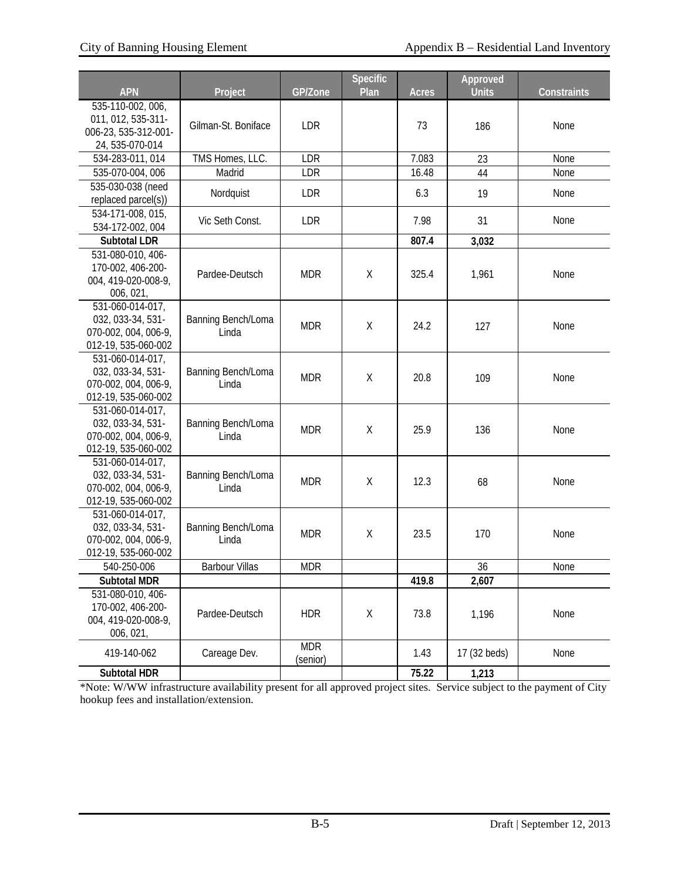| APN | Project | GP/Zone | Specific Plan | Acres | Approved Units | Constraints |
|---|---|---|---|---|---|---|
| 535-110-002, 006, 011, 012, 535-311-006-23, 535-312-001-24, 535-070-014 | Gilman-St. Boniface | LDR | | 73 | 186 | None |
| 534-283-011, 014 | TMS Homes, LLC. | LDR | | 7.083 | 23 | None |
| 535-070-004, 006 | Madrid | LDR | | 16.48 | 44 | None |
| 535-030-038 (need replaced parcel(s)) | Nordquist | LDR | | 6.3 | 19 | None |
| 534-171-008, 015, 534-172-002, 004 | Vic Seth Const. | LDR | | 7.98 | 31 | None |
| **Subtotal LDR** | | | | **807.4** | **3,032** | |
| 531-080-010, 406-170-002, 406-200-004, 419-020-008-9, 006, 021, | Pardee-Deutsch | MDR | X | 325.4 | 1,961 | None |
| 531-060-014-017, 032, 033-34, 531-070-002, 004, 006-9, 012-19, 535-060-002 | Banning Bench/Loma Linda | MDR | X | 24.2 | 127 | None |
| 531-060-014-017, 032, 033-34, 531-070-002, 004, 006-9, 012-19, 535-060-002 | Banning Bench/Loma Linda | MDR | X | 20.8 | 109 | None |
| 531-060-014-017, 032, 033-34, 531-070-002, 004, 006-9, 012-19, 535-060-002 | Banning Bench/Loma Linda | MDR | X | 25.9 | 136 | None |
| 531-060-014-017, 032, 033-34, 531-070-002, 004, 006-9, 012-19, 535-060-002 | Banning Bench/Loma Linda | MDR | X | 12.3 | 68 | None |
| 531-060-014-017, 032, 033-34, 531-070-002, 004, 006-9, 012-19, 535-060-002 | Banning Bench/Loma Linda | MDR | X | 23.5 | 170 | None |
| 540-250-006 | Barbour Villas | MDR | | | 36 | None |
| **Subtotal MDR** | | | | **419.8** | **2,607** | |
| 531-080-010, 406-170-002, 406-200-004, 419-020-008-9, 006, 021, | Pardee-Deutsch | HDR | X | 73.8 | 1,196 | None |
| 419-140-062 | Careage Dev. | MDR (senior) | | 1.43 | 17 (32 beds) | None |
| **Subtotal HDR** | | | | **75.22** | **1,213** | |

*Note: W/WW infrastructure availability present for all approved project sites. Service subject to the payment of City hookup fees and installation/extension.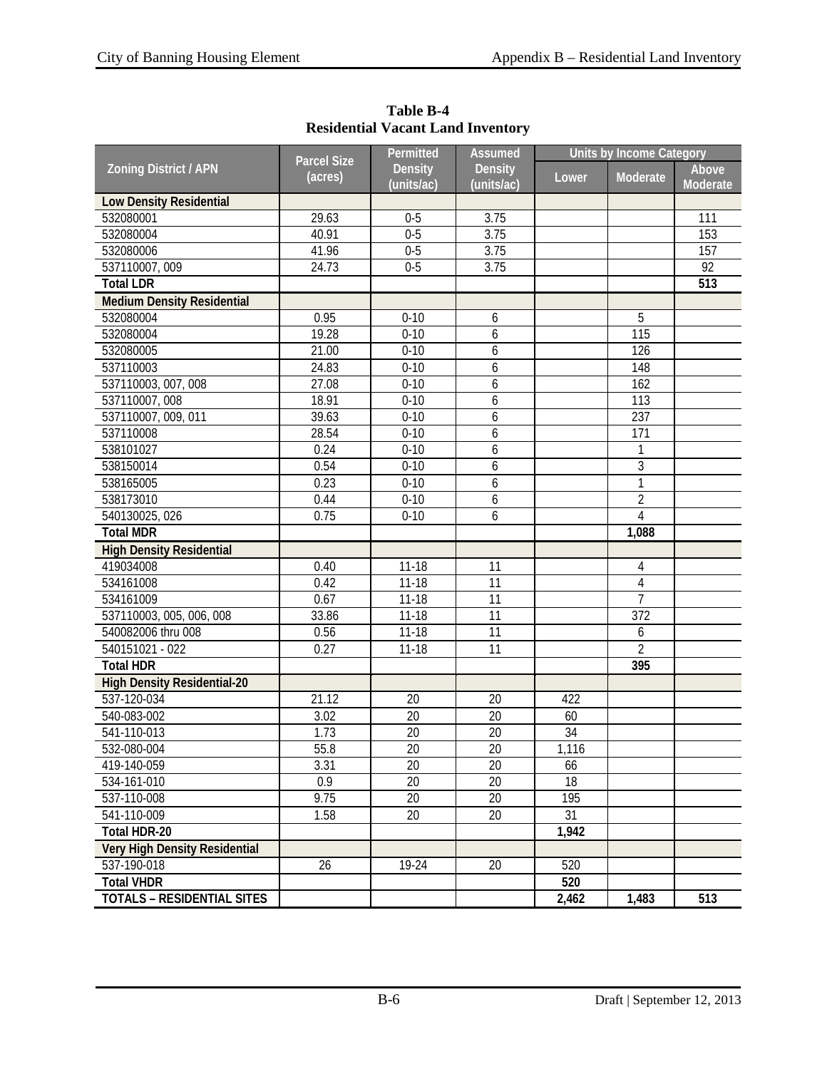**Table B-4**
**Residential Vacant Land Inventory**

| Zoning District / APN | Parcel Size (acres) | Permitted Density (units/ac) | Assumed Density (units/ac) | Units by Income Category | | |
|---|---|---|---|---|---|---|
| | | | | Lower | Moderate | Above Moderate |
| **Low Density Residential** | | | | | | |
| 532080001 | 29.63 | 0-5 | 3.75 | | | 111 |
| 532080004 | 40.91 | 0-5 | 3.75 | | | 153 |
| 532080006 | 41.96 | 0-5 | 3.75 | | | 157 |
| 537110007, 009 | 24.73 | 0-5 | 3.75 | | | 92 |
| **Total LDR** | | | | | | **513** |
| **Medium Density Residential** | | | | | | |
| 532080004 | 0.95 | 0-10 | 6 | | 5 | |
| 532080004 | 19.28 | 0-10 | 6 | | 115 | |
| 532080005 | 21.00 | 0-10 | 6 | | 126 | |
| 537110003 | 24.83 | 0-10 | 6 | | 148 | |
| 537110003, 007, 008 | 27.08 | 0-10 | 6 | | 162 | |
| 537110007, 008 | 18.91 | 0-10 | 6 | | 113 | |
| 537110007, 009, 011 | 39.63 | 0-10 | 6 | | 237 | |
| 537110008 | 28.54 | 0-10 | 6 | | 171 | |
| 538101027 | 0.24 | 0-10 | 6 | | 1 | |
| 538150014 | 0.54 | 0-10 | 6 | | 3 | |
| 538165005 | 0.23 | 0-10 | 6 | | 1 | |
| 538173010 | 0.44 | 0-10 | 6 | | 2 | |
| 540130025, 026 | 0.75 | 0-10 | 6 | | 4 | |
| **Total MDR** | | | | | **1,088** | |
| **High Density Residential** | | | | | | |
| 419034008 | 0.40 | 11-18 | 11 | | 4 | |
| 534161008 | 0.42 | 11-18 | 11 | | 4 | |
| 534161009 | 0.67 | 11-18 | 11 | | 7 | |
| 537110003, 005, 006, 008 | 33.86 | 11-18 | 11 | | 372 | |
| 540082006 thru 008 | 0.56 | 11-18 | 11 | | 6 | |
| 540151021 - 022 | 0.27 | 11-18 | 11 | | 2 | |
| **Total HDR** | | | | | **395** | |
| **High Density Residential-20** | | | | | | |
| 537-120-034 | 21.12 | 20 | 20 | 422 | | |
| 540-083-002 | 3.02 | 20 | 20 | 60 | | |
| 541-110-013 | 1.73 | 20 | 20 | 34 | | |
| 532-080-004 | 55.8 | 20 | 20 | 1,116 | | |
| 419-140-059 | 3.31 | 20 | 20 | 66 | | |
| 534-161-010 | 0.9 | 20 | 20 | 18 | | |
| 537-110-008 | 9.75 | 20 | 20 | 195 | | |
| 541-110-009 | 1.58 | 20 | 20 | 31 | | |
| **Total HDR-20** | | | | **1,942** | | |
| **Very High Density Residential** | | | | | | |
| 537-190-018 | 26 | 19-24 | 20 | 520 | | |
| **Total VHDR** | | | | **520** | | |
| **TOTALS – RESIDENTIAL SITES** | | | | **2,462** | **1,483** | **513** |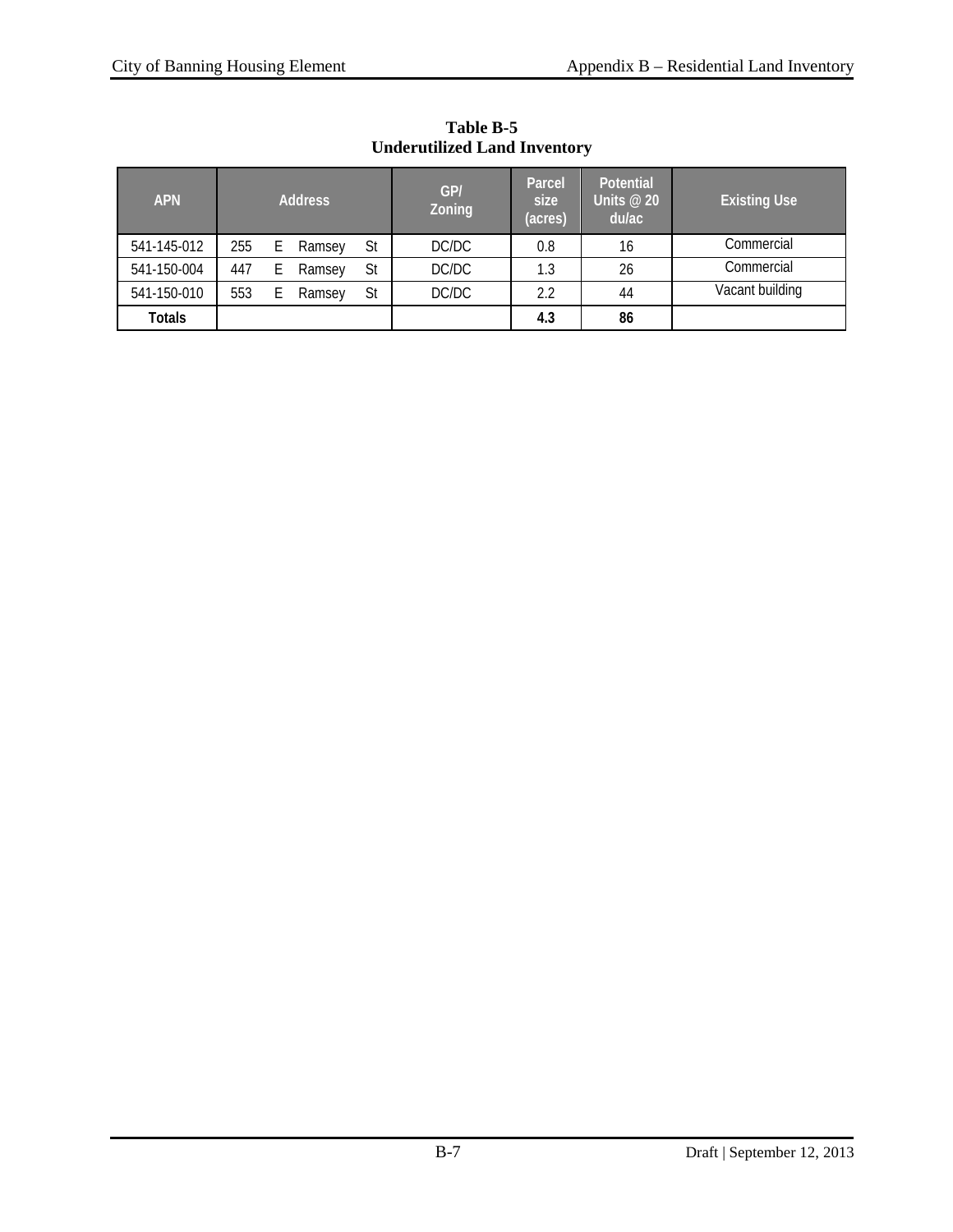**Table B-5**
**Underutilized Land Inventory**

| APN | Address | GP/ Zoning | Parcel size (acres) | Potential Units @ 20 du/ac | Existing Use |
|---|---|---|---|---|---|
| 541-145-012 | 255 E Ramsey St | DC/DC | 0.8 | 16 | Commercial |
| 541-150-004 | 447 E Ramsey St | DC/DC | 1.3 | 26 | Commercial |
| 541-150-010 | 553 E Ramsey St | DC/DC | 2.2 | 44 | Vacant building |
| **Totals** | | | **4.3** | **86** | |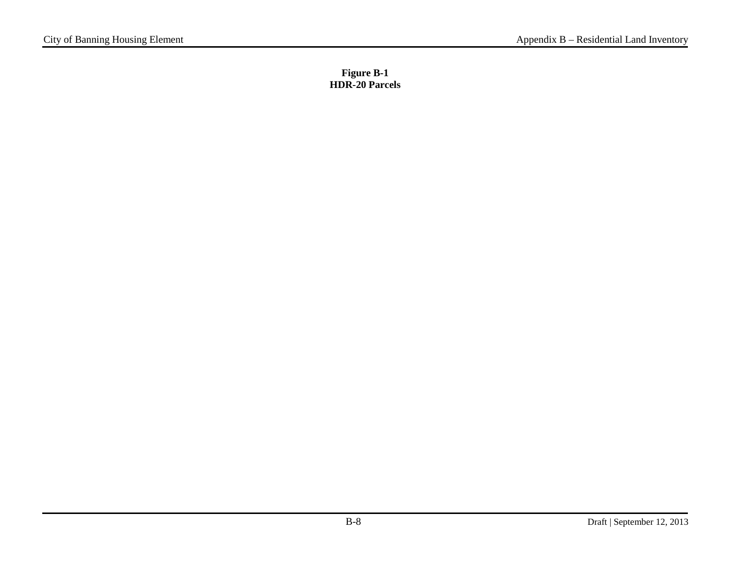**Figure B-1**
**HDR-20 Parcels**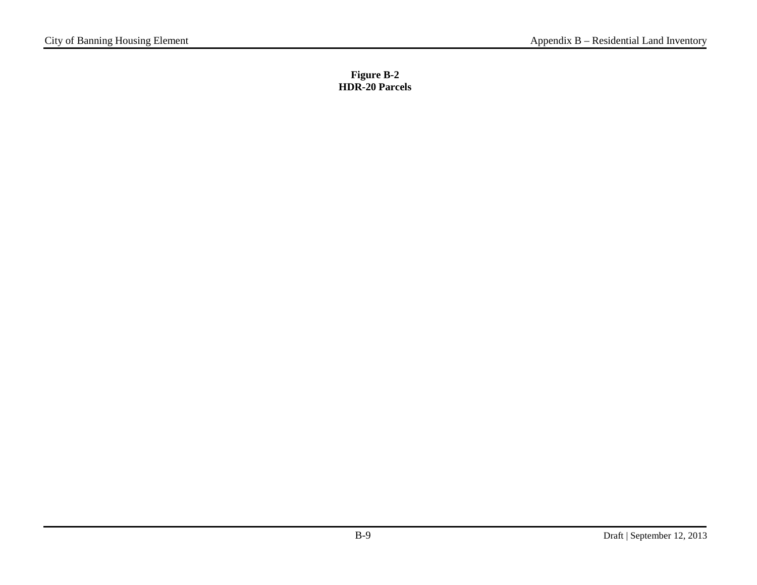**Figure B-2**
**HDR-20 Parcels**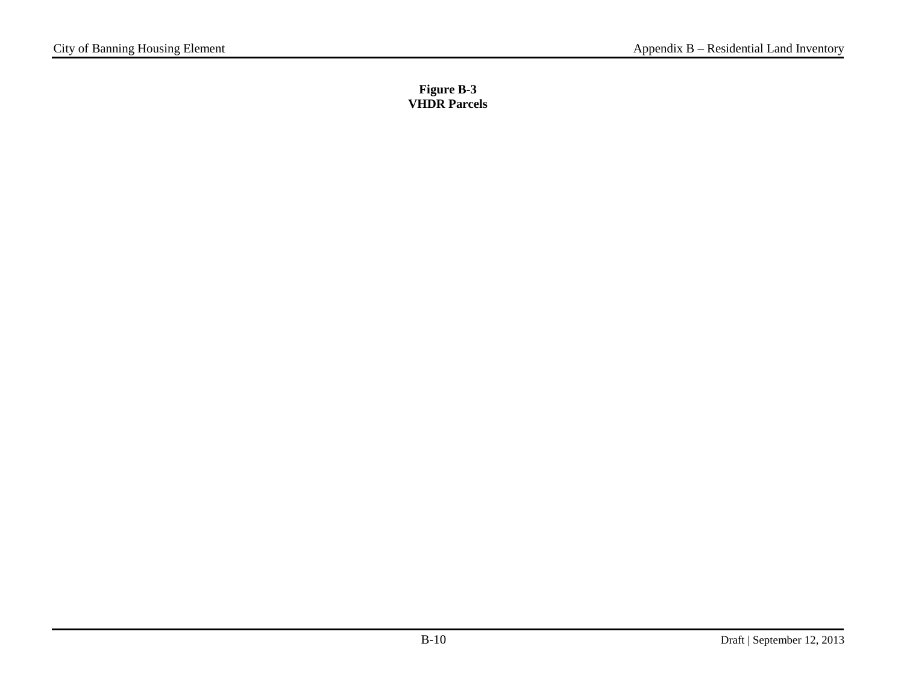**Figure B-3**
**VHDR Parcels**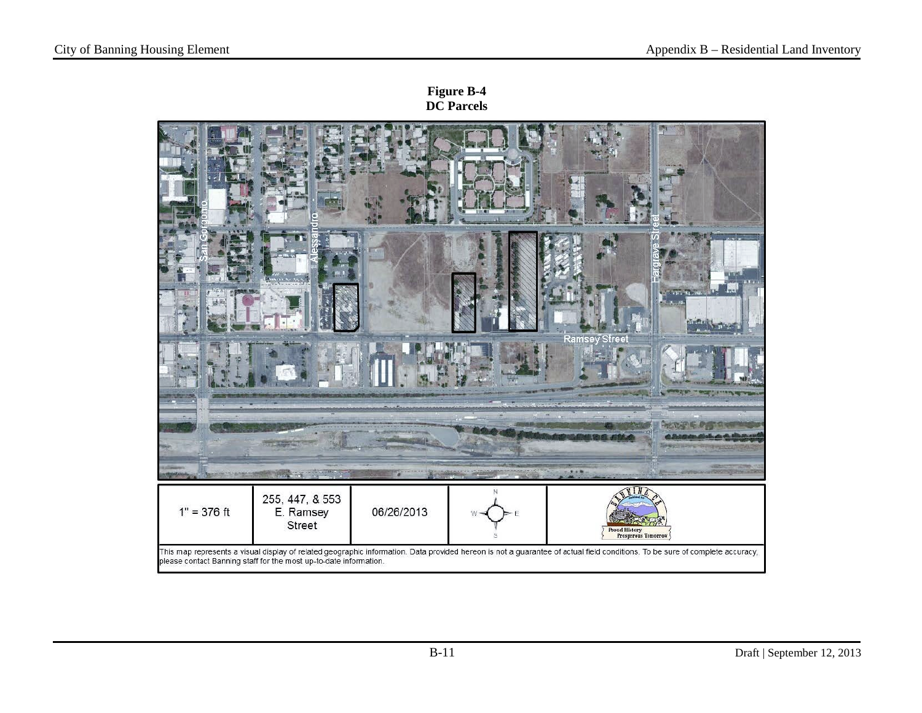**Figure B-4**
**DC Parcels**

| 1" = 376 ft | 255, 447, & 553 E. Ramsey Street | 06/26/2013 |
| --- | --- | --- |

This map represents a visual display of related geographic information. Data provided hereon is not a guarantee of actual field conditions. To be sure of complete accuracy, please contact Banning staff for the most up-to-date information.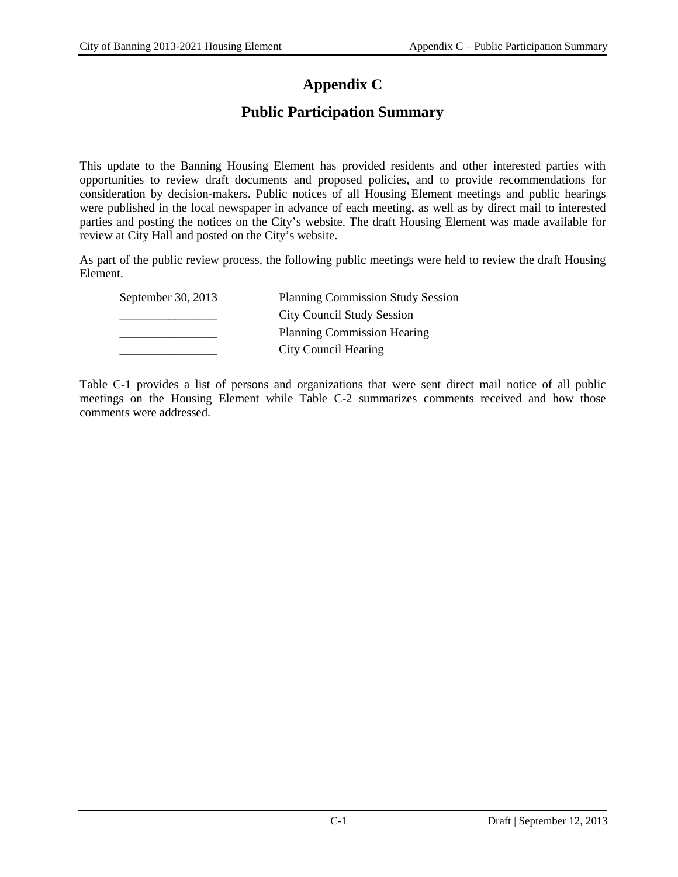# Appendix C

## Public Participation Summary

This update to the Banning Housing Element has provided residents and other interested parties with opportunities to review draft documents and proposed policies, and to provide recommendations for consideration by decision-makers. Public notices of all Housing Element meetings and public hearings were published in the local newspaper in advance of each meeting, as well as by direct mail to interested parties and posting the notices on the City's website. The draft Housing Element was made available for review at City Hall and posted on the City's website.

As part of the public review process, the following public meetings were held to review the draft Housing Element.

| | |
|---|---|
| September 30, 2013 | Planning Commission Study Session |
| ________________ | City Council Study Session |
| ________________ | Planning Commission Hearing |
| ________________ | City Council Hearing |

Table C-1 provides a list of persons and organizations that were sent direct mail notice of all public meetings on the Housing Element while Table C-2 summarizes comments received and how those comments were addressed.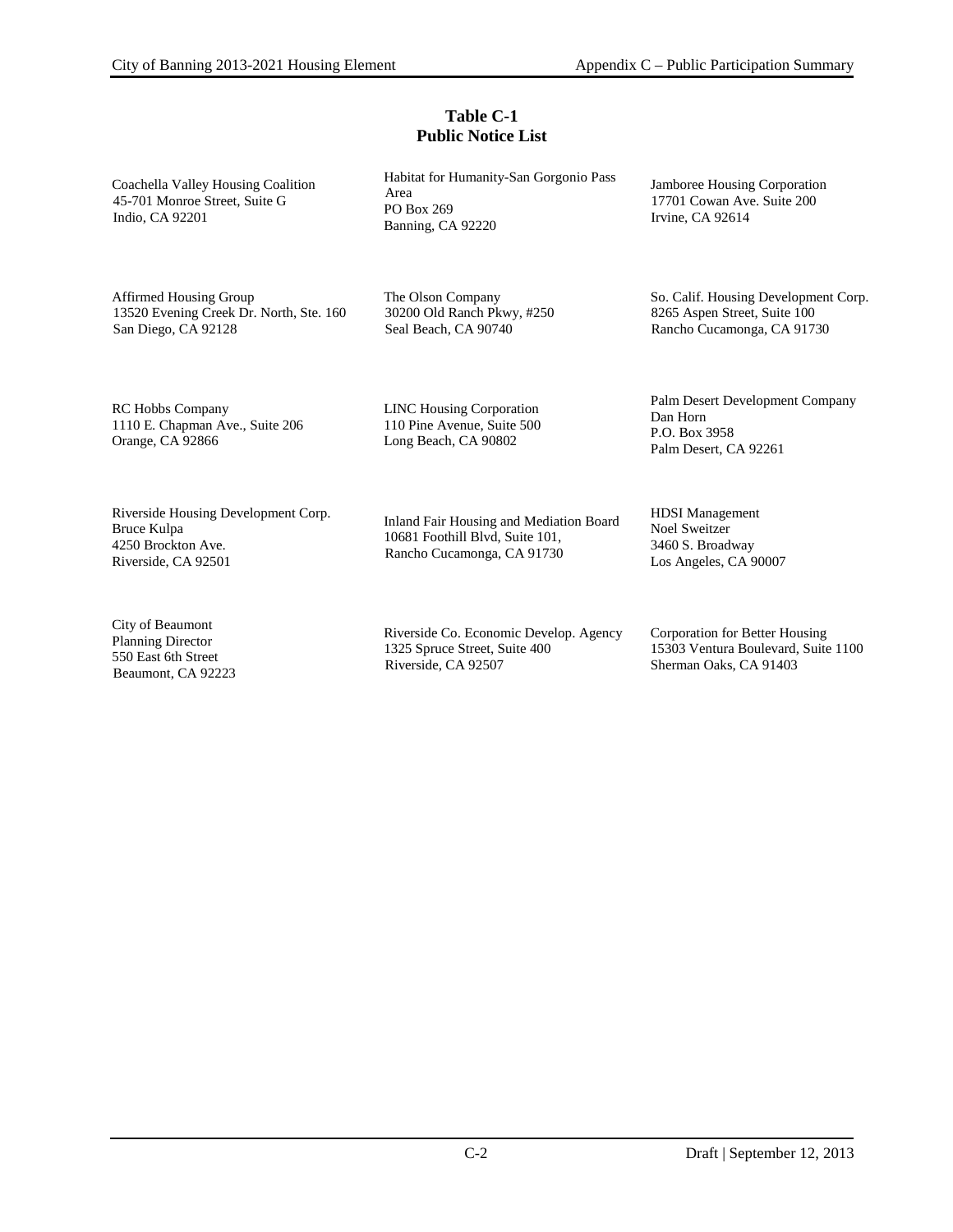**Table C-1**
**Public Notice List**

| | | |
|---|---|---|
| Coachella Valley Housing Coalition<br>45-701 Monroe Street, Suite G<br>Indio, CA 92201 | Habitat for Humanity-San Gorgonio Pass Area<br>PO Box 269<br>Banning, CA 92220 | Jamboree Housing Corporation<br>17701 Cowan Ave. Suite 200<br>Irvine, CA 92614 |
| Affirmed Housing Group<br>13520 Evening Creek Dr. North, Ste. 160<br>San Diego, CA 92128 | The Olson Company<br>30200 Old Ranch Pkwy, #250<br>Seal Beach, CA 90740 | So. Calif. Housing Development Corp.<br>8265 Aspen Street, Suite 100<br>Rancho Cucamonga, CA 91730 |
| RC Hobbs Company<br>1110 E. Chapman Ave., Suite 206<br>Orange, CA 92866 | LINC Housing Corporation<br>110 Pine Avenue, Suite 500<br>Long Beach, CA 90802 | Palm Desert Development Company<br>Dan Horn<br>P.O. Box 3958<br>Palm Desert, CA 92261 |
| Riverside Housing Development Corp.<br>Bruce Kulpa<br>4250 Brockton Ave.<br>Riverside, CA 92501 | Inland Fair Housing and Mediation Board<br>10681 Foothill Blvd, Suite 101,<br>Rancho Cucamonga, CA 91730 | HDSI Management<br>Noel Sweitzer<br>3460 S. Broadway<br>Los Angeles, CA 90007 |
| City of Beaumont<br>Planning Director<br>550 East 6th Street<br>Beaumont, CA 92223 | Riverside Co. Economic Develop. Agency<br>1325 Spruce Street, Suite 400<br>Riverside, CA 92507 | Corporation for Better Housing<br>15303 Ventura Boulevard, Suite 1100<br>Sherman Oaks, CA 91403 |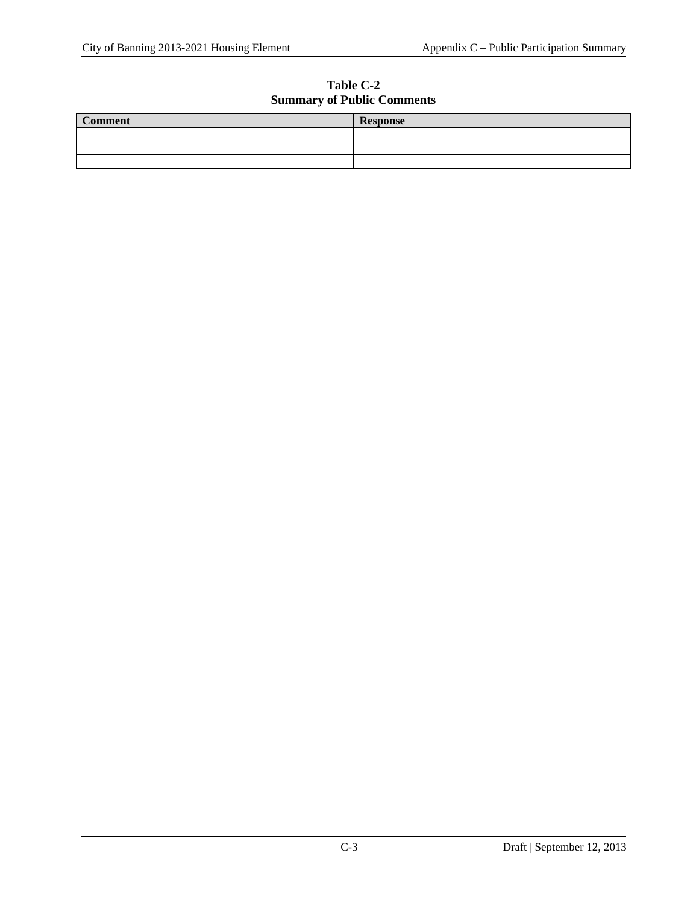**Table C-2**
**Summary of Public Comments**

| Comment | Response |
|---|---|
| | |
| | |
| | |